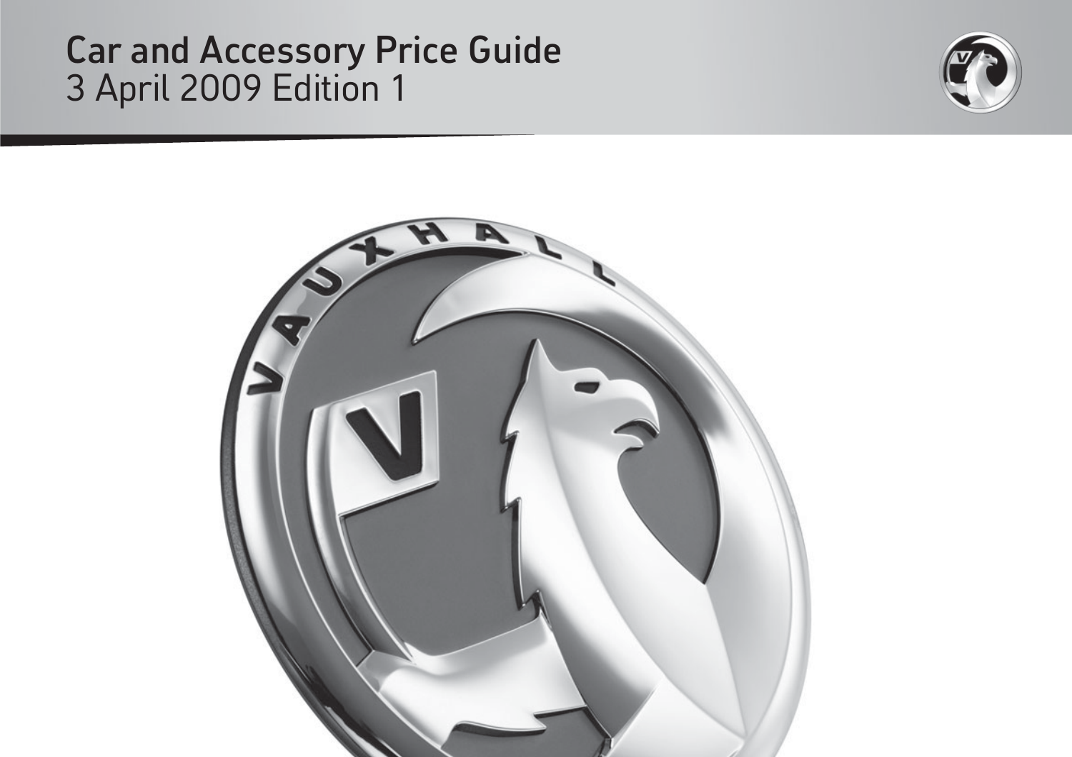# Car and Accessory Price Guide

3 April 2009 Edition 1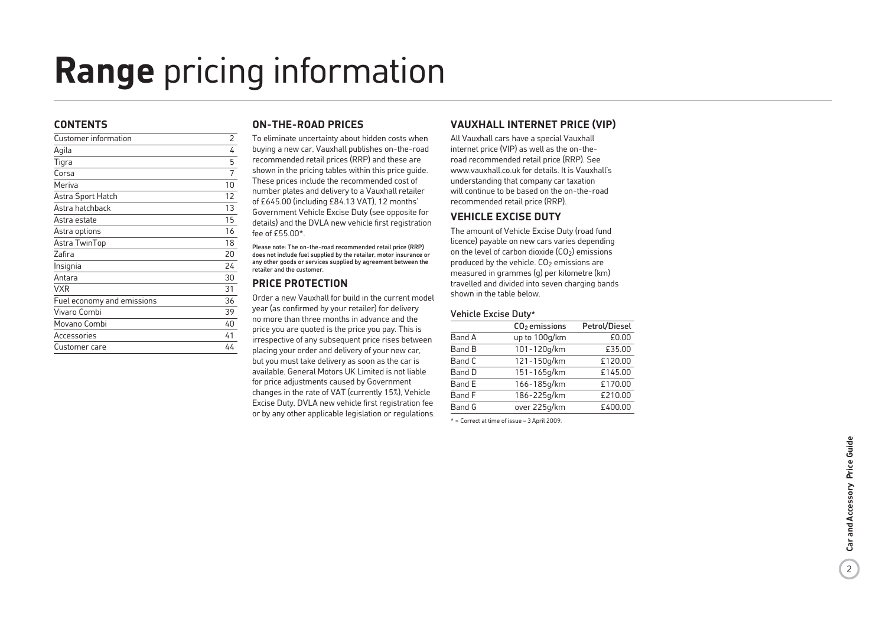# **Range** pricing information

## CONTENTS

| | |
|---|---|
| Customer information | 2 |
| Agila | 4 |
| Tigra | 5 |
| Corsa | 7 |
| Meriva | 10 |
| Astra Sport Hatch | 12 |
| Astra hatchback | 13 |
| Astra estate | 15 |
| Astra options | 16 |
| Astra TwinTop | 18 |
| Zafira | 20 |
| Insignia | 24 |
| Antara | 30 |
| VXR | 31 |
| Fuel economy and emissions | 36 |
| Vivaro Combi | 39 |
| Movano Combi | 40 |
| Accessories | 41 |
| Customer care | 44 |

## ON-THE-ROAD PRICES

To eliminate uncertainty about hidden costs when buying a new car, Vauxhall publishes on-the-road recommended retail prices (RRP) and these are shown in the pricing tables within this price guide. These prices include the recommended cost of number plates and delivery to a Vauxhall retailer of £645.00 (including £84.13 VAT), 12 months' Government Vehicle Excise Duty (see opposite for details) and the DVLA new vehicle first registration fee of £55.00*.

Please note: The on-the-road recommended retail price (RRP) does not include fuel supplied by the retailer, motor insurance or any other goods or services supplied by agreement between the retailer and the customer.

## PRICE PROTECTION

Order a new Vauxhall for build in the current model year (as confirmed by your retailer) for delivery no more than three months in advance and the price you are quoted is the price you pay. This is irrespective of any subsequent price rises between placing your order and delivery of your new car, but you must take delivery as soon as the car is available. General Motors UK Limited is not liable for price adjustments caused by Government changes in the rate of VAT (currently 15%), Vehicle Excise Duty, DVLA new vehicle first registration fee or by any other applicable legislation or regulations.

## VAUXHALL INTERNET PRICE (VIP)

All Vauxhall cars have a special Vauxhall internet price (VIP) as well as the on-the-road recommended retail price (RRP). See www.vauxhall.co.uk for details. It is Vauxhall's understanding that company car taxation will continue to be based on the on-the-road recommended retail price (RRP).

## VEHICLE EXCISE DUTY

The amount of Vehicle Excise Duty (road fund licence) payable on new cars varies depending on the level of carbon dioxide ($CO_2$) emissions produced by the vehicle. $CO_2$ emissions are measured in grammes (g) per kilometre (km) travelled and divided into seven charging bands shown in the table below.

Vehicle Excise Duty*

| | $CO_2$ emissions | Petrol/Diesel |
|---|---|---|
| Band A | up to 100g/km | £0.00 |
| Band B | 101-120g/km | £35.00 |
| Band C | 121-150g/km | £120.00 |
| Band D | 151-165g/km | £145.00 |
| Band E | 166-185g/km | £170.00 |
| Band F | 186-225g/km | £210.00 |
| Band G | over 225g/km | £400.00 |

* = Correct at time of issue – 3 April 2009.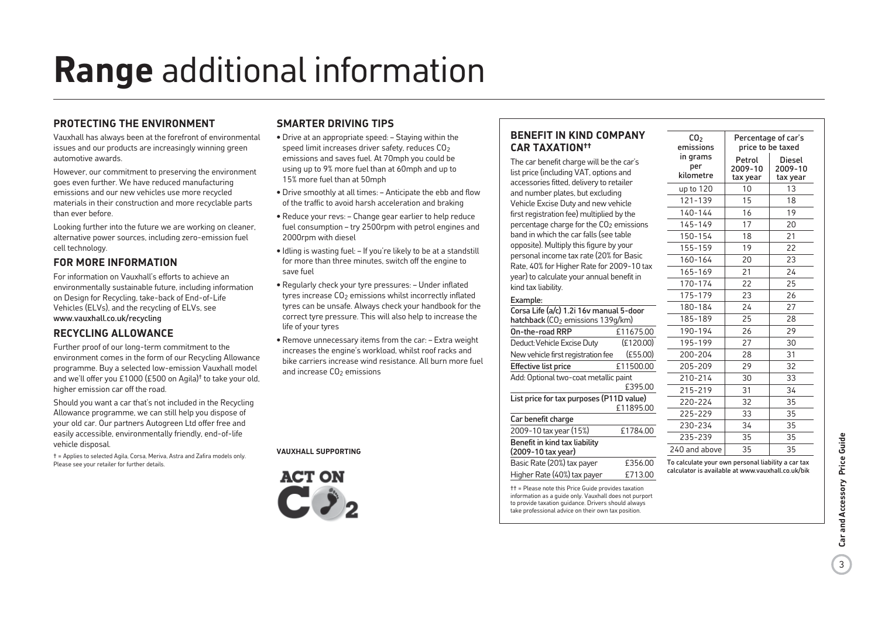# **Range** additional information

## PROTECTING THE ENVIRONMENT

Vauxhall has always been at the forefront of environmental issues and our products are increasingly winning green automotive awards.

However, our commitment to preserving the environment goes even further. We have reduced manufacturing emissions and our new vehicles use more recycled materials in their construction and more recyclable parts than ever before.

Looking further into the future we are working on cleaner, alternative power sources, including zero-emission fuel cell technology.

## FOR MORE INFORMATION

For information on Vauxhall's efforts to achieve an environmentally sustainable future, including information on Design for Recycling, take-back of End-of-Life Vehicles (ELVs), and the recycling of ELVs, see www.vauxhall.co.uk/recycling

## RECYCLING ALLOWANCE

Further proof of our long-term commitment to the environment comes in the form of our Recycling Allowance programme. Buy a selected low-emission Vauxhall model and we'll offer you £1000 (£500 on Agila)† to take your old, higher emission car off the road.

Should you want a car that's not included in the Recycling Allowance programme, we can still help you dispose of your old car. Our partners Autogreen Ltd offer free and easily accessible, environmentally friendly, end-of-life vehicle disposal.

† = Applies to selected Agila, Corsa, Meriva, Astra and Zafira models only. Please see your retailer for further details.

## SMARTER DRIVING TIPS

- Drive at an appropriate speed: – Staying within the speed limit increases driver safety, reduces $CO_2$ emissions and saves fuel. At 70mph you could be using up to 9% more fuel than at 60mph and up to 15% more fuel than at 50mph
- Drive smoothly at all times: – Anticipate the ebb and flow of the traffic to avoid harsh acceleration and braking
- Reduce your revs: – Change gear earlier to help reduce fuel consumption – try 2500rpm with petrol engines and 2000rpm with diesel
- Idling is wasting fuel: – If you're likely to be at a standstill for more than three minutes, switch off the engine to save fuel
- Regularly check your tyre pressures: – Under inflated tyres increase $CO_2$ emissions whilst incorrectly inflated tyres can be unsafe. Always check your handbook for the correct tyre pressure. This will also help to increase the life of your tyres
- Remove unnecessary items from the car: – Extra weight increases the engine's workload, whilst roof racks and bike carriers increase wind resistance. All burn more fuel and increase $CO_2$ emissions

VAUXHALL SUPPORTING

ACT ON $CO_2$

## BENEFIT IN KIND COMPANY CAR TAXATION††

The car benefit charge will be the car's list price (including VAT, options and accessories fitted, delivery to retailer and number plates, but excluding Vehicle Excise Duty and new vehicle first registration fee) multiplied by the percentage charge for the $CO_2$ emissions band in which the car falls (see table opposite). Multiply this figure by your personal income tax rate (20% for Basic Rate, 40% for Higher Rate for 2009-10 tax year) to calculate your annual benefit in kind tax liability.

Example:

| Corsa Life (a/c) 1.2i 16v manual 5-door hatchback ($CO_2$ emissions 139g/km) | |
|---|---|
| On-the-road RRP | £11675.00 |
| Deduct: Vehicle Excise Duty | (£120.00) |
| New vehicle first registration fee | (£55.00) |
| Effective list price | £11500.00 |
| Add: Optional two-coat metallic paint | £395.00 |
| List price for tax purposes (P11D value) | £11895.00 |
| Car benefit charge | |
| 2009-10 tax year (15%) | £1784.00 |
| Benefit in kind tax liability (2009-10 tax year) | |
| Basic Rate (20%) tax payer | £356.00 |
| Higher Rate (40%) tax payer | £713.00 |

†† = Please note this Price Guide provides taxation information as a guide only. Vauxhall does not purport to provide taxation guidance. Drivers should always take professional advice on their own tax position.

| $CO_2$ emissions in grams per kilometre | Percentage of car's price to be taxed | |
|---|---|---|
| | Petrol 2009-10 tax year | Diesel 2009-10 tax year |
| up to 120 | 10 | 13 |
| 121-139 | 15 | 18 |
| 140-144 | 16 | 19 |
| 145-149 | 17 | 20 |
| 150-154 | 18 | 21 |
| 155-159 | 19 | 22 |
| 160-164 | 20 | 23 |
| 165-169 | 21 | 24 |
| 170-174 | 22 | 25 |
| 175-179 | 23 | 26 |
| 180-184 | 24 | 27 |
| 185-189 | 25 | 28 |
| 190-194 | 26 | 29 |
| 195-199 | 27 | 30 |
| 200-204 | 28 | 31 |
| 205-209 | 29 | 32 |
| 210-214 | 30 | 33 |
| 215-219 | 31 | 34 |
| 220-224 | 32 | 35 |
| 225-229 | 33 | 35 |
| 230-234 | 34 | 35 |
| 235-239 | 35 | 35 |
| 240 and above | 35 | 35 |

To calculate your own personal liability a car tax calculator is available at www.vauxhall.co.uk/bik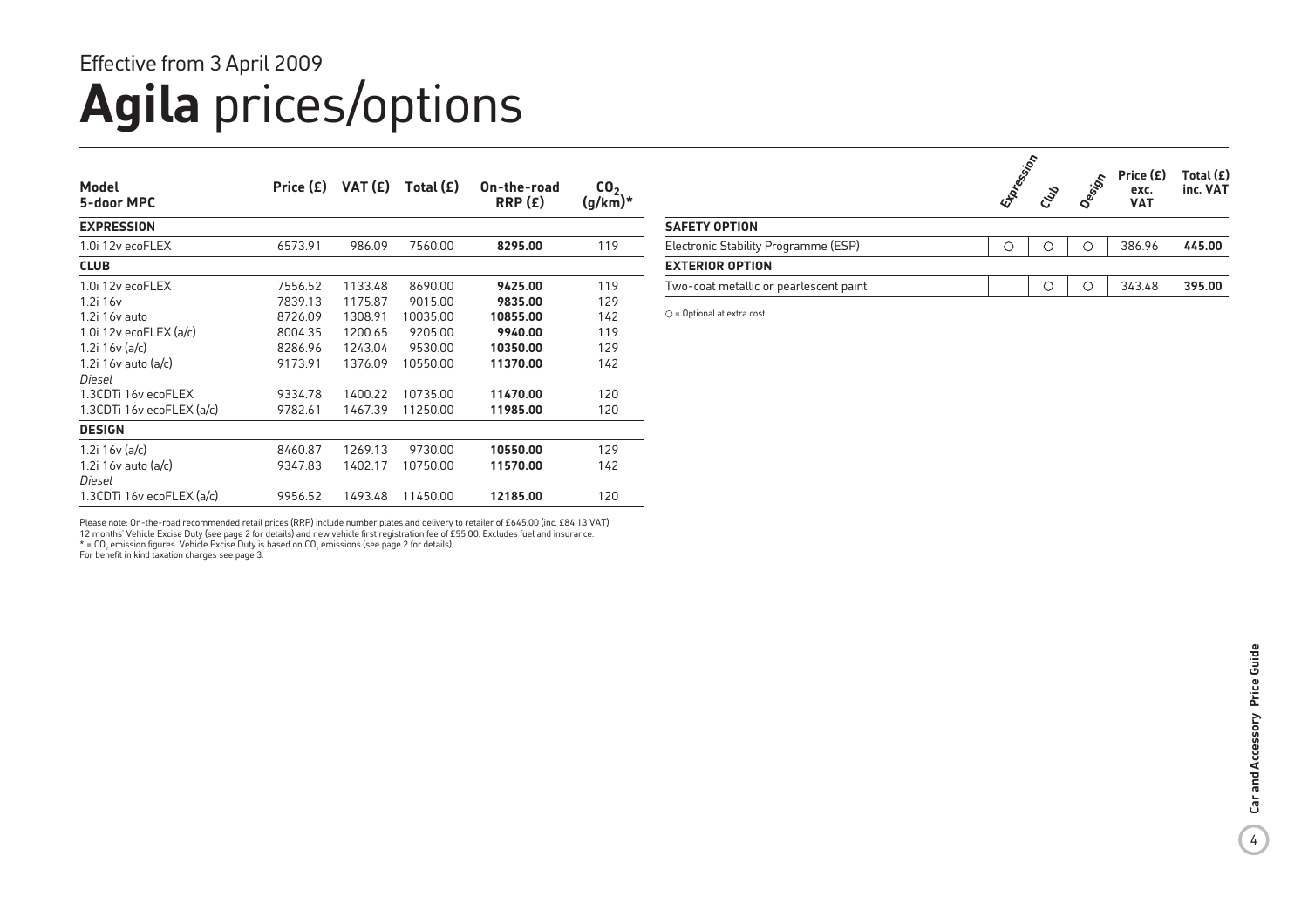Effective from 3 April 2009

# **Agila** prices/options

| Model<br>5-door MPC | Price (£) | VAT (£) | Total (£) | On-the-road RRP (£) | $CO_2$ (g/km)* |
|---|---|---|---|---|---|
| **EXPRESSION** | | | | | |
| 1.0i 12v ecoFLEX | 6573.91 | 986.09 | 7560.00 | **8295.00** | 119 |
| **CLUB** | | | | | |
| 1.0i 12v ecoFLEX | 7556.52 | 1133.48 | 8690.00 | **9425.00** | 119 |
| 1.2i 16v | 7839.13 | 1175.87 | 9015.00 | **9835.00** | 129 |
| 1.2i 16v auto | 8726.09 | 1308.91 | 10035.00 | **10855.00** | 142 |
| 1.0i 12v ecoFLEX (a/c) | 8004.35 | 1200.65 | 9205.00 | **9940.00** | 119 |
| 1.2i 16v (a/c) | 8286.96 | 1243.04 | 9530.00 | **10350.00** | 129 |
| 1.2i 16v auto (a/c) | 9173.91 | 1376.09 | 10550.00 | **11370.00** | 142 |
| *Diesel* | | | | | |
| 1.3CDTi 16v ecoFLEX | 9334.78 | 1400.22 | 10735.00 | **11470.00** | 120 |
| 1.3CDTi 16v ecoFLEX (a/c) | 9782.61 | 1467.39 | 11250.00 | **11985.00** | 120 |
| **DESIGN** | | | | | |
| 1.2i 16v (a/c) | 8460.87 | 1269.13 | 9730.00 | **10550.00** | 129 |
| 1.2i 16v auto (a/c) | 9347.83 | 1402.17 | 10750.00 | **11570.00** | 142 |
| *Diesel* | | | | | |
| 1.3CDTi 16v ecoFLEX (a/c) | 9956.52 | 1493.48 | 11450.00 | **12185.00** | 120 |

Please note: On-the-road recommended retail prices (RRP) include number plates and delivery to retailer of £645.00 (inc. £84.13 VAT), 12 months' Vehicle Excise Duty (see page 2 for details) and new vehicle first registration fee of £55.00. Excludes fuel and insurance.
\* = $CO_2$ emission figures. Vehicle Excise Duty is based on $CO_2$ emissions (see page 2 for details).
For benefit in kind taxation charges see page 3.

| | Expression | Club | Design | Price (£) exc. VAT | Total (£) inc. VAT |
|---|---|---|---|---|---|
| **SAFETY OPTION** | | | | | |
| Electronic Stability Programme (ESP) | ○ | ○ | ○ | 386.96 | **445.00** |
| **EXTERIOR OPTION** | | | | | |
| Two-coat metallic or pearlescent paint | | ○ | ○ | 343.48 | **395.00** |

○ = Optional at extra cost.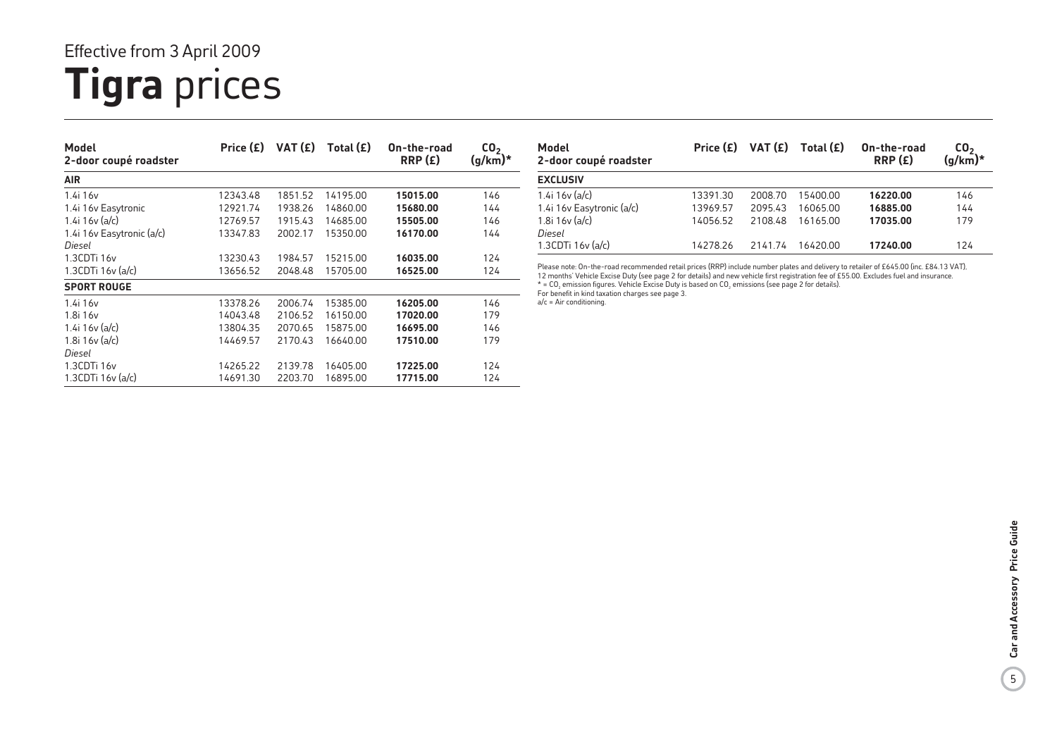Effective from 3 April 2009

# **Tigra** prices

| Model<br>2-door coupé roadster | Price (£) | VAT (£) | Total (£) | On-the-road RRP (£) | $CO_2$ (g/km)* |
|---|---|---|---|---|---|
| **AIR** | | | | | |
| 1.4i 16v | 12343.48 | 1851.52 | 14195.00 | **15015.00** | 146 |
| 1.4i 16v Easytronic | 12921.74 | 1938.26 | 14860.00 | **15680.00** | 144 |
| 1.4i 16v (a/c) | 12769.57 | 1915.43 | 14685.00 | **15505.00** | 146 |
| 1.4i 16v Easytronic (a/c) | 13347.83 | 2002.17 | 15350.00 | **16170.00** | 144 |
| *Diesel* | | | | | |
| 1.3CDTi 16v | 13230.43 | 1984.57 | 15215.00 | **16035.00** | 124 |
| 1.3CDTi 16v (a/c) | 13656.52 | 2048.48 | 15705.00 | **16525.00** | 124 |
| **SPORT ROUGE** | | | | | |
| 1.4i 16v | 13378.26 | 2006.74 | 15385.00 | **16205.00** | 146 |
| 1.8i 16v | 14043.48 | 2106.52 | 16150.00 | **17020.00** | 179 |
| 1.4i 16v (a/c) | 13804.35 | 2070.65 | 15875.00 | **16695.00** | 146 |
| 1.8i 16v (a/c) | 14469.57 | 2170.43 | 16640.00 | **17510.00** | 179 |
| *Diesel* | | | | | |
| 1.3CDTi 16v | 14265.22 | 2139.78 | 16405.00 | **17225.00** | 124 |
| 1.3CDTi 16v (a/c) | 14691.30 | 2203.70 | 16895.00 | **17715.00** | 124 |

| Model<br>2-door coupé roadster | Price (£) | VAT (£) | Total (£) | On-the-road RRP (£) | $CO_2$ (g/km)* |
|---|---|---|---|---|---|
| **EXCLUSIV** | | | | | |
| 1.4i 16v (a/c) | 13391.30 | 2008.70 | 15400.00 | **16220.00** | 146 |
| 1.4i 16v Easytronic (a/c) | 13969.57 | 2095.43 | 16065.00 | **16885.00** | 144 |
| 1.8i 16v (a/c) | 14056.52 | 2108.48 | 16165.00 | **17035.00** | 179 |
| *Diesel* | | | | | |
| 1.3CDTi 16v (a/c) | 14278.26 | 2141.74 | 16420.00 | **17240.00** | 124 |

Please note: On-the-road recommended retail prices (RRP) include number plates and delivery to retailer of £645.00 (inc. £84.13 VAT), 12 months' Vehicle Excise Duty (see page 2 for details) and new vehicle first registration fee of £55.00. Excludes fuel and insurance.
* = $CO_2$ emission figures. Vehicle Excise Duty is based on $CO_2$ emissions (see page 2 for details).
For benefit in kind taxation charges see page 3.
a/c = Air conditioning.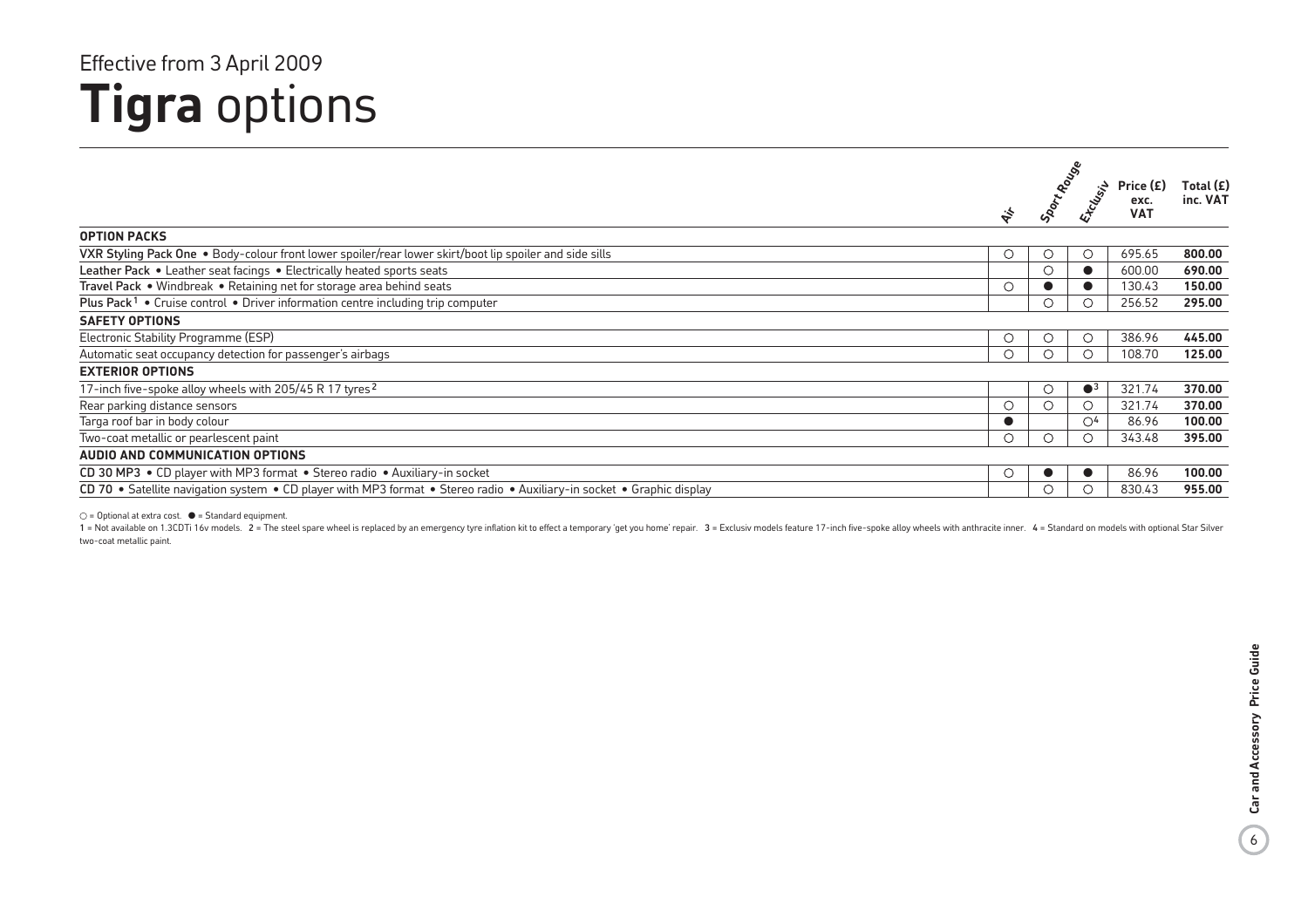Effective from 3 April 2009

# **Tigra** options

| | Air | Sport Rouge | Exclusiv | Price (£) exc. VAT | Total (£) inc. VAT |
|---|---|---|---|---|---|
| **OPTION PACKS** | | | | | |
| **VXR Styling Pack One** • Body-colour front lower spoiler/rear lower skirt/boot lip spoiler and side sills | ○ | ○ | ○ | 695.65 | **800.00** |
| **Leather Pack** • Leather seat facings • Electrically heated sports seats | | ○ | ● | 600.00 | **690.00** |
| **Travel Pack** • Windbreak • Retaining net for storage area behind seats | ○ | ● | ● | 130.43 | **150.00** |
| **Plus Pack**[1] • Cruise control • Driver information centre including trip computer | | ○ | ○ | 256.52 | **295.00** |
| **SAFETY OPTIONS** | | | | | |
| Electronic Stability Programme (ESP) | ○ | ○ | ○ | 386.96 | **445.00** |
| Automatic seat occupancy detection for passenger's airbags | ○ | ○ | ○ | 108.70 | **125.00** |
| **EXTERIOR OPTIONS** | | | | | |
| 17-inch five-spoke alloy wheels with 205/45 R 17 tyres[2] | | ○ | ●[3] | 321.74 | **370.00** |
| Rear parking distance sensors | ○ | ○ | ○ | 321.74 | **370.00** |
| Targa roof bar in body colour | ● | | ○[4] | 86.96 | **100.00** |
| Two-coat metallic or pearlescent paint | ○ | ○ | ○ | 343.48 | **395.00** |
| **AUDIO AND COMMUNICATION OPTIONS** | | | | | |
| **CD 30 MP3** • CD player with MP3 format • Stereo radio • Auxiliary-in socket | ○ | ● | ● | 86.96 | **100.00** |
| **CD 70** • Satellite navigation system • CD player with MP3 format • Stereo radio • Auxiliary-in socket • Graphic display | | ○ | ○ | 830.43 | **955.00** |

○ = Optional at extra cost. ● = Standard equipment.

1 = Not available on 1.3CDTi 16v models. 2 = The steel spare wheel is replaced by an emergency tyre inflation kit to effect a temporary 'get you home' repair. 3 = Exclusiv models feature 17-inch five-spoke alloy wheels with anthracite inner. 4 = Standard on models with optional Star Silver two-coat metallic paint.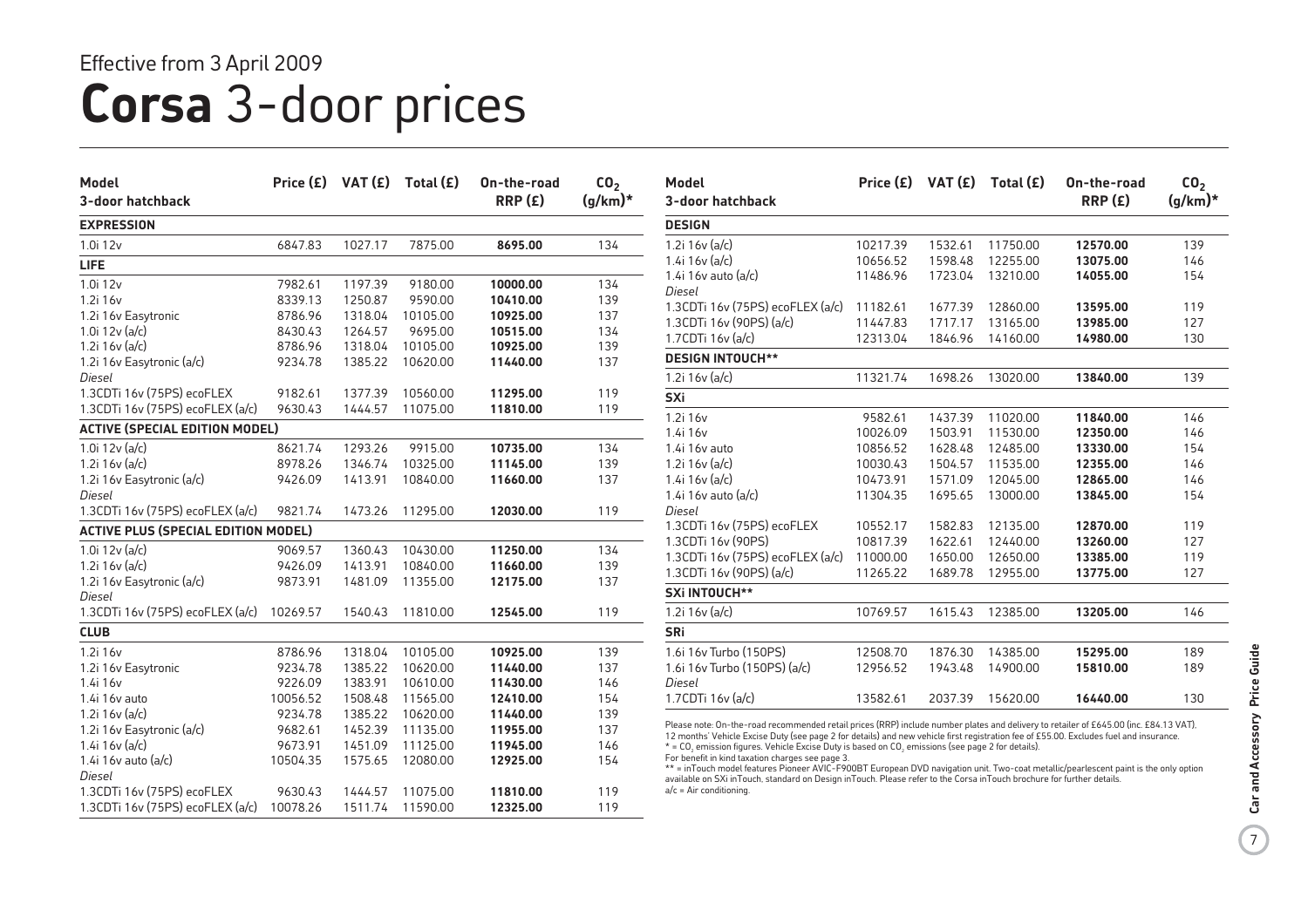Effective from 3 April 2009

# **Corsa** 3-door prices

| Model 3-door hatchback | Price (£) | VAT (£) | Total (£) | On-the-road RRP (£) | $CO_2$ (g/km)* |
|---|---|---|---|---|---|
| **EXPRESSION** | | | | | |
| 1.0i 12v | 6847.83 | 1027.17 | 7875.00 | **8695.00** | 134 |
| **LIFE** | | | | | |
| 1.0i 12v | 7982.61 | 1197.39 | 9180.00 | **10000.00** | 134 |
| 1.2i 16v | 8339.13 | 1250.87 | 9590.00 | **10410.00** | 139 |
| 1.2i 16v Easytronic | 8786.96 | 1318.04 | 10105.00 | **10925.00** | 137 |
| 1.0i 12v (a/c) | 8430.43 | 1264.57 | 9695.00 | **10515.00** | 134 |
| 1.2i 16v (a/c) | 8786.96 | 1318.04 | 10105.00 | **10925.00** | 139 |
| 1.2i 16v Easytronic (a/c) | 9234.78 | 1385.22 | 10620.00 | **11440.00** | 137 |
| *Diesel* | | | | | |
| 1.3CDTi 16v (75PS) ecoFLEX | 9182.61 | 1377.39 | 10560.00 | **11295.00** | 119 |
| 1.3CDTi 16v (75PS) ecoFLEX (a/c) | 9630.43 | 1444.57 | 11075.00 | **11810.00** | 119 |
| **ACTIVE (SPECIAL EDITION MODEL)** | | | | | |
| 1.0i 12v (a/c) | 8621.74 | 1293.26 | 9915.00 | **10735.00** | 134 |
| 1.2i 16v (a/c) | 8978.26 | 1346.74 | 10325.00 | **11145.00** | 139 |
| 1.2i 16v Easytronic (a/c) | 9426.09 | 1413.91 | 10840.00 | **11660.00** | 137 |
| *Diesel* | | | | | |
| 1.3CDTi 16v (75PS) ecoFLEX (a/c) | 9821.74 | 1473.26 | 11295.00 | **12030.00** | 119 |
| **ACTIVE PLUS (SPECIAL EDITION MODEL)** | | | | | |
| 1.0i 12v (a/c) | 9069.57 | 1360.43 | 10430.00 | **11250.00** | 134 |
| 1.2i 16v (a/c) | 9426.09 | 1413.91 | 10840.00 | **11660.00** | 139 |
| 1.2i 16v Easytronic (a/c) | 9873.91 | 1481.09 | 11355.00 | **12175.00** | 137 |
| *Diesel* | | | | | |
| 1.3CDTi 16v (75PS) ecoFLEX (a/c) | 10269.57 | 1540.43 | 11810.00 | **12545.00** | 119 |
| **CLUB** | | | | | |
| 1.2i 16v | 8786.96 | 1318.04 | 10105.00 | **10925.00** | 139 |
| 1.2i 16v Easytronic | 9234.78 | 1385.22 | 10620.00 | **11440.00** | 137 |
| 1.4i 16v | 9226.09 | 1383.91 | 10610.00 | **11430.00** | 146 |
| 1.4i 16v auto | 10056.52 | 1508.48 | 11565.00 | **12410.00** | 154 |
| 1.2i 16v (a/c) | 9234.78 | 1385.22 | 10620.00 | **11440.00** | 139 |
| 1.2i 16v Easytronic (a/c) | 9682.61 | 1452.39 | 11135.00 | **11955.00** | 137 |
| 1.4i 16v (a/c) | 9673.91 | 1451.09 | 11125.00 | **11945.00** | 146 |
| 1.4i 16v auto (a/c) | 10504.35 | 1575.65 | 12080.00 | **12925.00** | 154 |
| *Diesel* | | | | | |
| 1.3CDTi 16v (75PS) ecoFLEX | 9630.43 | 1444.57 | 11075.00 | **11810.00** | 119 |
| 1.3CDTi 16v (75PS) ecoFLEX (a/c) | 10078.26 | 1511.74 | 11590.00 | **12325.00** | 119 |
| **DESIGN** | | | | | |
| 1.2i 16v (a/c) | 10217.39 | 1532.61 | 11750.00 | **12570.00** | 139 |
| 1.4i 16v (a/c) | 10656.52 | 1598.48 | 12255.00 | **13075.00** | 146 |
| 1.4i 16v auto (a/c) | 11486.96 | 1723.04 | 13210.00 | **14055.00** | 154 |
| *Diesel* | | | | | |
| 1.3CDTi 16v (75PS) ecoFLEX (a/c) | 11182.61 | 1677.39 | 12860.00 | **13595.00** | 119 |
| 1.3CDTi 16v (90PS) (a/c) | 11447.83 | 1717.17 | 13165.00 | **13985.00** | 127 |
| 1.7CDTi 16v (a/c) | 12313.04 | 1846.96 | 14160.00 | **14980.00** | 130 |
| **DESIGN INTOUCH*** | | | | | |
| 1.2i 16v (a/c) | 11321.74 | 1698.26 | 13020.00 | **13840.00** | 139 |
| **SXi** | | | | | |
| 1.2i 16v | 9582.61 | 1437.39 | 11020.00 | **11840.00** | 146 |
| 1.4i 16v | 10026.09 | 1503.91 | 11530.00 | **12350.00** | 146 |
| 1.4i 16v auto | 10856.52 | 1628.48 | 12485.00 | **13330.00** | 154 |
| 1.2i 16v (a/c) | 10030.43 | 1504.57 | 11535.00 | **12355.00** | 146 |
| 1.4i 16v (a/c) | 10473.91 | 1571.09 | 12045.00 | **12865.00** | 146 |
| 1.4i 16v auto (a/c) | 11304.35 | 1695.65 | 13000.00 | **13845.00** | 154 |
| *Diesel* | | | | | |
| 1.3CDTi 16v (75PS) ecoFLEX | 10552.17 | 1582.83 | 12135.00 | **12870.00** | 119 |
| 1.3CDTi 16v (90PS) | 10817.39 | 1622.61 | 12440.00 | **13260.00** | 127 |
| 1.3CDTi 16v (75PS) ecoFLEX (a/c) | 11000.00 | 1650.00 | 12650.00 | **13385.00** | 119 |
| 1.3CDTi 16v (90PS) (a/c) | 11265.22 | 1689.78 | 12955.00 | **13775.00** | 127 |
| **SXi INTOUCH*** | | | | | |
| 1.2i 16v (a/c) | 10769.57 | 1615.43 | 12385.00 | **13205.00** | 146 |
| **SRi** | | | | | |
| 1.6i 16v Turbo (150PS) | 12508.70 | 1876.30 | 14385.00 | **15295.00** | 189 |
| 1.6i 16v Turbo (150PS) (a/c) | 12956.52 | 1943.48 | 14900.00 | **15810.00** | 189 |
| *Diesel* | | | | | |
| 1.7CDTi 16v (a/c) | 13582.61 | 2037.39 | 15620.00 | **16440.00** | 130 |

Please note: On-the-road recommended retail prices (RRP) include number plates and delivery to retailer of £645.00 (inc. £84.13 VAT). 12 months' Vehicle Excise Duty (see page 2 for details) and new vehicle first registration fee of £55.00. Excludes fuel and insurance.
* = $CO_2$ emission figures. Vehicle Excise Duty is based on $CO_2$ emissions (see page 2 for details).
For benefit in kind taxation charges see page 3.
** = inTouch model features Pioneer AVIC-F900BT European DVD navigation unit. Two-coat metallic/pearlescent paint is the only option available on SXi inTouch, standard on Design inTouch. Please refer to the Corsa inTouch brochure for further details.
a/c = Air conditioning.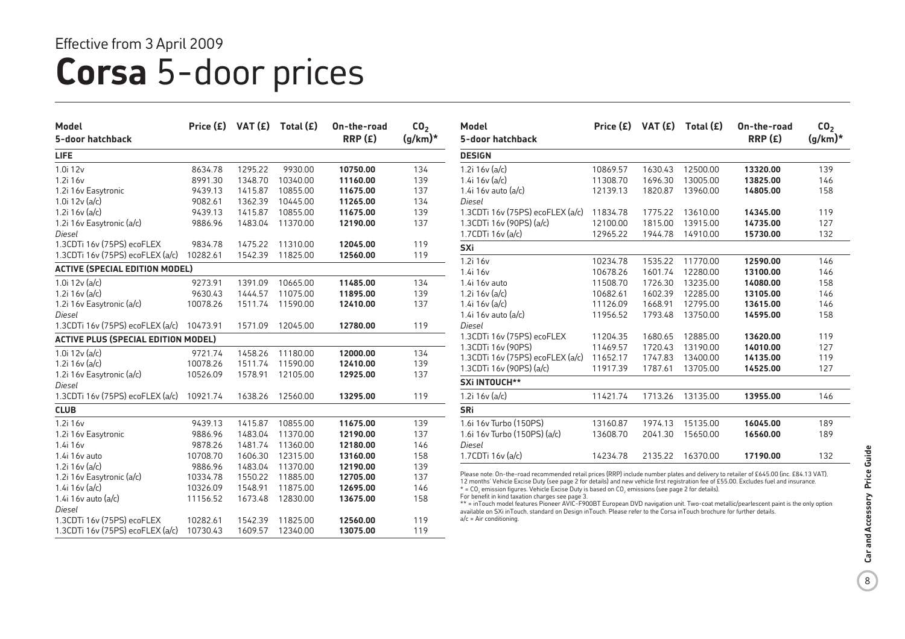Effective from 3 April 2009

# **Corsa** 5-door prices

| Model<br>5-door hatchback | Price (£) | VAT (£) | Total (£) | On-the-road RRP (£) | $CO_2$ (g/km)* |
|---|---|---|---|---|---|
| **LIFE** | | | | | |
| 1.0i 12v | 8634.78 | 1295.22 | 9930.00 | **10750.00** | 134 |
| 1.2i 16v | 8991.30 | 1348.70 | 10340.00 | **11160.00** | 139 |
| 1.2i 16v Easytronic | 9439.13 | 1415.87 | 10855.00 | **11675.00** | 137 |
| 1.0i 12v (a/c) | 9082.61 | 1362.39 | 10445.00 | **11265.00** | 134 |
| 1.2i 16v (a/c) | 9439.13 | 1415.87 | 10855.00 | **11675.00** | 139 |
| 1.2i 16v Easytronic (a/c) | 9886.96 | 1483.04 | 11370.00 | **12190.00** | 137 |
| *Diesel* | | | | | |
| 1.3CDTi 16v (75PS) ecoFLEX | 9834.78 | 1475.22 | 11310.00 | **12045.00** | 119 |
| 1.3CDTi 16v (75PS) ecoFLEX (a/c) | 10282.61 | 1542.39 | 11825.00 | **12560.00** | 119 |
| **ACTIVE (SPECIAL EDITION MODEL)** | | | | | |
| 1.0i 12v (a/c) | 9273.91 | 1391.09 | 10665.00 | **11485.00** | 134 |
| 1.2i 16v (a/c) | 9630.43 | 1444.57 | 11075.00 | **11895.00** | 139 |
| 1.2i 16v Easytronic (a/c) | 10078.26 | 1511.74 | 11590.00 | **12410.00** | 137 |
| *Diesel* | | | | | |
| 1.3CDTi 16v (75PS) ecoFLEX (a/c) | 10473.91 | 1571.09 | 12045.00 | **12780.00** | 119 |
| **ACTIVE PLUS (SPECIAL EDITION MODEL)** | | | | | |
| 1.0i 12v (a/c) | 9721.74 | 1458.26 | 11180.00 | **12000.00** | 134 |
| 1.2i 16v (a/c) | 10078.26 | 1511.74 | 11590.00 | **12410.00** | 139 |
| 1.2i 16v Easytronic (a/c) | 10526.09 | 1578.91 | 12105.00 | **12925.00** | 137 |
| *Diesel* | | | | | |
| 1.3CDTi 16v (75PS) ecoFLEX (a/c) | 10921.74 | 1638.26 | 12560.00 | **13295.00** | 119 |
| **CLUB** | | | | | |
| 1.2i 16v | 9439.13 | 1415.87 | 10855.00 | **11675.00** | 139 |
| 1.2i 16v Easytronic | 9886.96 | 1483.04 | 11370.00 | **12190.00** | 137 |
| 1.4i 16v | 9878.26 | 1481.74 | 11360.00 | **12180.00** | 146 |
| 1.4i 16v auto | 10708.70 | 1606.30 | 12315.00 | **13160.00** | 158 |
| 1.2i 16v (a/c) | 9886.96 | 1483.04 | 11370.00 | **12190.00** | 139 |
| 1.2i 16v Easytronic (a/c) | 10334.78 | 1550.22 | 11885.00 | **12705.00** | 137 |
| 1.4i 16v (a/c) | 10326.09 | 1548.91 | 11875.00 | **12695.00** | 146 |
| 1.4i 16v auto (a/c) | 11156.52 | 1673.48 | 12830.00 | **13675.00** | 158 |
| *Diesel* | | | | | |
| 1.3CDTi 16v (75PS) ecoFLEX | 10282.61 | 1542.39 | 11825.00 | **12560.00** | 119 |
| 1.3CDTi 16v (75PS) ecoFLEX (a/c) | 10730.43 | 1609.57 | 12340.00 | **13075.00** | 119 |

| Model<br>5-door hatchback | Price (£) | VAT (£) | Total (£) | On-the-road RRP (£) | $CO_2$ (g/km)* |
|---|---|---|---|---|---|
| **DESIGN** | | | | | |
| 1.2i 16v (a/c) | 10869.57 | 1630.43 | 12500.00 | **13320.00** | 139 |
| 1.4i 16v (a/c) | 11308.70 | 1696.30 | 13005.00 | **13825.00** | 146 |
| 1.4i 16v auto (a/c) | 12139.13 | 1820.87 | 13960.00 | **14805.00** | 158 |
| *Diesel* | | | | | |
| 1.3CDTi 16v (75PS) ecoFLEX (a/c) | 11834.78 | 1775.22 | 13610.00 | **14345.00** | 119 |
| 1.3CDTi 16v (90PS) (a/c) | 12100.00 | 1815.00 | 13915.00 | **14735.00** | 127 |
| 1.7CDTi 16v (a/c) | 12965.22 | 1944.78 | 14910.00 | **15730.00** | 132 |
| **SXi** | | | | | |
| 1.2i 16v | 10234.78 | 1535.22 | 11770.00 | **12590.00** | 146 |
| 1.4i 16v | 10678.26 | 1601.74 | 12280.00 | **13100.00** | 146 |
| 1.4i 16v auto | 11508.70 | 1726.30 | 13235.00 | **14080.00** | 158 |
| 1.2i 16v (a/c) | 10682.61 | 1602.39 | 12285.00 | **13105.00** | 146 |
| 1.4i 16v (a/c) | 11126.09 | 1668.91 | 12795.00 | **13615.00** | 146 |
| 1.4i 16v auto (a/c) | 11956.52 | 1793.48 | 13750.00 | **14595.00** | 158 |
| *Diesel* | | | | | |
| 1.3CDTi 16v (75PS) ecoFLEX | 11204.35 | 1680.65 | 12885.00 | **13620.00** | 119 |
| 1.3CDTi 16v (90PS) | 11469.57 | 1720.43 | 13190.00 | **14010.00** | 127 |
| 1.3CDTi 16v (75PS) ecoFLEX (a/c) | 11652.17 | 1747.83 | 13400.00 | **14135.00** | 119 |
| 1.3CDTi 16v (90PS) (a/c) | 11917.39 | 1787.61 | 13705.00 | **14525.00** | 127 |
| **SXi INTOUCH**** | | | | | |
| 1.2i 16v (a/c) | 11421.74 | 1713.26 | 13135.00 | **13955.00** | 146 |
| **SRi** | | | | | |
| 1.6i 16v Turbo (150PS) | 13160.87 | 1974.13 | 15135.00 | **16045.00** | 189 |
| 1.6i 16v Turbo (150PS) (a/c) | 13608.70 | 2041.30 | 15650.00 | **16560.00** | 189 |
| *Diesel* | | | | | |
| 1.7CDTi 16v (a/c) | 14234.78 | 2135.22 | 16370.00 | **17190.00** | 132 |

Please note: On-the-road recommended retail prices (RRP) include number plates and delivery to retailer of £645.00 (inc. £84.13 VAT), 12 months' Vehicle Excise Duty (see page 2 for details) and new vehicle first registration fee of £55.00. Excludes fuel and insurance.
* = $CO_2$ emission figures. Vehicle Excise Duty is based on $CO_2$ emissions (see page 2 for details).
For benefit in kind taxation charges see page 3.
** = inTouch model features Pioneer AVIC-F900BT European DVD navigation unit. Two-coat metallic/pearlescent paint is the only option available on SXi inTouch, standard on Design inTouch. Please refer to the Corsa inTouch brochure for further details.
a/c = Air conditioning.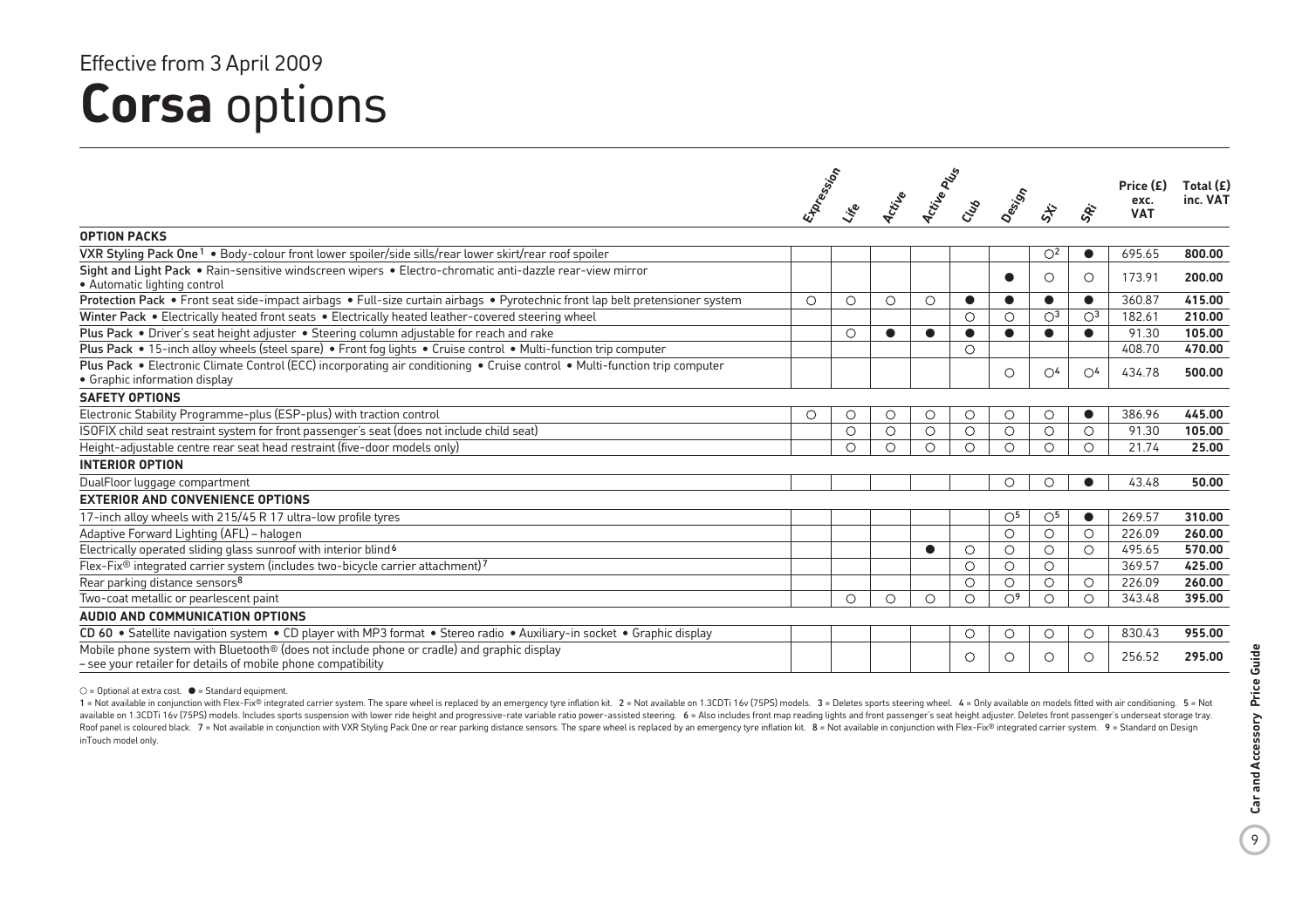Effective from 3 April 2009

# Corsa options

| | Expression | Life | Active | Active Plus | Club | Design | SXi | SRi | Price (£) exc. VAT | Total (£) inc. VAT |
|---|---|---|---|---|---|---|---|---|---|---|
| **OPTION PACKS** | | | | | | | | | | |
| VXR Styling Pack One[1] • Body-colour front lower spoiler/side sills/rear lower skirt/rear roof spoiler | | | | | | | ○[2] | ● | 695.65 | **800.00** |
| Sight and Light Pack • Rain-sensitive windscreen wipers • Electro-chromatic anti-dazzle rear-view mirror • Automatic lighting control | | | | | | ● | ○ | ○ | 173.91 | **200.00** |
| Protection Pack • Front seat side-impact airbags • Full-size curtain airbags • Pyrotechnic front lap belt pretensioner system | ○ | ○ | ○ | ○ | ● | ● | ● | ● | 360.87 | **415.00** |
| Winter Pack • Electrically heated front seats • Electrically heated leather-covered steering wheel | | | | | ○ | ○ | ○[3] | ○[3] | 182.61 | **210.00** |
| Plus Pack • Driver's seat height adjuster • Steering column adjustable for reach and rake | | ○ | ● | ● | ● | ● | ● | ● | 91.30 | **105.00** |
| Plus Pack • 15-inch alloy wheels (steel spare) • Front fog lights • Cruise control • Multi-function trip computer | | | | | ○ | | | | 408.70 | **470.00** |
| Plus Pack • Electronic Climate Control (ECC) incorporating air conditioning • Cruise control • Multi-function trip computer • Graphic information display | | | | | | ○ | ○[4] | ○[4] | 434.78 | **500.00** |
| **SAFETY OPTIONS** | | | | | | | | | | |
| Electronic Stability Programme-plus (ESP-plus) with traction control | ○ | ○ | ○ | ○ | ○ | ○ | ○ | ● | 386.96 | **445.00** |
| ISOFIX child seat restraint system for front passenger's seat (does not include child seat) | | ○ | ○ | ○ | ○ | ○ | ○ | ○ | 91.30 | **105.00** |
| Height-adjustable centre rear seat head restraint (five-door models only) | | ○ | ○ | ○ | ○ | ○ | ○ | ○ | 21.74 | **25.00** |
| **INTERIOR OPTION** | | | | | | | | | | |
| DualFloor luggage compartment | | | | | | ○ | ○ | ● | 43.48 | **50.00** |
| **EXTERIOR AND CONVENIENCE OPTIONS** | | | | | | | | | | |
| 17-inch alloy wheels with 215/45 R 17 ultra-low profile tyres | | | | | | ○[5] | ○[5] | ● | 269.57 | **310.00** |
| Adaptive Forward Lighting (AFL) – halogen | | | | | | ○ | ○ | ○ | 226.09 | **260.00** |
| Electrically operated sliding glass sunroof with interior blind[6] | | | | ● | ○ | ○ | ○ | ○ | 495.65 | **570.00** |
| Flex-Fix® integrated carrier system (includes two-bicycle carrier attachment)[7] | | | | | ○ | ○ | ○ | | 369.57 | **425.00** |
| Rear parking distance sensors[8] | | | | | ○ | ○ | ○ | ○ | 226.09 | **260.00** |
| Two-coat metallic or pearlescent paint | | ○ | ○ | ○ | ○ | ○[9] | ○ | ○ | 343.48 | **395.00** |
| **AUDIO AND COMMUNICATION OPTIONS** | | | | | | | | | | |
| CD 60 • Satellite navigation system • CD player with MP3 format • Stereo radio • Auxiliary-in socket • Graphic display | | | | | ○ | ○ | ○ | ○ | 830.43 | **955.00** |
| Mobile phone system with Bluetooth® (does not include phone or cradle) and graphic display – see your retailer for details of mobile phone compatibility | | | | | ○ | ○ | ○ | ○ | 256.52 | **295.00** |

○ = Optional at extra cost. ● = Standard equipment.

1 = Not available in conjunction with Flex-Fix® integrated carrier system. The spare wheel is replaced by an emergency tyre inflation kit. 2 = Not available on 1.3CDTi 16v (75PS) models. 3 = Deletes sports steering wheel. 4 = Only available on models fitted with air conditioning. 5 = Not available on 1.3CDTi 16v (75PS) models. Includes sports suspension with lower ride height and progressive-rate variable ratio power-assisted steering. 6 = Also includes front map reading lights and front passenger's seat height adjuster. Deletes front passenger's underseat storage tray. Roof panel is coloured black. 7 = Not available in conjunction with VXR Styling Pack One or rear parking distance sensors. The spare wheel is replaced by an emergency tyre inflation kit. 8 = Not available in conjunction with Flex-Fix® integrated carrier system. 9 = Standard on Design inTouch model only.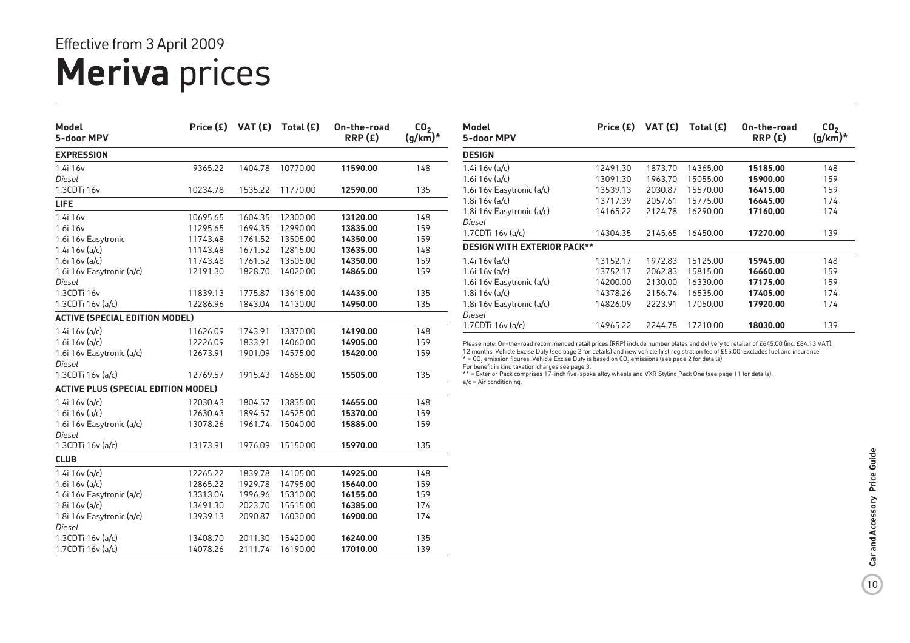Effective from 3 April 2009

# Meriva prices

| Model 5-door MPV | Price (£) | VAT (£) | Total (£) | On-the-road RRP (£) | $CO_2$ (g/km)* |
|---|---|---|---|---|---|
| **EXPRESSION** | | | | | |
| 1.4i 16v | 9365.22 | 1404.78 | 10770.00 | **11590.00** | 148 |
| *Diesel* | | | | | |
| 1.3CDTi 16v | 10234.78 | 1535.22 | 11770.00 | **12590.00** | 135 |
| **LIFE** | | | | | |
| 1.4i 16v | 10695.65 | 1604.35 | 12300.00 | **13120.00** | 148 |
| 1.6i 16v | 11295.65 | 1694.35 | 12990.00 | **13835.00** | 159 |
| 1.6i 16v Easytronic | 11743.48 | 1761.52 | 13505.00 | **14350.00** | 159 |
| 1.4i 16v (a/c) | 11143.48 | 1671.52 | 12815.00 | **13635.00** | 148 |
| 1.6i 16v (a/c) | 11743.48 | 1761.52 | 13505.00 | **14350.00** | 159 |
| 1.6i 16v Easytronic (a/c) | 12191.30 | 1828.70 | 14020.00 | **14865.00** | 159 |
| *Diesel* | | | | | |
| 1.3CDTi 16v | 11839.13 | 1775.87 | 13615.00 | **14435.00** | 135 |
| 1.3CDTi 16v (a/c) | 12286.96 | 1843.04 | 14130.00 | **14950.00** | 135 |
| **ACTIVE (SPECIAL EDITION MODEL)** | | | | | |
| 1.4i 16v (a/c) | 11626.09 | 1743.91 | 13370.00 | **14190.00** | 148 |
| 1.6i 16v (a/c) | 12226.09 | 1833.91 | 14060.00 | **14905.00** | 159 |
| 1.6i 16v Easytronic (a/c) | 12673.91 | 1901.09 | 14575.00 | **15420.00** | 159 |
| *Diesel* | | | | | |
| 1.3CDTi 16v (a/c) | 12769.57 | 1915.43 | 14685.00 | **15505.00** | 135 |
| **ACTIVE PLUS (SPECIAL EDITION MODEL)** | | | | | |
| 1.4i 16v (a/c) | 12030.43 | 1804.57 | 13835.00 | **14655.00** | 148 |
| 1.6i 16v (a/c) | 12630.43 | 1894.57 | 14525.00 | **15370.00** | 159 |
| 1.6i 16v Easytronic (a/c) | 13078.26 | 1961.74 | 15040.00 | **15885.00** | 159 |
| *Diesel* | | | | | |
| 1.3CDTi 16v (a/c) | 13173.91 | 1976.09 | 15150.00 | **15970.00** | 135 |
| **CLUB** | | | | | |
| 1.4i 16v (a/c) | 12265.22 | 1839.78 | 14105.00 | **14925.00** | 148 |
| 1.6i 16v (a/c) | 12865.22 | 1929.78 | 14795.00 | **15640.00** | 159 |
| 1.6i 16v Easytronic (a/c) | 13313.04 | 1996.96 | 15310.00 | **16155.00** | 159 |
| 1.8i 16v (a/c) | 13491.30 | 2023.70 | 15515.00 | **16385.00** | 174 |
| 1.8i 16v Easytronic (a/c) | 13939.13 | 2090.87 | 16030.00 | **16900.00** | 174 |
| *Diesel* | | | | | |
| 1.3CDTi 16v (a/c) | 13408.70 | 2011.30 | 15420.00 | **16240.00** | 135 |
| 1.7CDTi 16v (a/c) | 14078.26 | 2111.74 | 16190.00 | **17010.00** | 139 |

| Model 5-door MPV | Price (£) | VAT (£) | Total (£) | On-the-road RRP (£) | $CO_2$ (g/km)* |
|---|---|---|---|---|---|
| **DESIGN** | | | | | |
| 1.4i 16v (a/c) | 12491.30 | 1873.70 | 14365.00 | **15185.00** | 148 |
| 1.6i 16v (a/c) | 13091.30 | 1963.70 | 15055.00 | **15900.00** | 159 |
| 1.6i 16v Easytronic (a/c) | 13539.13 | 2030.87 | 15570.00 | **16415.00** | 159 |
| 1.8i 16v (a/c) | 13717.39 | 2057.61 | 15775.00 | **16645.00** | 174 |
| 1.8i 16v Easytronic (a/c) | 14165.22 | 2124.78 | 16290.00 | **17160.00** | 174 |
| *Diesel* | | | | | |
| 1.7CDTi 16v (a/c) | 14304.35 | 2145.65 | 16450.00 | **17270.00** | 139 |
| **DESIGN WITH EXTERIOR PACK**** | | | | | |
| 1.4i 16v (a/c) | 13152.17 | 1972.83 | 15125.00 | **15945.00** | 148 |
| 1.6i 16v (a/c) | 13752.17 | 2062.83 | 15815.00 | **16660.00** | 159 |
| 1.6i 16v Easytronic (a/c) | 14200.00 | 2130.00 | 16330.00 | **17175.00** | 159 |
| 1.8i 16v (a/c) | 14378.26 | 2156.74 | 16535.00 | **17405.00** | 174 |
| 1.8i 16v Easytronic (a/c) | 14826.09 | 2223.91 | 17050.00 | **17920.00** | 174 |
| *Diesel* | | | | | |
| 1.7CDTi 16v (a/c) | 14965.22 | 2244.78 | 17210.00 | **18030.00** | 139 |

Please note: On-the-road recommended retail prices (RRP) include number plates and delivery to retailer of £645.00 (inc. £84.13 VAT). 12 months' Vehicle Excise Duty (see page 2 for details) and new vehicle first registration fee of £55.00. Excludes fuel and insurance.
* = $CO_2$ emission figures. Vehicle Excise Duty is based on $CO_2$ emissions (see page 2 for details).
For benefit in kind taxation charges see page 3.
** = Exterior Pack comprises 17-inch five-spoke alloy wheels and VXR Styling Pack One (see page 11 for details).
a/c = Air conditioning.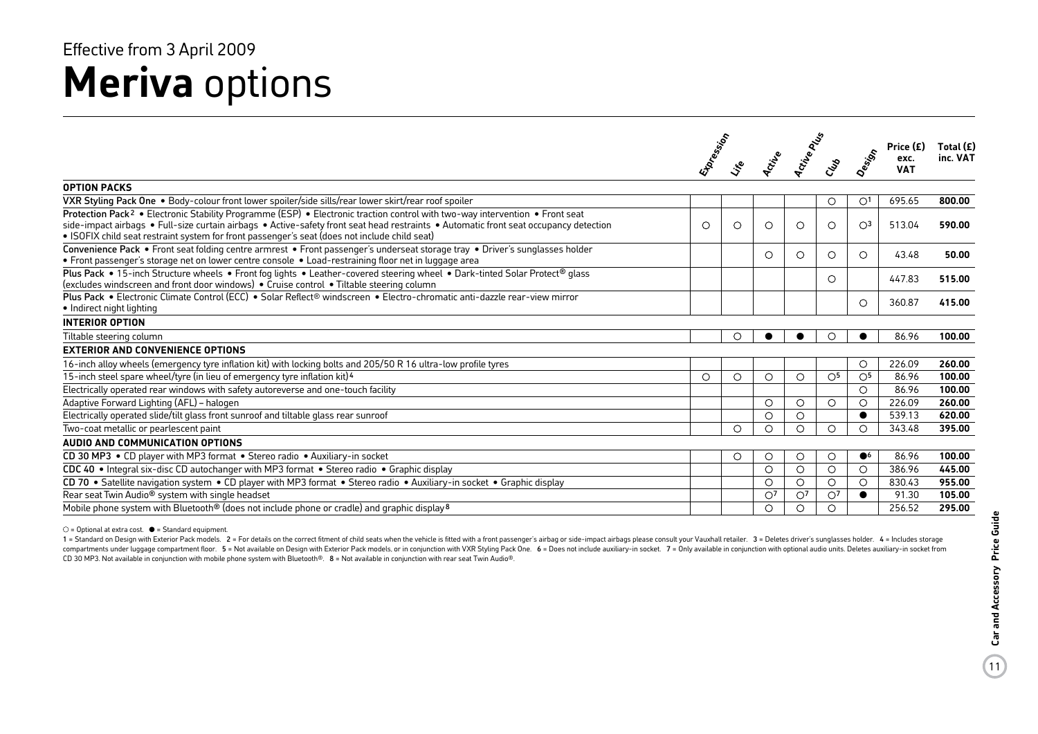Effective from 3 April 2009

# **Meriva** options

| | Expression | Life | Active | Active Plus | Club | Design | Price (£) exc. VAT | Total (£) inc. VAT |
|---|---|---|---|---|---|---|---|---|
| **OPTION PACKS** | | | | | | | | |
| **VXR Styling Pack One** • Body-colour front lower spoiler/side sills/rear lower skirt/rear roof spoiler | | | | | ○ | ○[1] | 695.65 | **800.00** |
| **Protection Pack**[2] • Electronic Stability Programme (ESP) • Electronic traction control with two-way intervention • Front seat side-impact airbags • Full-size curtain airbags • Active-safety front seat head restraints • Automatic front seat occupancy detection • ISOFIX child seat restraint system for front passenger's seat (does not include child seat) | ○ | ○ | ○ | ○ | ○ | ○[3] | 513.04 | **590.00** |
| **Convenience Pack** • Front seat folding centre armrest • Front passenger's underseat storage tray • Driver's sunglasses holder • Front passenger's storage net on lower centre console • Load-restraining floor net in luggage area | | | ○ | ○ | ○ | ○ | 43.48 | **50.00** |
| **Plus Pack** • 15-inch Structure wheels • Front fog lights • Leather-covered steering wheel • Dark-tinted Solar Protect® glass (excludes windscreen and front door windows) • Cruise control • Tiltable steering column | | | | | ○ | | 447.83 | **515.00** |
| **Plus Pack** • Electronic Climate Control (ECC) • Solar Reflect® windscreen • Electro-chromatic anti-dazzle rear-view mirror • Indirect night lighting | | | | | | ○ | 360.87 | **415.00** |
| **INTERIOR OPTION** | | | | | | | | |
| Tiltable steering column | | ○ | ● | ● | ○ | ● | 86.96 | **100.00** |
| **EXTERIOR AND CONVENIENCE OPTIONS** | | | | | | | | |
| 16-inch alloy wheels (emergency tyre inflation kit) with locking bolts and 205/50 R 16 ultra-low profile tyres | | | | | | ○ | 226.09 | **260.00** |
| 15-inch steel spare wheel/tyre (in lieu of emergency tyre inflation kit)[4] | ○ | ○ | ○ | ○ | ○[5] | ○[5] | 86.96 | **100.00** |
| Electrically operated rear windows with safety autoreverse and one-touch facility | | | | | | ○ | 86.96 | **100.00** |
| Adaptive Forward Lighting (AFL) – halogen | | | ○ | ○ | ○ | ○ | 226.09 | **260.00** |
| Electrically operated slide/tilt glass front sunroof and tiltable glass rear sunroof | | | ○ | ○ | | ● | 539.13 | **620.00** |
| Two-coat metallic or pearlescent paint | | ○ | ○ | ○ | ○ | ○ | 343.48 | **395.00** |
| **AUDIO AND COMMUNICATION OPTIONS** | | | | | | | | |
| **CD 30 MP3** • CD player with MP3 format • Stereo radio • Auxiliary-in socket | | ○ | ○ | ○ | ○ | ●[6] | 86.96 | **100.00** |
| **CDC 40** • Integral six-disc CD autochanger with MP3 format • Stereo radio • Graphic display | | | ○ | ○ | ○ | ○ | 386.96 | **445.00** |
| **CD 70** • Satellite navigation system • CD player with MP3 format • Stereo radio • Auxiliary-in socket • Graphic display | | | ○ | ○ | ○ | ○ | 830.43 | **955.00** |
| Rear seat Twin Audio® system with single headset | | | ○[7] | ○[7] | ○[7] | ● | 91.30 | **105.00** |
| Mobile phone system with Bluetooth® (does not include phone or cradle) and graphic display[8] | | | ○ | ○ | ○ | | 256.52 | **295.00** |

○ = Optional at extra cost. ● = Standard equipment.

1 = Standard on Design with Exterior Pack models. 2 = For details on the correct fitment of child seats when the vehicle is fitted with a front passenger's airbag or side-impact airbags please consult your Vauxhall retailer. 3 = Deletes driver's sunglasses holder. 4 = Includes storage compartments under luggage compartment floor. 5 = Not available on Design with Exterior Pack models, or in conjunction with VXR Styling Pack One. 6 = Does not include auxiliary-in socket. 7 = Only available in conjunction with optional audio units. Deletes auxiliary-in socket from CD 30 MP3. Not available in conjunction with mobile phone system with Bluetooth®. 8 = Not available in conjunction with rear seat Twin Audio®.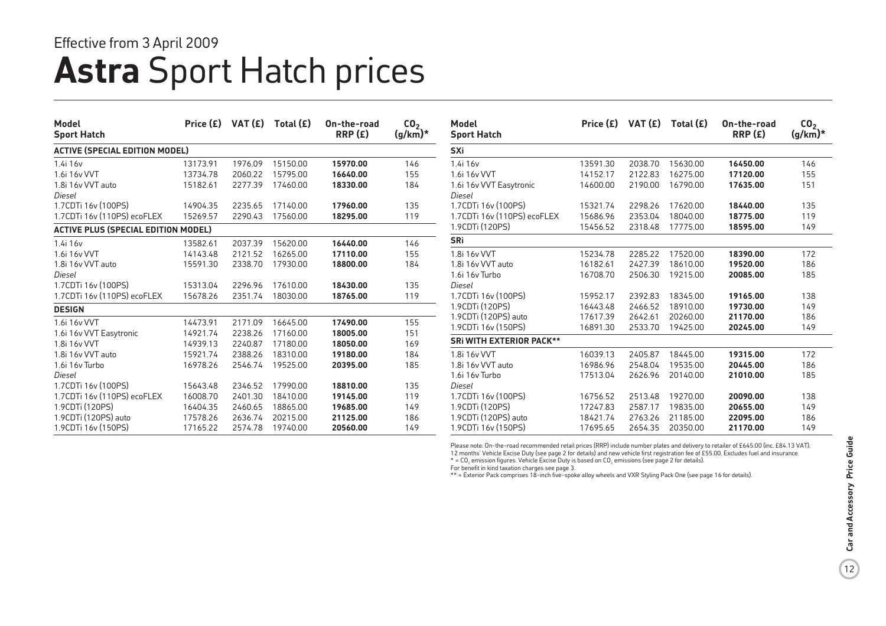Effective from 3 April 2009

# **Astra** Sport Hatch prices

| Model Sport Hatch | Price (£) | VAT (£) | Total (£) | On-the-road RRP (£) | $CO_2$ (g/km)* |
|---|---|---|---|---|---|
| **ACTIVE (SPECIAL EDITION MODEL)** | | | | | |
| 1.4i 16v | 13173.91 | 1976.09 | 15150.00 | **15970.00** | 146 |
| 1.6i 16v VVT | 13734.78 | 2060.22 | 15795.00 | **16640.00** | 155 |
| 1.8i 16v VVT auto | 15182.61 | 2277.39 | 17460.00 | **18330.00** | 184 |
| *Diesel* | | | | | |
| 1.7CDTi 16v (100PS) | 14904.35 | 2235.65 | 17140.00 | **17960.00** | 135 |
| 1.7CDTi 16v (110PS) ecoFLEX | 15269.57 | 2290.43 | 17560.00 | **18295.00** | 119 |
| **ACTIVE PLUS (SPECIAL EDITION MODEL)** | | | | | |
| 1.4i 16v | 13582.61 | 2037.39 | 15620.00 | **16440.00** | 146 |
| 1.6i 16v VVT | 14143.48 | 2121.52 | 16265.00 | **17110.00** | 155 |
| 1.8i 16v VVT auto | 15591.30 | 2338.70 | 17930.00 | **18800.00** | 184 |
| *Diesel* | | | | | |
| 1.7CDTi 16v (100PS) | 15313.04 | 2296.96 | 17610.00 | **18430.00** | 135 |
| 1.7CDTi 16v (110PS) ecoFLEX | 15678.26 | 2351.74 | 18030.00 | **18765.00** | 119 |
| **DESIGN** | | | | | |
| 1.6i 16v VVT | 14473.91 | 2171.09 | 16645.00 | **17490.00** | 155 |
| 1.6i 16v VVT Easytronic | 14921.74 | 2238.26 | 17160.00 | **18005.00** | 151 |
| 1.8i 16v VVT | 14939.13 | 2240.87 | 17180.00 | **18050.00** | 169 |
| 1.8i 16v VVT auto | 15921.74 | 2388.26 | 18310.00 | **19180.00** | 184 |
| 1.6i 16v Turbo | 16978.26 | 2546.74 | 19525.00 | **20395.00** | 185 |
| *Diesel* | | | | | |
| 1.7CDTi 16v (100PS) | 15643.48 | 2346.52 | 17990.00 | **18810.00** | 135 |
| 1.7CDTi 16v (110PS) ecoFLEX | 16008.70 | 2401.30 | 18410.00 | **19145.00** | 119 |
| 1.9CDTi (120PS) | 16404.35 | 2460.65 | 18865.00 | **19685.00** | 149 |
| 1.9CDTi (120PS) auto | 17578.26 | 2636.74 | 20215.00 | **21125.00** | 186 |
| 1.9CDTi 16v (150PS) | 17165.22 | 2574.78 | 19740.00 | **20560.00** | 149 |
| **SXi** | | | | | |
| 1.4i 16v | 13591.30 | 2038.70 | 15630.00 | **16450.00** | 146 |
| 1.6i 16v VVT | 14152.17 | 2122.83 | 16275.00 | **17120.00** | 155 |
| 1.6i 16v VVT Easytronic | 14600.00 | 2190.00 | 16790.00 | **17635.00** | 151 |
| *Diesel* | | | | | |
| 1.7CDTi 16v (100PS) | 15321.74 | 2298.26 | 17620.00 | **18440.00** | 135 |
| 1.7CDTi 16v (110PS) ecoFLEX | 15686.96 | 2353.04 | 18040.00 | **18775.00** | 119 |
| 1.9CDTi (120PS) | 15456.52 | 2318.48 | 17775.00 | **18595.00** | 149 |
| **SRi** | | | | | |
| 1.8i 16v VVT | 15234.78 | 2285.22 | 17520.00 | **18390.00** | 172 |
| 1.8i 16v VVT auto | 16182.61 | 2427.39 | 18610.00 | **19520.00** | 186 |
| 1.6i 16v Turbo | 16708.70 | 2506.30 | 19215.00 | **20085.00** | 185 |
| *Diesel* | | | | | |
| 1.7CDTi 16v (100PS) | 15952.17 | 2392.83 | 18345.00 | **19165.00** | 138 |
| 1.9CDTi (120PS) | 16443.48 | 2466.52 | 18910.00 | **19730.00** | 149 |
| 1.9CDTi (120PS) auto | 17617.39 | 2642.61 | 20260.00 | **21170.00** | 186 |
| 1.9CDTi 16v (150PS) | 16891.30 | 2533.70 | 19425.00 | **20245.00** | 149 |
| **SRi WITH EXTERIOR PACK\*\*** | | | | | |
| 1.8i 16v VVT | 16039.13 | 2405.87 | 18445.00 | **19315.00** | 172 |
| 1.8i 16v VVT auto | 16986.96 | 2548.04 | 19535.00 | **20445.00** | 186 |
| 1.6i 16v Turbo | 17513.04 | 2626.96 | 20140.00 | **21010.00** | 185 |
| *Diesel* | | | | | |
| 1.7CDTi 16v (100PS) | 16756.52 | 2513.48 | 19270.00 | **20090.00** | 138 |
| 1.9CDTi (120PS) | 17247.83 | 2587.17 | 19835.00 | **20655.00** | 149 |
| 1.9CDTi (120PS) auto | 18421.74 | 2763.26 | 21185.00 | **22095.00** | 186 |
| 1.9CDTi 16v (150PS) | 17695.65 | 2654.35 | 20350.00 | **21170.00** | 149 |

Please note: On-the-road recommended retail prices (RRP) include number plates and delivery to retailer of £645.00 (inc. £84.13 VAT), 12 months' Vehicle Excise Duty (see page 2 for details) and new vehicle first registration fee of £55.00. Excludes fuel and insurance.
* = $CO_2$ emission figures. Vehicle Excise Duty is based on $CO_2$ emissions (see page 2 for details).
For benefit in kind taxation charges see page 3.
** = Exterior Pack comprises 18-inch five-spoke alloy wheels and VXR Styling Pack One (see page 16 for details).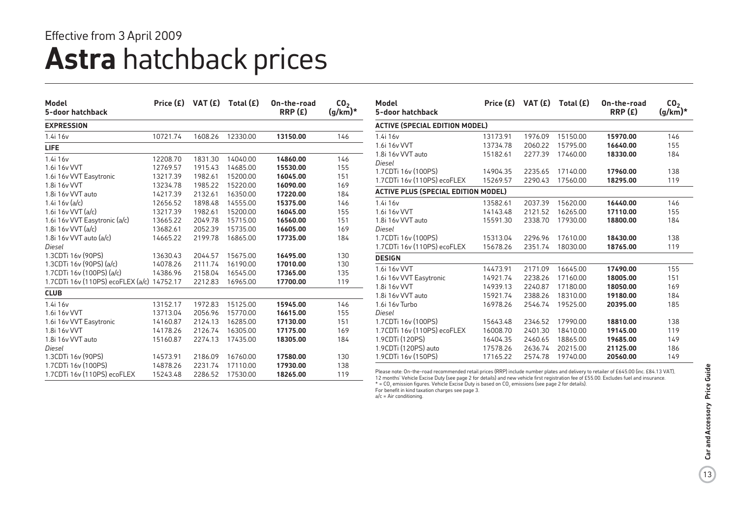Effective from 3 April 2009

# **Astra** hatchback prices

| Model<br>5-door hatchback | Price (£) | VAT (£) | Total (£) | On-the-road RRP (£) | $CO_2$ (g/km)* |
|---|---|---|---|---|---|
| **EXPRESSION** | | | | | |
| 1.4i 16v | 10721.74 | 1608.26 | 12330.00 | **13150.00** | 146 |
| **LIFE** | | | | | |
| 1.4i 16v | 12208.70 | 1831.30 | 14040.00 | **14860.00** | 146 |
| 1.6i 16v VVT | 12769.57 | 1915.43 | 14685.00 | **15530.00** | 155 |
| 1.6i 16v VVT Easytronic | 13217.39 | 1982.61 | 15200.00 | **16045.00** | 151 |
| 1.8i 16v VVT | 13234.78 | 1985.22 | 15220.00 | **16090.00** | 169 |
| 1.8i 16v VVT auto | 14217.39 | 2132.61 | 16350.00 | **17220.00** | 184 |
| 1.4i 16v (a/c) | 12656.52 | 1898.48 | 14555.00 | **15375.00** | 146 |
| 1.6i 16v VVT (a/c) | 13217.39 | 1982.61 | 15200.00 | **16045.00** | 155 |
| 1.6i 16v VVT Easytronic (a/c) | 13665.22 | 2049.78 | 15715.00 | **16560.00** | 151 |
| 1.8i 16v VVT (a/c) | 13682.61 | 2052.39 | 15735.00 | **16605.00** | 169 |
| 1.8i 16v VVT auto (a/c) | 14665.22 | 2199.78 | 16865.00 | **17735.00** | 184 |
| *Diesel* | | | | | |
| 1.3CDTi 16v (90PS) | 13630.43 | 2044.57 | 15675.00 | **16495.00** | 130 |
| 1.3CDTi 16v (90PS) (a/c) | 14078.26 | 2111.74 | 16190.00 | **17010.00** | 130 |
| 1.7CDTi 16v (100PS) (a/c) | 14386.96 | 2158.04 | 16545.00 | **17365.00** | 135 |
| 1.7CDTi 16v (110PS) ecoFLEX (a/c) | 14752.17 | 2212.83 | 16965.00 | **17700.00** | 119 |
| **CLUB** | | | | | |
| 1.4i 16v | 13152.17 | 1972.83 | 15125.00 | **15945.00** | 146 |
| 1.6i 16v VVT | 13713.04 | 2056.96 | 15770.00 | **16615.00** | 155 |
| 1.6i 16v VVT Easytronic | 14160.87 | 2124.13 | 16285.00 | **17130.00** | 151 |
| 1.8i 16v VVT | 14178.26 | 2126.74 | 16305.00 | **17175.00** | 169 |
| 1.8i 16v VVT auto | 15160.87 | 2274.13 | 17435.00 | **18305.00** | 184 |
| *Diesel* | | | | | |
| 1.3CDTi 16v (90PS) | 14573.91 | 2186.09 | 16760.00 | **17580.00** | 130 |
| 1.7CDTi 16v (100PS) | 14878.26 | 2231.74 | 17110.00 | **17930.00** | 138 |
| 1.7CDTi 16v (110PS) ecoFLEX | 15243.48 | 2286.52 | 17530.00 | **18265.00** | 119 |
| **ACTIVE (SPECIAL EDITION MODEL)** | | | | | |
| 1.4i 16v | 13173.91 | 1976.09 | 15150.00 | **15970.00** | 146 |
| 1.6i 16v VVT | 13734.78 | 2060.22 | 15795.00 | **16640.00** | 155 |
| 1.8i 16v VVT auto | 15182.61 | 2277.39 | 17460.00 | **18330.00** | 184 |
| *Diesel* | | | | | |
| 1.7CDTi 16v (100PS) | 14904.35 | 2235.65 | 17140.00 | **17960.00** | 138 |
| 1.7CDTi 16v (110PS) ecoFLEX | 15269.57 | 2290.43 | 17560.00 | **18295.00** | 119 |
| **ACTIVE PLUS (SPECIAL EDITION MODEL)** | | | | | |
| 1.4i 16v | 13582.61 | 2037.39 | 15620.00 | **16440.00** | 146 |
| 1.6i 16v VVT | 14143.48 | 2121.52 | 16265.00 | **17110.00** | 155 |
| 1.8i 16v VVT auto | 15591.30 | 2338.70 | 17930.00 | **18800.00** | 184 |
| *Diesel* | | | | | |
| 1.7CDTi 16v (100PS) | 15313.04 | 2296.96 | 17610.00 | **18430.00** | 138 |
| 1.7CDTi 16v (110PS) ecoFLEX | 15678.26 | 2351.74 | 18030.00 | **18765.00** | 119 |
| **DESIGN** | | | | | |
| 1.6i 16v VVT | 14473.91 | 2171.09 | 16645.00 | **17490.00** | 155 |
| 1.6i 16v VVT Easytronic | 14921.74 | 2238.26 | 17160.00 | **18005.00** | 151 |
| 1.8i 16v VVT | 14939.13 | 2240.87 | 17180.00 | **18050.00** | 169 |
| 1.8i 16v VVT auto | 15921.74 | 2388.26 | 18310.00 | **19180.00** | 184 |
| 1.6i 16v Turbo | 16978.26 | 2546.74 | 19525.00 | **20395.00** | 185 |
| *Diesel* | | | | | |
| 1.7CDTi 16v (100PS) | 15643.48 | 2346.52 | 17990.00 | **18810.00** | 138 |
| 1.7CDTi 16v (110PS) ecoFLEX | 16008.70 | 2401.30 | 18410.00 | **19145.00** | 119 |
| 1.9CDTi (120PS) | 16404.35 | 2460.65 | 18865.00 | **19685.00** | 149 |
| 1.9CDTi (120PS) auto | 17578.26 | 2636.74 | 20215.00 | **21125.00** | 186 |
| 1.9CDTi 16v (150PS) | 17165.22 | 2574.78 | 19740.00 | **20560.00** | 149 |

Please note: On-the-road recommended retail prices (RRP) include number plates and delivery to retailer of £645.00 (inc. £84.13 VAT), 12 months' Vehicle Excise Duty (see page 2 for details) and new vehicle first registration fee of £55.00. Excludes fuel and insurance.

\* = $CO_2$ emission figures. Vehicle Excise Duty is based on $CO_2$ emissions (see page 2 for details).

For benefit in kind taxation charges see page 3.

a/c = Air conditioning.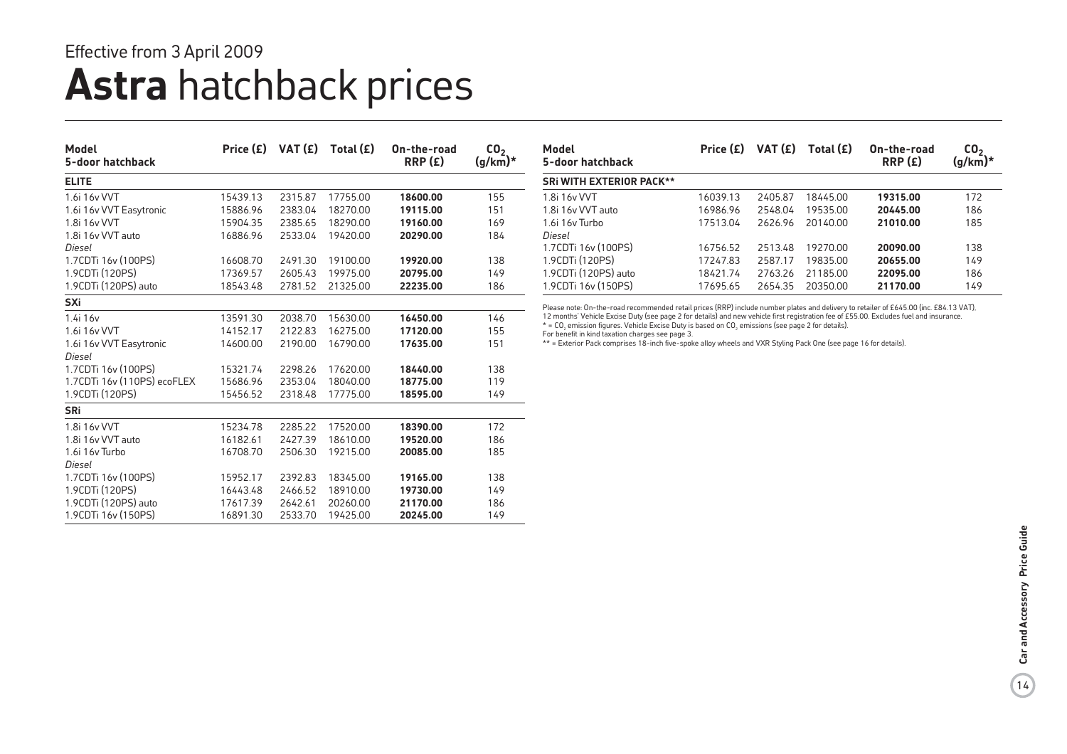Effective from 3 April 2009

# **Astra** hatchback prices

| Model 5-door hatchback | Price (£) | VAT (£) | Total (£) | On-the-road RRP (£) | $CO_2$ (g/km)* |
|---|---|---|---|---|---|
| **ELITE** | | | | | |
| 1.6i 16v VVT | 15439.13 | 2315.87 | 17755.00 | **18600.00** | 155 |
| 1.6i 16v VVT Easytronic | 15886.96 | 2383.04 | 18270.00 | **19115.00** | 151 |
| 1.8i 16v VVT | 15904.35 | 2385.65 | 18290.00 | **19160.00** | 169 |
| 1.8i 16v VVT auto | 16886.96 | 2533.04 | 19420.00 | **20290.00** | 184 |
| *Diesel* | | | | | |
| 1.7CDTi 16v (100PS) | 16608.70 | 2491.30 | 19100.00 | **19920.00** | 138 |
| 1.9CDTi (120PS) | 17369.57 | 2605.43 | 19975.00 | **20795.00** | 149 |
| 1.9CDTi (120PS) auto | 18543.48 | 2781.52 | 21325.00 | **22235.00** | 186 |
| **SXi** | | | | | |
| 1.4i 16v | 13591.30 | 2038.70 | 15630.00 | **16450.00** | 146 |
| 1.6i 16v VVT | 14152.17 | 2122.83 | 16275.00 | **17120.00** | 155 |
| 1.6i 16v VVT Easytronic | 14600.00 | 2190.00 | 16790.00 | **17635.00** | 151 |
| *Diesel* | | | | | |
| 1.7CDTi 16v (100PS) | 15321.74 | 2298.26 | 17620.00 | **18440.00** | 138 |
| 1.7CDTi 16v (110PS) ecoFLEX | 15686.96 | 2353.04 | 18040.00 | **18775.00** | 119 |
| 1.9CDTi (120PS) | 15456.52 | 2318.48 | 17775.00 | **18595.00** | 149 |
| **SRi** | | | | | |
| 1.8i 16v VVT | 15234.78 | 2285.22 | 17520.00 | **18390.00** | 172 |
| 1.8i 16v VVT auto | 16182.61 | 2427.39 | 18610.00 | **19520.00** | 186 |
| 1.6i 16v Turbo | 16708.70 | 2506.30 | 19215.00 | **20085.00** | 185 |
| *Diesel* | | | | | |
| 1.7CDTi 16v (100PS) | 15952.17 | 2392.83 | 18345.00 | **19165.00** | 138 |
| 1.9CDTi (120PS) | 16443.48 | 2466.52 | 18910.00 | **19730.00** | 149 |
| 1.9CDTi (120PS) auto | 17617.39 | 2642.61 | 20260.00 | **21170.00** | 186 |
| 1.9CDTi 16v (150PS) | 16891.30 | 2533.70 | 19425.00 | **20245.00** | 149 |
| **SRi WITH EXTERIOR PACK**** | | | | | |
| 1.8i 16v VVT | 16039.13 | 2405.87 | 18445.00 | **19315.00** | 172 |
| 1.8i 16v VVT auto | 16986.96 | 2548.04 | 19535.00 | **20445.00** | 186 |
| 1.6i 16v Turbo | 17513.04 | 2626.96 | 20140.00 | **21010.00** | 185 |
| *Diesel* | | | | | |
| 1.7CDTi 16v (100PS) | 16756.52 | 2513.48 | 19270.00 | **20090.00** | 138 |
| 1.9CDTi (120PS) | 17247.83 | 2587.17 | 19835.00 | **20655.00** | 149 |
| 1.9CDTi (120PS) auto | 18421.74 | 2763.26 | 21185.00 | **22095.00** | 186 |
| 1.9CDTi 16v (150PS) | 17695.65 | 2654.35 | 20350.00 | **21170.00** | 149 |

Please note: On-the-road recommended retail prices (RRP) include number plates and delivery to retailer of £645.00 (inc. £84.13 VAT), 12 months' Vehicle Excise Duty (see page 2 for details) and new vehicle first registration fee of £55.00. Excludes fuel and insurance.
* = $CO_2$ emission figures. Vehicle Excise Duty is based on $CO_2$ emissions (see page 2 for details).
For benefit in kind taxation charges see page 3.
** = Exterior Pack comprises 18-inch five-spoke alloy wheels and VXR Styling Pack One (see page 16 for details).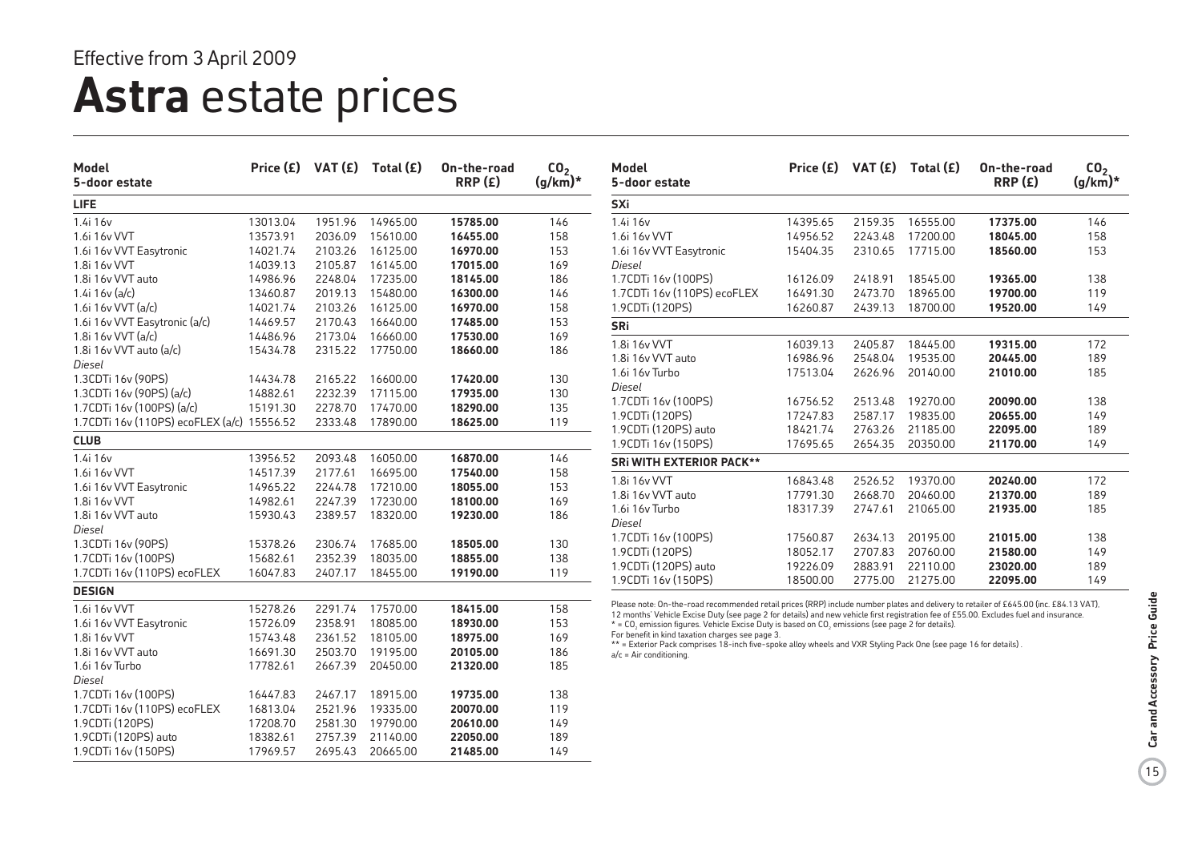Effective from 3 April 2009

# Astra estate prices

| Model<br>5-door estate | Price (£) | VAT (£) | Total (£) | On-the-road RRP (£) | $CO_2$ (g/km)* |
|---|---|---|---|---|---|
| **LIFE** | | | | | |
| 1.4i 16v | 13013.04 | 1951.96 | 14965.00 | **15785.00** | 146 |
| 1.6i 16v VVT | 13573.91 | 2036.09 | 15610.00 | **16455.00** | 158 |
| 1.6i 16v VVT Easytronic | 14021.74 | 2103.26 | 16125.00 | **16970.00** | 153 |
| 1.8i 16v VVT | 14039.13 | 2105.87 | 16145.00 | **17015.00** | 169 |
| 1.8i 16v VVT auto | 14986.96 | 2248.04 | 17235.00 | **18145.00** | 186 |
| 1.4i 16v (a/c) | 13460.87 | 2019.13 | 15480.00 | **16300.00** | 146 |
| 1.6i 16v VVT (a/c) | 14021.74 | 2103.26 | 16125.00 | **16970.00** | 158 |
| 1.6i 16v VVT Easytronic (a/c) | 14469.57 | 2170.43 | 16640.00 | **17485.00** | 153 |
| 1.8i 16v VVT (a/c) | 14486.96 | 2173.04 | 16660.00 | **17530.00** | 169 |
| 1.8i 16v VVT auto (a/c) | 15434.78 | 2315.22 | 17750.00 | **18660.00** | 186 |
| *Diesel* | | | | | |
| 1.3CDTi 16v (90PS) | 14434.78 | 2165.22 | 16600.00 | **17420.00** | 130 |
| 1.3CDTi 16v (90PS) (a/c) | 14882.61 | 2232.39 | 17115.00 | **17935.00** | 130 |
| 1.7CDTi 16v (100PS) (a/c) | 15191.30 | 2278.70 | 17470.00 | **18290.00** | 135 |
| 1.7CDTi 16v (110PS) ecoFLEX (a/c) | 15556.52 | 2333.48 | 17890.00 | **18625.00** | 119 |
| **CLUB** | | | | | |
| 1.4i 16v | 13956.52 | 2093.48 | 16050.00 | **16870.00** | 146 |
| 1.6i 16v VVT | 14517.39 | 2177.61 | 16695.00 | **17540.00** | 158 |
| 1.6i 16v VVT Easytronic | 14965.22 | 2244.78 | 17210.00 | **18055.00** | 153 |
| 1.8i 16v VVT | 14982.61 | 2247.39 | 17230.00 | **18100.00** | 169 |
| 1.8i 16v VVT auto | 15930.43 | 2389.57 | 18320.00 | **19230.00** | 186 |
| *Diesel* | | | | | |
| 1.3CDTi 16v (90PS) | 15378.26 | 2306.74 | 17685.00 | **18505.00** | 130 |
| 1.7CDTi 16v (100PS) | 15682.61 | 2352.39 | 18035.00 | **18855.00** | 138 |
| 1.7CDTi 16v (110PS) ecoFLEX | 16047.83 | 2407.17 | 18455.00 | **19190.00** | 119 |
| **DESIGN** | | | | | |
| 1.6i 16v VVT | 15278.26 | 2291.74 | 17570.00 | **18415.00** | 158 |
| 1.6i 16v VVT Easytronic | 15726.09 | 2358.91 | 18085.00 | **18930.00** | 153 |
| 1.8i 16v VVT | 15743.48 | 2361.52 | 18105.00 | **18975.00** | 169 |
| 1.8i 16v VVT auto | 16691.30 | 2503.70 | 19195.00 | **20105.00** | 186 |
| 1.6i 16v Turbo | 17782.61 | 2667.39 | 20450.00 | **21320.00** | 185 |
| *Diesel* | | | | | |
| 1.7CDTi 16v (100PS) | 16447.83 | 2467.17 | 18915.00 | **19735.00** | 138 |
| 1.7CDTi 16v (110PS) ecoFLEX | 16813.04 | 2521.96 | 19335.00 | **20070.00** | 119 |
| 1.9CDTi (120PS) | 17208.70 | 2581.30 | 19790.00 | **20610.00** | 149 |
| 1.9CDTi (120PS) auto | 18382.61 | 2757.39 | 21140.00 | **22050.00** | 189 |
| 1.9CDTi 16v (150PS) | 17969.57 | 2695.43 | 20665.00 | **21485.00** | 149 |

| Model<br>5-door estate | Price (£) | VAT (£) | Total (£) | On-the-road RRP (£) | $CO_2$ (g/km)* |
|---|---|---|---|---|---|
| **SXi** | | | | | |
| 1.4i 16v | 14395.65 | 2159.35 | 16555.00 | **17375.00** | 146 |
| 1.6i 16v VVT | 14956.52 | 2243.48 | 17200.00 | **18045.00** | 158 |
| 1.6i 16v VVT Easytronic | 15404.35 | 2310.65 | 17715.00 | **18560.00** | 153 |
| *Diesel* | | | | | |
| 1.7CDTi 16v (100PS) | 16126.09 | 2418.91 | 18545.00 | **19365.00** | 138 |
| 1.7CDTi 16v (110PS) ecoFLEX | 16491.30 | 2473.70 | 18965.00 | **19700.00** | 119 |
| 1.9CDTi (120PS) | 16260.87 | 2439.13 | 18700.00 | **19520.00** | 149 |
| **SRi** | | | | | |
| 1.8i 16v VVT | 16039.13 | 2405.87 | 18445.00 | **19315.00** | 172 |
| 1.8i 16v VVT auto | 16986.96 | 2548.04 | 19535.00 | **20445.00** | 189 |
| 1.6i 16v Turbo | 17513.04 | 2626.96 | 20140.00 | **21010.00** | 185 |
| *Diesel* | | | | | |
| 1.7CDTi 16v (100PS) | 16756.52 | 2513.48 | 19270.00 | **20090.00** | 138 |
| 1.9CDTi (120PS) | 17247.83 | 2587.17 | 19835.00 | **20655.00** | 149 |
| 1.9CDTi (120PS) auto | 18421.74 | 2763.26 | 21185.00 | **22095.00** | 189 |
| 1.9CDTi 16v (150PS) | 17695.65 | 2654.35 | 20350.00 | **21170.00** | 149 |
| **SRi WITH EXTERIOR PACK**** | | | | | |
| 1.8i 16v VVT | 16843.48 | 2526.52 | 19370.00 | **20240.00** | 172 |
| 1.8i 16v VVT auto | 17791.30 | 2668.70 | 20460.00 | **21370.00** | 189 |
| 1.6i 16v Turbo | 18317.39 | 2747.61 | 21065.00 | **21935.00** | 185 |
| *Diesel* | | | | | |
| 1.7CDTi 16v (100PS) | 17560.87 | 2634.13 | 20195.00 | **21015.00** | 138 |
| 1.9CDTi (120PS) | 18052.17 | 2707.83 | 20760.00 | **21580.00** | 149 |
| 1.9CDTi (120PS) auto | 19226.09 | 2883.91 | 22110.00 | **23020.00** | 189 |
| 1.9CDTi 16v (150PS) | 18500.00 | 2775.00 | 21275.00 | **22095.00** | 149 |

Please note: On-the-road recommended retail prices (RRP) include number plates and delivery to retailer of £645.00 (inc. £84.13 VAT), 12 months' Vehicle Excise Duty (see page 2 for details) and new vehicle first registration fee of £55.00. Excludes fuel and insurance.

* = $CO_2$ emission figures. Vehicle Excise Duty is based on $CO_2$ emissions (see page 2 for details).

For benefit in kind taxation charges see page 3.

** = Exterior Pack comprises 18-inch five-spoke alloy wheels and VXR Styling Pack One (see page 16 for details).

a/c = Air conditioning.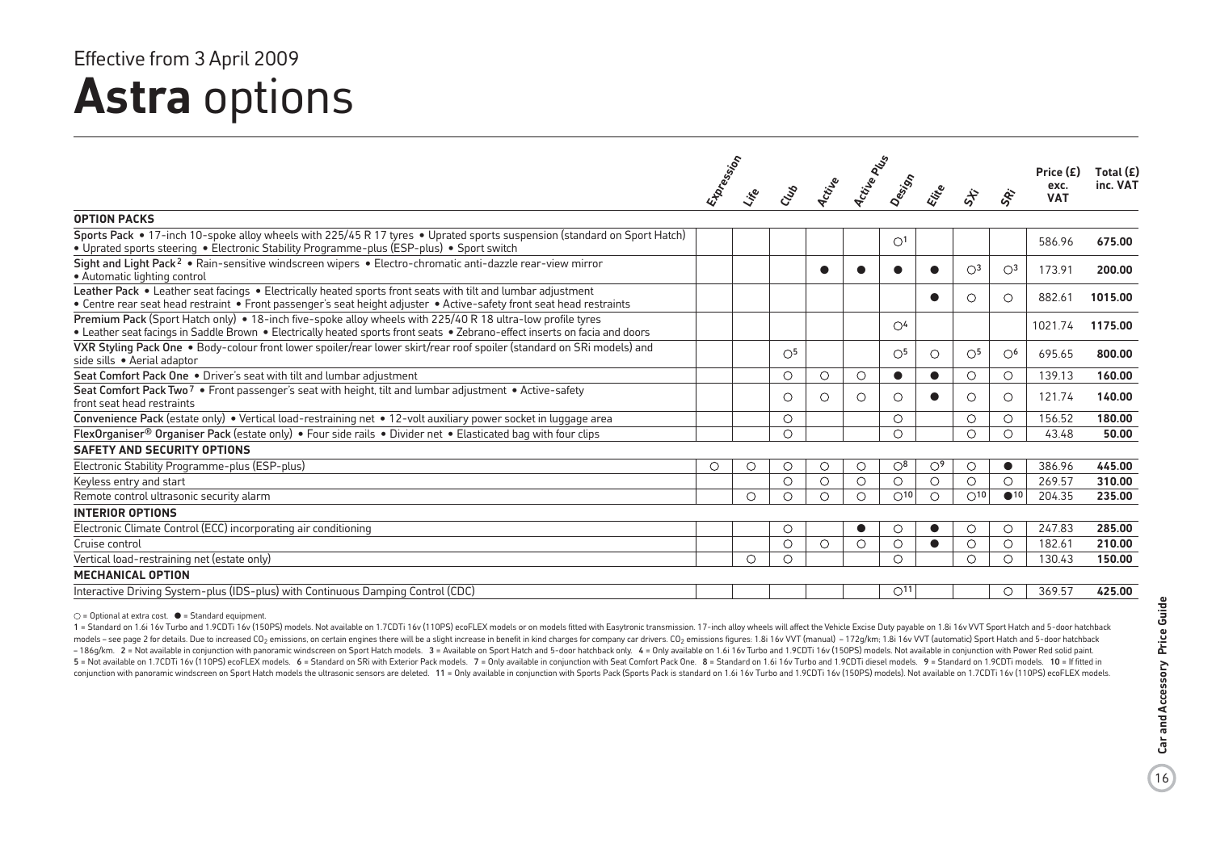Effective from 3 April 2009

# **Astra** options

| | Expression | Life | Club | Active | Active Plus | Design | Elite | SXi | SRi | Price (£) exc. VAT | Total (£) inc. VAT |
|---|---|---|---|---|---|---|---|---|---|---|---|
| **OPTION PACKS** | | | | | | | | | | | |
| Sports Pack • 17-inch 10-spoke alloy wheels with 225/45 R 17 tyres • Uprated sports suspension (standard on Sport Hatch) • Uprated sports steering • Electronic Stability Programme-plus (ESP-plus) • Sport switch | | | | | | ○[1] | | | | 586.96 | **675.00** |
| Sight and Light Pack[2] • Rain-sensitive windscreen wipers • Electro-chromatic anti-dazzle rear-view mirror • Automatic lighting control | | | | ● | ● | ● | ● | ○[3] | ○[3] | 173.91 | **200.00** |
| Leather Pack • Leather seat facings • Electrically heated sports front seats with tilt and lumbar adjustment • Centre rear seat head restraint • Front passenger's seat height adjuster • Active-safety front seat head restraints | | | | | | | ● | ○ | ○ | 882.61 | **1015.00** |
| Premium Pack (Sport Hatch only) • 18-inch five-spoke alloy wheels with 225/40 R 18 ultra-low profile tyres • Leather seat facings in Saddle Brown • Electrically heated sports front seats • Zebrano-effect inserts on facia and doors | | | | | | ○[4] | | | | 1021.74 | **1175.00** |
| VXR Styling Pack One • Body-colour front lower spoiler/rear lower skirt/rear roof spoiler (standard on SRi models) and side sills • Aerial adaptor | | | ○[5] | | | ○[5] | ○ | ○[5] | ○[6] | 695.65 | **800.00** |
| Seat Comfort Pack One • Driver's seat with tilt and lumbar adjustment | | | ○ | ○ | ○ | ● | ● | ○ | ○ | 139.13 | **160.00** |
| Seat Comfort Pack Two[7] • Front passenger's seat with height, tilt and lumbar adjustment • Active-safety front seat head restraints | | | ○ | ○ | ○ | ○ | ● | ○ | ○ | 121.74 | **140.00** |
| Convenience Pack (estate only) • Vertical load-restraining net • 12-volt auxiliary power socket in luggage area | | | ○ | | | ○ | | ○ | ○ | 156.52 | **180.00** |
| FlexOrganiser® Organiser Pack (estate only) • Four side rails • Divider net • Elasticated bag with four clips | | | ○ | | | ○ | | ○ | ○ | 43.48 | **50.00** |
| **SAFETY AND SECURITY OPTIONS** | | | | | | | | | | | |
| Electronic Stability Programme-plus (ESP-plus) | ○ | ○ | ○ | ○ | ○ | ○[8] | ○[9] | ○ | ● | 386.96 | **445.00** |
| Keyless entry and start | | | ○ | ○ | ○ | ○ | ○ | ○ | ○ | 269.57 | **310.00** |
| Remote control ultrasonic security alarm | | ○ | ○ | ○ | ○ | ○[10] | ○ | ○[10] | ●[10] | 204.35 | **235.00** |
| **INTERIOR OPTIONS** | | | | | | | | | | | |
| Electronic Climate Control (ECC) incorporating air conditioning | | | ○ | | ● | ○ | ● | ○ | ○ | 247.83 | **285.00** |
| Cruise control | | | ○ | ○ | ○ | ○ | ● | ○ | ○ | 182.61 | **210.00** |
| Vertical load-restraining net (estate only) | | ○ | ○ | | | ○ | | ○ | ○ | 130.43 | **150.00** |
| **MECHANICAL OPTION** | | | | | | | | | | | |
| Interactive Driving System-plus (IDS-plus) with Continuous Damping Control (CDC) | | | | | | ○[11] | | | ○ | 369.57 | **425.00** |

○ = Optional at extra cost. ● = Standard equipment.

1 = Standard on 1.6i 16v Turbo and 1.9CDTi 16v (150PS) models. Not available on 1.7CDTi 16v (110PS) ecoFLEX models or on models fitted with Easytronic transmission. 17-inch alloy wheels will affect the Vehicle Excise Duty payable on 1.8i 16v VVT Sport Hatch and 5-door hatchback models – see page 2 for details. Due to increased $CO_2$ emissions, on certain engines there will be a slight increase in benefit in kind charges for company car drivers. $CO_2$ emissions figures: 1.8i 16v VVT (manual) – 172g/km; 1.8i 16v VVT (automatic) Sport Hatch and 5-door hatchback – 186g/km. 2 = Not available in conjunction with panoramic windscreen on Sport Hatch models. 3 = Available on Sport Hatch and 5-door hatchback only. 4 = Only available on 1.6i 16v Turbo and 1.9CDTi 16v (150PS) models. Not available in conjunction with Power Red solid paint. 5 = Not available on 1.7CDTi 16v (110PS) ecoFLEX models. 6 = Standard on SRi with Exterior Pack models. 7 = Only available in conjunction with Seat Comfort Pack One. 8 = Standard on 1.6i 16v Turbo and 1.9CDTi diesel models. 9 = Standard on 1.9CDTi models. 10 = If fitted in conjunction with panoramic windscreen on Sport Hatch models the ultrasonic sensors are deleted. 11 = Only available in conjunction with Sports Pack (Sports Pack is standard on 1.6i 16v Turbo and 1.9CDTi 16v (150PS) models). Not available on 1.7CDTi 16v (110PS) ecoFLEX models.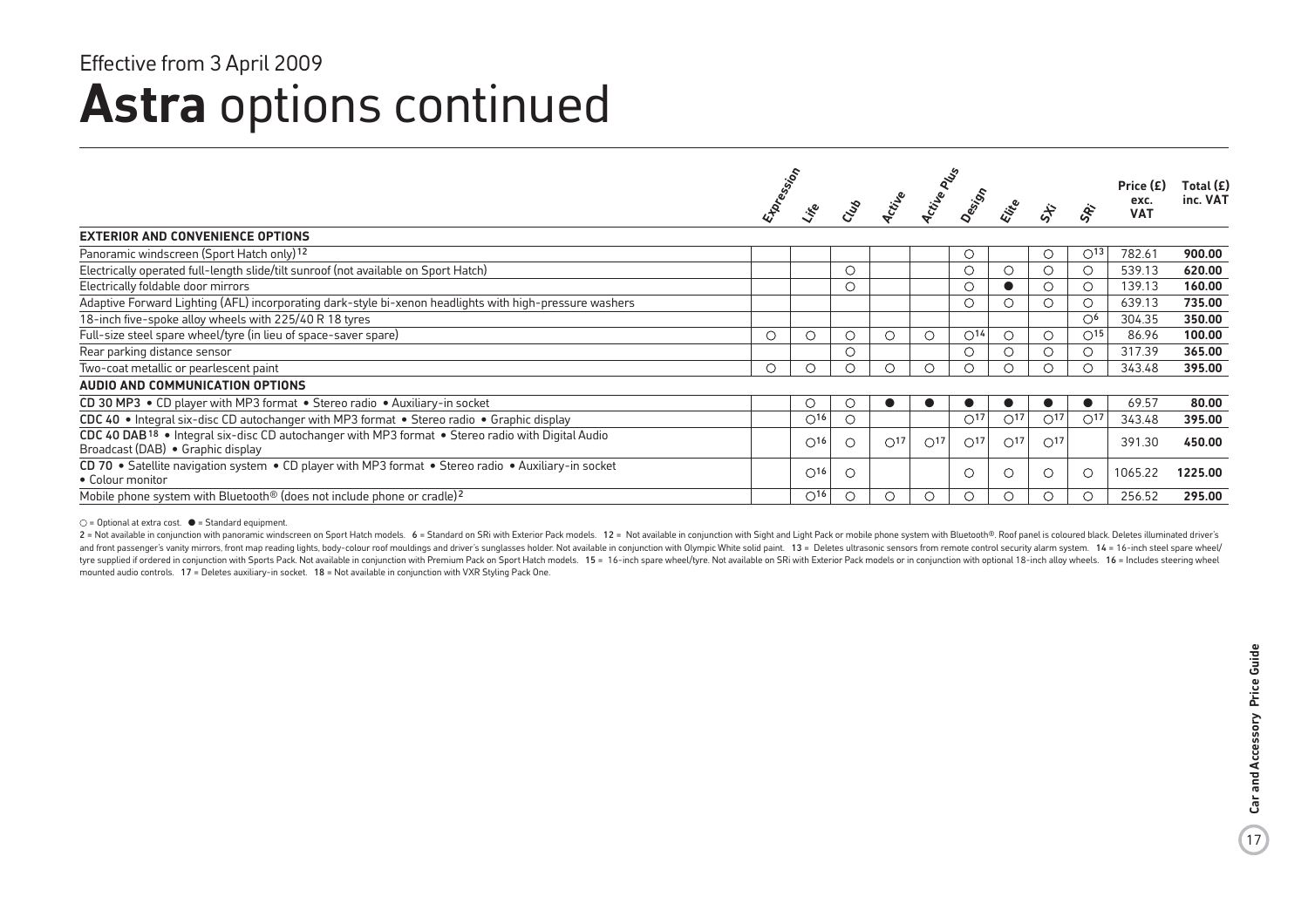Effective from 3 April 2009

# **Astra** options continued

| | Expression | Life | Club | Active | Active Plus | Design | Elite | SXi | SRi | Price (£) exc. VAT | Total (£) inc. VAT |
|---|---|---|---|---|---|---|---|---|---|---|---|
| **EXTERIOR AND CONVENIENCE OPTIONS** | | | | | | | | | | | |
| Panoramic windscreen (Sport Hatch only)[12] | | | | | | ○ | | ○ | ○[13] | 782.61 | **900.00** |
| Electrically operated full-length slide/tilt sunroof (not available on Sport Hatch) | | | ○ | | | ○ | ○ | ○ | ○ | 539.13 | **620.00** |
| Electrically foldable door mirrors | | | ○ | | | ○ | ● | ○ | ○ | 139.13 | **160.00** |
| Adaptive Forward Lighting (AFL) incorporating dark-style bi-xenon headlights with high-pressure washers | | | | | | ○ | ○ | ○ | ○ | 639.13 | **735.00** |
| 18-inch five-spoke alloy wheels with 225/40 R 18 tyres | | | | | | | | | ○[6] | 304.35 | **350.00** |
| Full-size steel spare wheel/tyre (in lieu of space-saver spare) | ○ | ○ | ○ | ○ | ○ | ○[14] | ○ | ○ | ○[15] | 86.96 | **100.00** |
| Rear parking distance sensor | | | ○ | | | ○ | ○ | ○ | ○ | 317.39 | **365.00** |
| Two-coat metallic or pearlescent paint | ○ | ○ | ○ | ○ | ○ | ○ | ○ | ○ | ○ | 343.48 | **395.00** |
| **AUDIO AND COMMUNICATION OPTIONS** | | | | | | | | | | | |
| **CD 30 MP3** • CD player with MP3 format • Stereo radio • Auxiliary-in socket | | ○ | ○ | ● | ● | ● | ● | ● | ● | 69.57 | **80.00** |
| **CDC 40** • Integral six-disc CD autochanger with MP3 format • Stereo radio • Graphic display | | ○[16] | ○ | | | ○[17] | ○[17] | ○[17] | ○[17] | 343.48 | **395.00** |
| **CDC 40 DAB**[18] • Integral six-disc CD autochanger with MP3 format • Stereo radio with Digital Audio Broadcast (DAB) • Graphic display | | ○[16] | ○ | ○[17] | ○[17] | ○[17] | ○[17] | ○[17] | | 391.30 | **450.00** |
| **CD 70** • Satellite navigation system • CD player with MP3 format • Stereo radio • Auxiliary-in socket • Colour monitor | | ○[16] | ○ | | | ○ | ○ | ○ | ○ | 1065.22 | **1225.00** |
| Mobile phone system with Bluetooth® (does not include phone or cradle)[2] | | ○[16] | ○ | ○ | ○ | ○ | ○ | ○ | ○ | 256.52 | **295.00** |

○ = Optional at extra cost. ● = Standard equipment.

2 = Not available in conjunction with panoramic windscreen on Sport Hatch models. 6 = Standard on SRi with Exterior Pack models. 12 = Not available in conjunction with Sight and Light Pack or mobile phone system with Bluetooth®. Roof panel is coloured black. Deletes illuminated driver's and front passenger's vanity mirrors, front map reading lights, body-colour roof mouldings and driver's sunglasses holder. Not available in conjunction with Olympic White solid paint. 13 = Deletes ultrasonic sensors from remote control security alarm system. 14 = 16-inch steel spare wheel/tyre supplied if ordered in conjunction with Sports Pack. Not available in conjunction with Premium Pack on Sport Hatch models. 15 = 16-inch spare wheel/tyre. Not available on SRi with Exterior Pack models or in conjunction with optional 18-inch alloy wheels. 16 = Includes steering wheel mounted audio controls. 17 = Deletes auxiliary-in socket. 18 = Not available in conjunction with VXR Styling Pack One.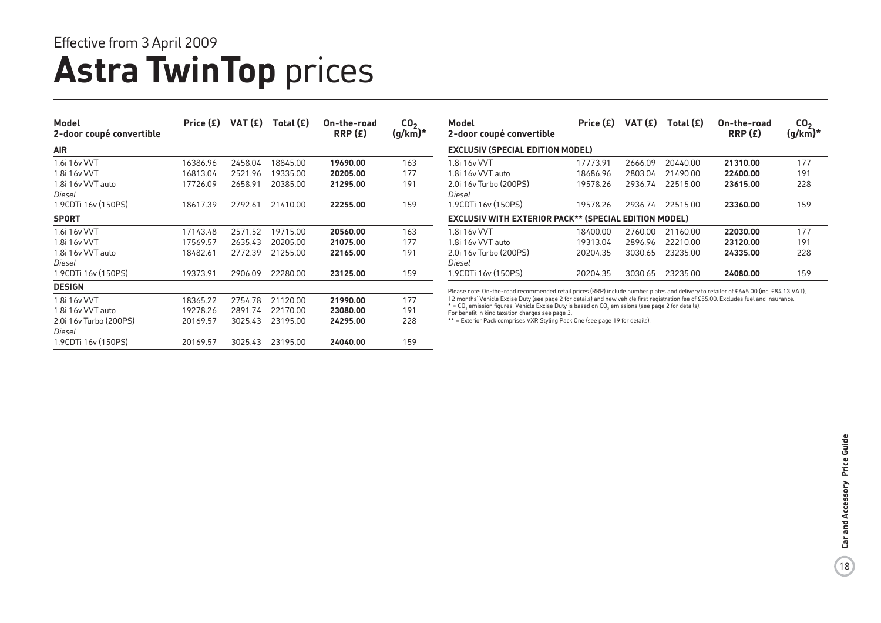Effective from 3 April 2009

# **Astra TwinTop** prices

| Model<br>2-door coupé convertible | Price (£) | VAT (£) | Total (£) | On-the-road RRP (£) | $CO_2$ (g/km)* |
|---|---|---|---|---|---|
| **AIR** | | | | | |
| 1.6i 16v VVT | 16386.96 | 2458.04 | 18845.00 | **19690.00** | 163 |
| 1.8i 16v VVT | 16813.04 | 2521.96 | 19335.00 | **20205.00** | 177 |
| 1.8i 16v VVT auto | 17726.09 | 2658.91 | 20385.00 | **21295.00** | 191 |
| *Diesel* | | | | | |
| 1.9CDTi 16v (150PS) | 18617.39 | 2792.61 | 21410.00 | **22255.00** | 159 |
| **SPORT** | | | | | |
| 1.6i 16v VVT | 17143.48 | 2571.52 | 19715.00 | **20560.00** | 163 |
| 1.8i 16v VVT | 17569.57 | 2635.43 | 20205.00 | **21075.00** | 177 |
| 1.8i 16v VVT auto | 18482.61 | 2772.39 | 21255.00 | **22165.00** | 191 |
| *Diesel* | | | | | |
| 1.9CDTi 16v (150PS) | 19373.91 | 2906.09 | 22280.00 | **23125.00** | 159 |
| **DESIGN** | | | | | |
| 1.8i 16v VVT | 18365.22 | 2754.78 | 21120.00 | **21990.00** | 177 |
| 1.8i 16v VVT auto | 19278.26 | 2891.74 | 22170.00 | **23080.00** | 191 |
| 2.0i 16v Turbo (200PS) | 20169.57 | 3025.43 | 23195.00 | **24295.00** | 228 |
| *Diesel* | | | | | |
| 1.9CDTi 16v (150PS) | 20169.57 | 3025.43 | 23195.00 | **24040.00** | 159 |

| Model<br>2-door coupé convertible | Price (£) | VAT (£) | Total (£) | On-the-road RRP (£) | $CO_2$ (g/km)* |
|---|---|---|---|---|---|
| **EXCLUSIV (SPECIAL EDITION MODEL)** | | | | | |
| 1.8i 16v VVT | 17773.91 | 2666.09 | 20440.00 | **21310.00** | 177 |
| 1.8i 16v VVT auto | 18686.96 | 2803.04 | 21490.00 | **22400.00** | 191 |
| 2.0i 16v Turbo (200PS) | 19578.26 | 2936.74 | 22515.00 | **23615.00** | 228 |
| *Diesel* | | | | | |
| 1.9CDTi 16v (150PS) | 19578.26 | 2936.74 | 22515.00 | **23360.00** | 159 |
| **EXCLUSIV WITH EXTERIOR PACK** (SPECIAL EDITION MODEL)** | | | | | |
| 1.8i 16v VVT | 18400.00 | 2760.00 | 21160.00 | **22030.00** | 177 |
| 1.8i 16v VVT auto | 19313.04 | 2896.96 | 22210.00 | **23120.00** | 191 |
| 2.0i 16v Turbo (200PS) | 20204.35 | 3030.65 | 23235.00 | **24335.00** | 228 |
| *Diesel* | | | | | |
| 1.9CDTi 16v (150PS) | 20204.35 | 3030.65 | 23235.00 | **24080.00** | 159 |

Please note: On-the-road recommended retail prices (RRP) include number plates and delivery to retailer of £645.00 (inc. £84.13 VAT). 12 months' Vehicle Excise Duty (see page 2 for details) and new vehicle first registration fee of £55.00. Excludes fuel and insurance.
* = $CO_2$ emission figures. Vehicle Excise Duty is based on $CO_2$ emissions (see page 2 for details).
For benefit in kind taxation charges see page 3.
** = Exterior Pack comprises VXR Styling Pack One (see page 19 for details).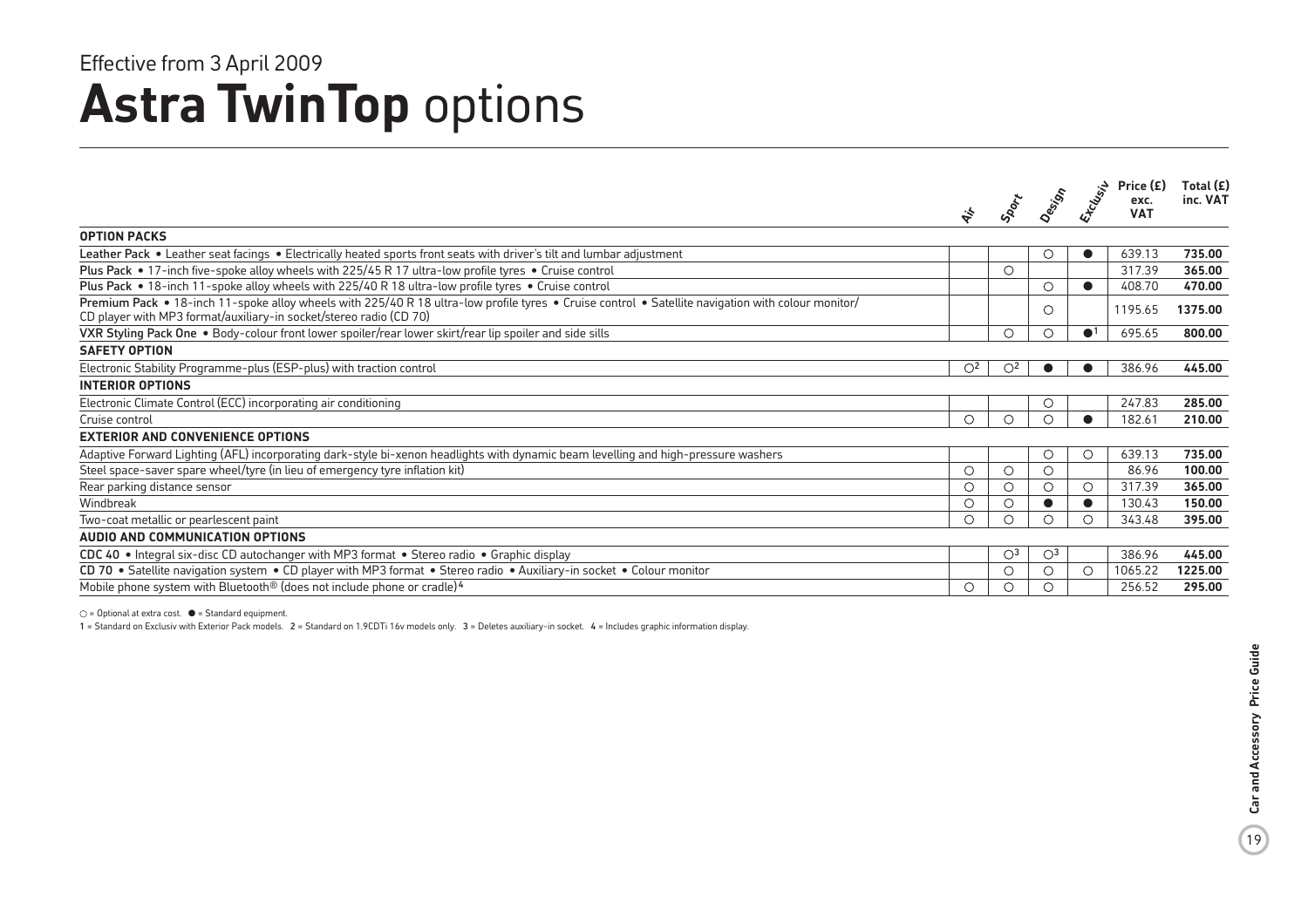Effective from 3 April 2009

# **Astra TwinTop** options

| | Air | Sport | Design | Exclusiv | Price (£) exc. VAT | Total (£) inc. VAT |
|---|---|---|---|---|---|---|
| **OPTION PACKS** | | | | | | |
| **Leather Pack** • Leather seat facings • Electrically heated sports front seats with driver's tilt and lumbar adjustment | | | ○ | ● | 639.13 | **735.00** |
| **Plus Pack** • 17-inch five-spoke alloy wheels with 225/45 R 17 ultra-low profile tyres • Cruise control | | ○ | | | 317.39 | **365.00** |
| **Plus Pack** • 18-inch 11-spoke alloy wheels with 225/40 R 18 ultra-low profile tyres • Cruise control | | | ○ | ● | 408.70 | **470.00** |
| **Premium Pack** • 18-inch 11-spoke alloy wheels with 225/40 R 18 ultra-low profile tyres • Cruise control • Satellite navigation with colour monitor/ CD player with MP3 format/auxiliary-in socket/stereo radio (CD 70) | | | ○ | | 1195.65 | **1375.00** |
| **VXR Styling Pack One** • Body-colour front lower spoiler/rear lower skirt/rear lip spoiler and side sills | | ○ | ○ | ●[1] | 695.65 | **800.00** |
| **SAFETY OPTION** | | | | | | |
| Electronic Stability Programme-plus (ESP-plus) with traction control | ○[2] | ○[2] | ● | ● | 386.96 | **445.00** |
| **INTERIOR OPTIONS** | | | | | | |
| Electronic Climate Control (ECC) incorporating air conditioning | | | ○ | | 247.83 | **285.00** |
| Cruise control | ○ | ○ | ○ | ● | 182.61 | **210.00** |
| **EXTERIOR AND CONVENIENCE OPTIONS** | | | | | | |
| Adaptive Forward Lighting (AFL) incorporating dark-style bi-xenon headlights with dynamic beam levelling and high-pressure washers | | | ○ | ○ | 639.13 | **735.00** |
| Steel space-saver spare wheel/tyre (in lieu of emergency tyre inflation kit) | ○ | ○ | ○ | | 86.96 | **100.00** |
| Rear parking distance sensor | ○ | ○ | ○ | ○ | 317.39 | **365.00** |
| Windbreak | ○ | ○ | ● | ● | 130.43 | **150.00** |
| Two-coat metallic or pearlescent paint | ○ | ○ | ○ | ○ | 343.48 | **395.00** |
| **AUDIO AND COMMUNICATION OPTIONS** | | | | | | |
| **CDC 40** • Integral six-disc CD autochanger with MP3 format • Stereo radio • Graphic display | | ○[3] | ○[3] | | 386.96 | **445.00** |
| **CD 70** • Satellite navigation system • CD player with MP3 format • Stereo radio • Auxiliary-in socket • Colour monitor | | ○ | ○ | ○ | 1065.22 | **1225.00** |
| Mobile phone system with Bluetooth® (does not include phone or cradle)[4] | ○ | ○ | ○ | | 256.52 | **295.00** |

○ = Optional at extra cost. ● = Standard equipment.

1 = Standard on Exclusiv with Exterior Pack models. 2 = Standard on 1.9CDTi 16v models only. 3 = Deletes auxiliary-in socket. 4 = Includes graphic information display.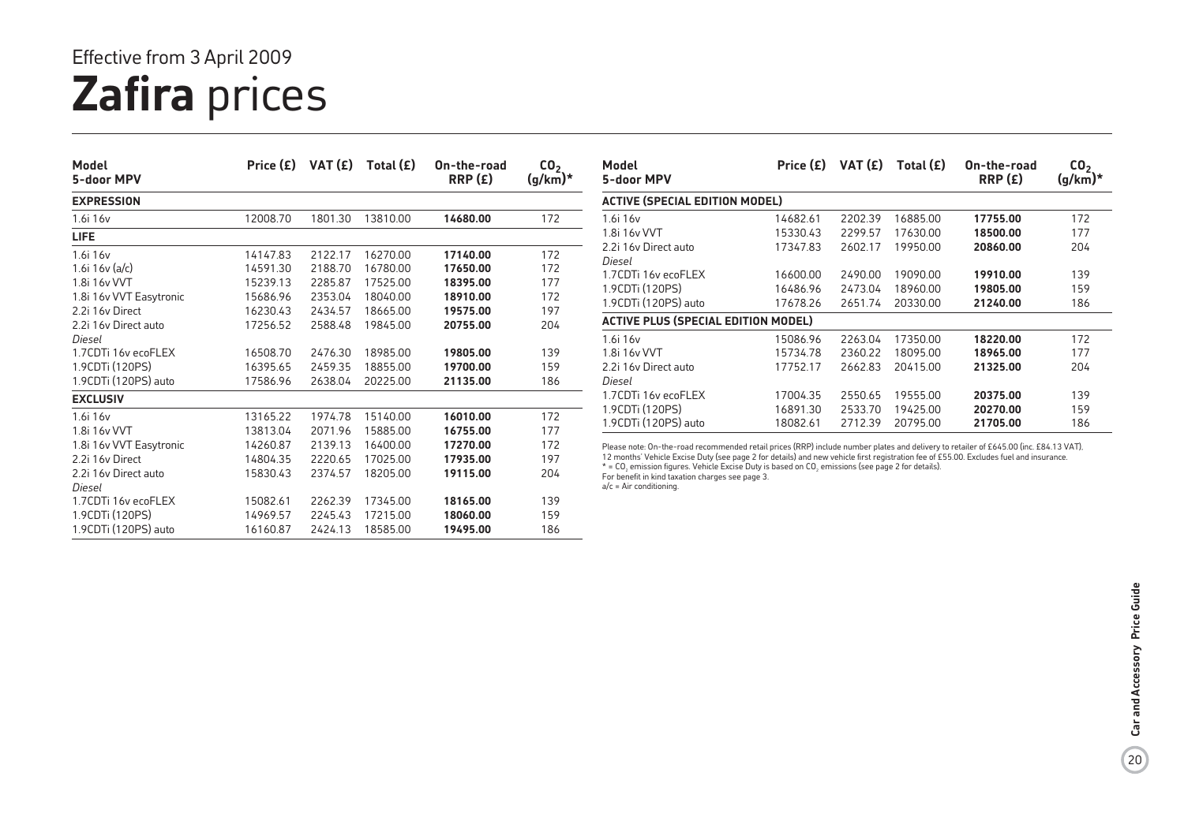Effective from 3 April 2009

# **Zafira** prices

| Model<br>5-door MPV | Price (£) | VAT (£) | Total (£) | On-the-road RRP (£) | $CO_2$ (g/km)* |
|---|---|---|---|---|---|
| **EXPRESSION** | | | | | |
| 1.6i 16v | 12008.70 | 1801.30 | 13810.00 | **14680.00** | 172 |
| **LIFE** | | | | | |
| 1.6i 16v | 14147.83 | 2122.17 | 16270.00 | **17140.00** | 172 |
| 1.6i 16v (a/c) | 14591.30 | 2188.70 | 16780.00 | **17650.00** | 172 |
| 1.8i 16v VVT | 15239.13 | 2285.87 | 17525.00 | **18395.00** | 177 |
| 1.8i 16v VVT Easytronic | 15686.96 | 2353.04 | 18040.00 | **18910.00** | 172 |
| 2.2i 16v Direct | 16230.43 | 2434.57 | 18665.00 | **19575.00** | 197 |
| 2.2i 16v Direct auto | 17256.52 | 2588.48 | 19845.00 | **20755.00** | 204 |
| *Diesel* | | | | | |
| 1.7CDTi 16v ecoFLEX | 16508.70 | 2476.30 | 18985.00 | **19805.00** | 139 |
| 1.9CDTi (120PS) | 16395.65 | 2459.35 | 18855.00 | **19700.00** | 159 |
| 1.9CDTi (120PS) auto | 17586.96 | 2638.04 | 20225.00 | **21135.00** | 186 |
| **EXCLUSIV** | | | | | |
| 1.6i 16v | 13165.22 | 1974.78 | 15140.00 | **16010.00** | 172 |
| 1.8i 16v VVT | 13813.04 | 2071.96 | 15885.00 | **16755.00** | 177 |
| 1.8i 16v VVT Easytronic | 14260.87 | 2139.13 | 16400.00 | **17270.00** | 172 |
| 2.2i 16v Direct | 14804.35 | 2220.65 | 17025.00 | **17935.00** | 197 |
| 2.2i 16v Direct auto | 15830.43 | 2374.57 | 18205.00 | **19115.00** | 204 |
| *Diesel* | | | | | |
| 1.7CDTi 16v ecoFLEX | 15082.61 | 2262.39 | 17345.00 | **18165.00** | 139 |
| 1.9CDTi (120PS) | 14969.57 | 2245.43 | 17215.00 | **18060.00** | 159 |
| 1.9CDTi (120PS) auto | 16160.87 | 2424.13 | 18585.00 | **19495.00** | 186 |

| Model<br>5-door MPV | Price (£) | VAT (£) | Total (£) | On-the-road RRP (£) | $CO_2$ (g/km)* |
|---|---|---|---|---|---|
| **ACTIVE (SPECIAL EDITION MODEL)** | | | | | |
| 1.6i 16v | 14682.61 | 2202.39 | 16885.00 | **17755.00** | 172 |
| 1.8i 16v VVT | 15330.43 | 2299.57 | 17630.00 | **18500.00** | 177 |
| 2.2i 16v Direct auto | 17347.83 | 2602.17 | 19950.00 | **20860.00** | 204 |
| *Diesel* | | | | | |
| 1.7CDTi 16v ecoFLEX | 16600.00 | 2490.00 | 19090.00 | **19910.00** | 139 |
| 1.9CDTi (120PS) | 16486.96 | 2473.04 | 18960.00 | **19805.00** | 159 |
| 1.9CDTi (120PS) auto | 17678.26 | 2651.74 | 20330.00 | **21240.00** | 186 |
| **ACTIVE PLUS (SPECIAL EDITION MODEL)** | | | | | |
| 1.6i 16v | 15086.96 | 2263.04 | 17350.00 | **18220.00** | 172 |
| 1.8i 16v VVT | 15734.78 | 2360.22 | 18095.00 | **18965.00** | 177 |
| 2.2i 16v Direct auto | 17752.17 | 2662.83 | 20415.00 | **21325.00** | 204 |
| *Diesel* | | | | | |
| 1.7CDTi 16v ecoFLEX | 17004.35 | 2550.65 | 19555.00 | **20375.00** | 139 |
| 1.9CDTi (120PS) | 16891.30 | 2533.70 | 19425.00 | **20270.00** | 159 |
| 1.9CDTi (120PS) auto | 18082.61 | 2712.39 | 20795.00 | **21705.00** | 186 |

Please note: On-the-road recommended retail prices (RRP) include number plates and delivery to retailer of £645.00 (inc. £84.13 VAT). 12 months' Vehicle Excise Duty (see page 2 for details) and new vehicle first registration fee of £55.00. Excludes fuel and insurance.
* = $CO_2$ emission figures. Vehicle Excise Duty is based on $CO_2$ emissions (see page 2 for details).
For benefit in kind taxation charges see page 3.
a/c = Air conditioning.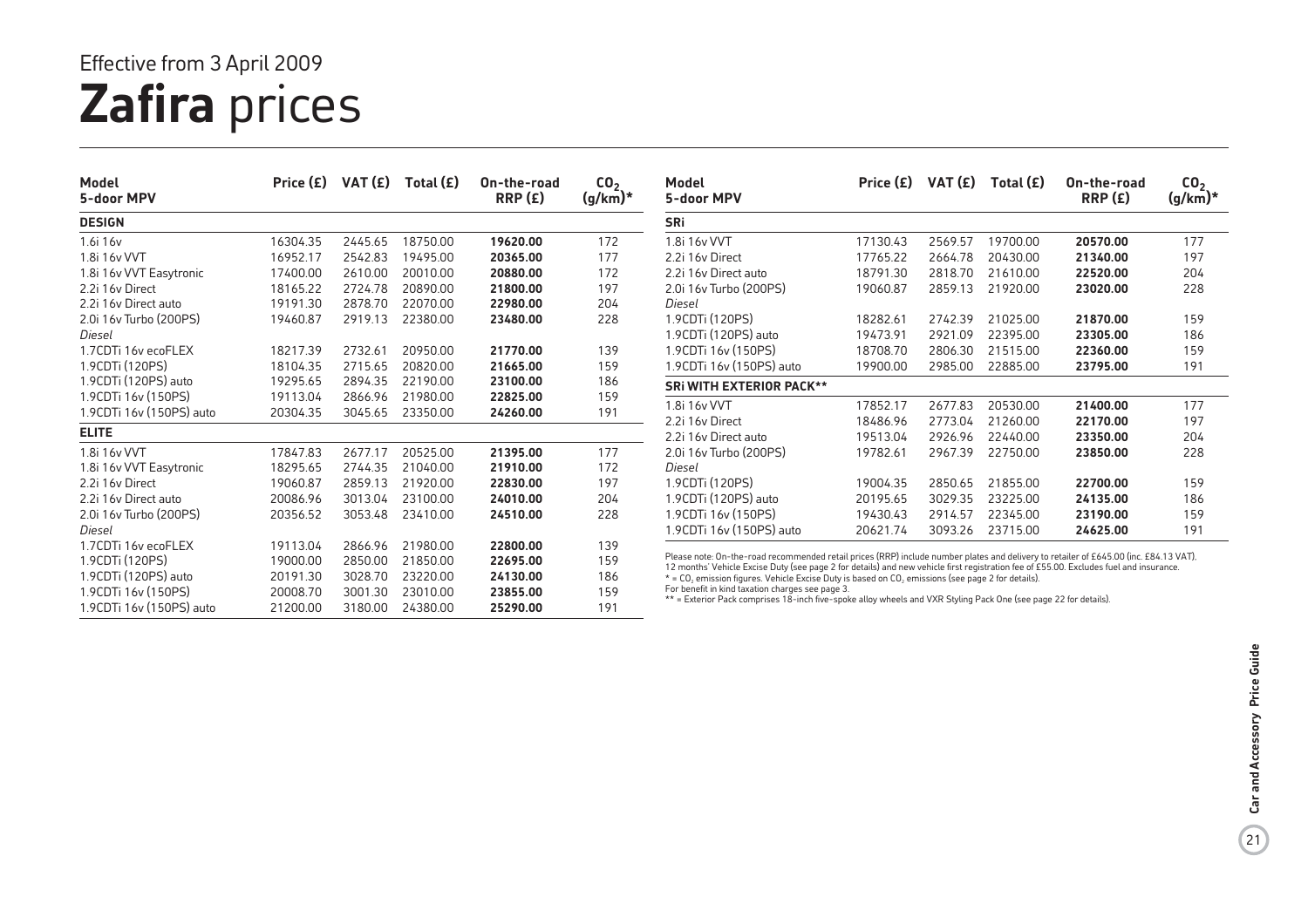Effective from 3 April 2009

# **Zafira** prices

| Model 5-door MPV | Price (£) | VAT (£) | Total (£) | On-the-road RRP (£) | $CO_2$ (g/km)* |
|---|---|---|---|---|---|
| **DESIGN** | | | | | |
| 1.6i 16v | 16304.35 | 2445.65 | 18750.00 | **19620.00** | 172 |
| 1.8i 16v VVT | 16952.17 | 2542.83 | 19495.00 | **20365.00** | 177 |
| 1.8i 16v VVT Easytronic | 17400.00 | 2610.00 | 20010.00 | **20880.00** | 172 |
| 2.2i 16v Direct | 18165.22 | 2724.78 | 20890.00 | **21800.00** | 197 |
| 2.2i 16v Direct auto | 19191.30 | 2878.70 | 22070.00 | **22980.00** | 204 |
| 2.0i 16v Turbo (200PS) | 19460.87 | 2919.13 | 22380.00 | **23480.00** | 228 |
| *Diesel* | | | | | |
| 1.7CDTi 16v ecoFLEX | 18217.39 | 2732.61 | 20950.00 | **21770.00** | 139 |
| 1.9CDTi (120PS) | 18104.35 | 2715.65 | 20820.00 | **21665.00** | 159 |
| 1.9CDTi (120PS) auto | 19295.65 | 2894.35 | 22190.00 | **23100.00** | 186 |
| 1.9CDTi 16v (150PS) | 19113.04 | 2866.96 | 21980.00 | **22825.00** | 159 |
| 1.9CDTi 16v (150PS) auto | 20304.35 | 3045.65 | 23350.00 | **24260.00** | 191 |
| **ELITE** | | | | | |
| 1.8i 16v VVT | 17847.83 | 2677.17 | 20525.00 | **21395.00** | 177 |
| 1.8i 16v VVT Easytronic | 18295.65 | 2744.35 | 21040.00 | **21910.00** | 172 |
| 2.2i 16v Direct | 19060.87 | 2859.13 | 21920.00 | **22830.00** | 197 |
| 2.2i 16v Direct auto | 20086.96 | 3013.04 | 23100.00 | **24010.00** | 204 |
| 2.0i 16v Turbo (200PS) | 20356.52 | 3053.48 | 23410.00 | **24510.00** | 228 |
| *Diesel* | | | | | |
| 1.7CDTi 16v ecoFLEX | 19113.04 | 2866.96 | 21980.00 | **22800.00** | 139 |
| 1.9CDTi (120PS) | 19000.00 | 2850.00 | 21850.00 | **22695.00** | 159 |
| 1.9CDTi (120PS) auto | 20191.30 | 3028.70 | 23220.00 | **24130.00** | 186 |
| 1.9CDTi 16v (150PS) | 20008.70 | 3001.30 | 23010.00 | **23855.00** | 159 |
| 1.9CDTi 16v (150PS) auto | 21200.00 | 3180.00 | 24380.00 | **25290.00** | 191 |

| Model 5-door MPV | Price (£) | VAT (£) | Total (£) | On-the-road RRP (£) | $CO_2$ (g/km)* |
|---|---|---|---|---|---|
| **SRi** | | | | | |
| 1.8i 16v VVT | 17130.43 | 2569.57 | 19700.00 | **20570.00** | 177 |
| 2.2i 16v Direct | 17765.22 | 2664.78 | 20430.00 | **21340.00** | 197 |
| 2.2i 16v Direct auto | 18791.30 | 2818.70 | 21610.00 | **22520.00** | 204 |
| 2.0i 16v Turbo (200PS) | 19060.87 | 2859.13 | 21920.00 | **23020.00** | 228 |
| *Diesel* | | | | | |
| 1.9CDTi (120PS) | 18282.61 | 2742.39 | 21025.00 | **21870.00** | 159 |
| 1.9CDTi (120PS) auto | 19473.91 | 2921.09 | 22395.00 | **23305.00** | 186 |
| 1.9CDTi 16v (150PS) | 18708.70 | 2806.30 | 21515.00 | **22360.00** | 159 |
| 1.9CDTi 16v (150PS) auto | 19900.00 | 2985.00 | 22885.00 | **23795.00** | 191 |
| **SRi WITH EXTERIOR PACK**** | | | | | |
| 1.8i 16v VVT | 17852.17 | 2677.83 | 20530.00 | **21400.00** | 177 |
| 2.2i 16v Direct | 18486.96 | 2773.04 | 21260.00 | **22170.00** | 197 |
| 2.2i 16v Direct auto | 19513.04 | 2926.96 | 22440.00 | **23350.00** | 204 |
| 2.0i 16v Turbo (200PS) | 19782.61 | 2967.39 | 22750.00 | **23850.00** | 228 |
| *Diesel* | | | | | |
| 1.9CDTi (120PS) | 19004.35 | 2850.65 | 21855.00 | **22700.00** | 159 |
| 1.9CDTi (120PS) auto | 20195.65 | 3029.35 | 23225.00 | **24135.00** | 186 |
| 1.9CDTi 16v (150PS) | 19430.43 | 2914.57 | 22345.00 | **23190.00** | 159 |
| 1.9CDTi 16v (150PS) auto | 20621.74 | 3093.26 | 23715.00 | **24625.00** | 191 |

Please note: On-the-road recommended retail prices (RRP) include number plates and delivery to retailer of £645.00 (inc. £84.13 VAT). 12 months' Vehicle Excise Duty (see page 2 for details) and new vehicle first registration fee of £55.00. Excludes fuel and insurance.
* = $CO_2$ emission figures. Vehicle Excise Duty is based on $CO_2$ emissions (see page 2 for details).
For benefit in kind taxation charges see page 3.
** = Exterior Pack comprises 18-inch five-spoke alloy wheels and VXR Styling Pack One (see page 22 for details).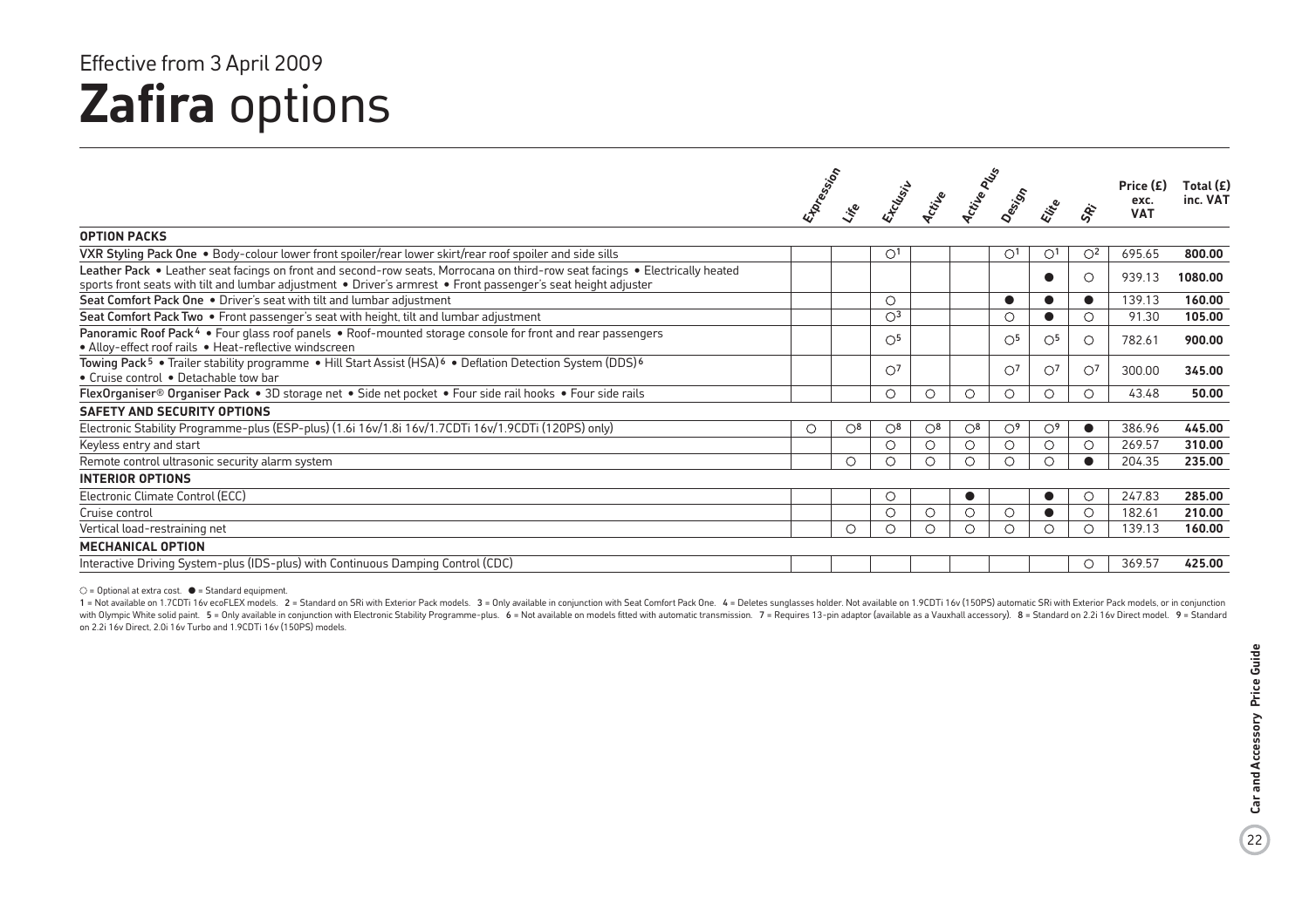Effective from 3 April 2009

# **Zafira** options

| | Expression | Life | Exclusiv | Active | Active Plus | Design | Elite | SRi | Price (£) exc. VAT | Total (£) inc. VAT |
|---|---|---|---|---|---|---|---|---|---|---|
| **OPTION PACKS** | | | | | | | | | | |
| **VXR Styling Pack One** • Body-colour lower front spoiler/rear lower skirt/rear roof spoiler and side sills | | | ○[1] | | | ○[1] | ○[1] | ○[2] | 695.65 | **800.00** |
| **Leather Pack** • Leather seat facings on front and second-row seats, Morrocana on third-row seat facings • Electrically heated sports front seats with tilt and lumbar adjustment • Driver's armrest • Front passenger's seat height adjuster | | | | | | | ● | ○ | 939.13 | **1080.00** |
| **Seat Comfort Pack One** • Driver's seat with tilt and lumbar adjustment | | | ○ | | | ● | ● | ● | 139.13 | **160.00** |
| **Seat Comfort Pack Two** • Front passenger's seat with height, tilt and lumbar adjustment | | | ○[3] | | | ○ | ● | ○ | 91.30 | **105.00** |
| **Panoramic Roof Pack**[4] • Four glass roof panels • Roof-mounted storage console for front and rear passengers • Alloy-effect roof rails • Heat-reflective windscreen | | | ○[5] | | | ○[5] | ○[5] | ○ | 782.61 | **900.00** |
| **Towing Pack**[5] • Trailer stability programme • Hill Start Assist (HSA)[6] • Deflation Detection System (DDS)[6] • Cruise control • Detachable tow bar | | | ○[7] | | | ○[7] | ○[7] | ○[7] | 300.00 | **345.00** |
| **FlexOrganiser® Organiser Pack** • 3D storage net • Side net pocket • Four side rail hooks • Four side rails | | | ○ | ○ | ○ | ○ | ○ | ○ | 43.48 | **50.00** |
| **SAFETY AND SECURITY OPTIONS** | | | | | | | | | | |
| Electronic Stability Programme-plus (ESP-plus) (1.6i 16v/1.8i 16v/1.7CDTi 16v/1.9CDTi (120PS) only) | ○ | ○[8] | ○[8] | ○[8] | ○[8] | ○[9] | ○[9] | ● | 386.96 | **445.00** |
| Keyless entry and start | | | ○ | ○ | ○ | ○ | ○ | ○ | 269.57 | **310.00** |
| Remote control ultrasonic security alarm system | | ○ | ○ | ○ | ○ | ○ | ○ | ● | 204.35 | **235.00** |
| **INTERIOR OPTIONS** | | | | | | | | | | |
| Electronic Climate Control (ECC) | | | ○ | | ● | | ● | ○ | 247.83 | **285.00** |
| Cruise control | | | ○ | ○ | ○ | ○ | ● | ○ | 182.61 | **210.00** |
| Vertical load-restraining net | | ○ | ○ | ○ | ○ | ○ | ○ | ○ | 139.13 | **160.00** |
| **MECHANICAL OPTION** | | | | | | | | | | |
| Interactive Driving System-plus (IDS-plus) with Continuous Damping Control (CDC) | | | | | | | | ○ | 369.57 | **425.00** |

○ = Optional at extra cost. ● = Standard equipment.

1 = Not available on 1.7CDTi 16v ecoFLEX models. 2 = Standard on SRi with Exterior Pack models. 3 = Only available in conjunction with Seat Comfort Pack One. 4 = Deletes sunglasses holder. Not available on 1.9CDTi 16v (150PS) automatic SRi with Exterior Pack models, or in conjunction with Olympic White solid paint. 5 = Only available in conjunction with Electronic Stability Programme-plus. 6 = Not available on models fitted with automatic transmission. 7 = Requires 13-pin adaptor (available as a Vauxhall accessory). 8 = Standard on 2.2i 16v Direct model. 9 = Standard on 2.2i 16v Direct, 2.0i 16v Turbo and 1.9CDTi 16v (150PS) models.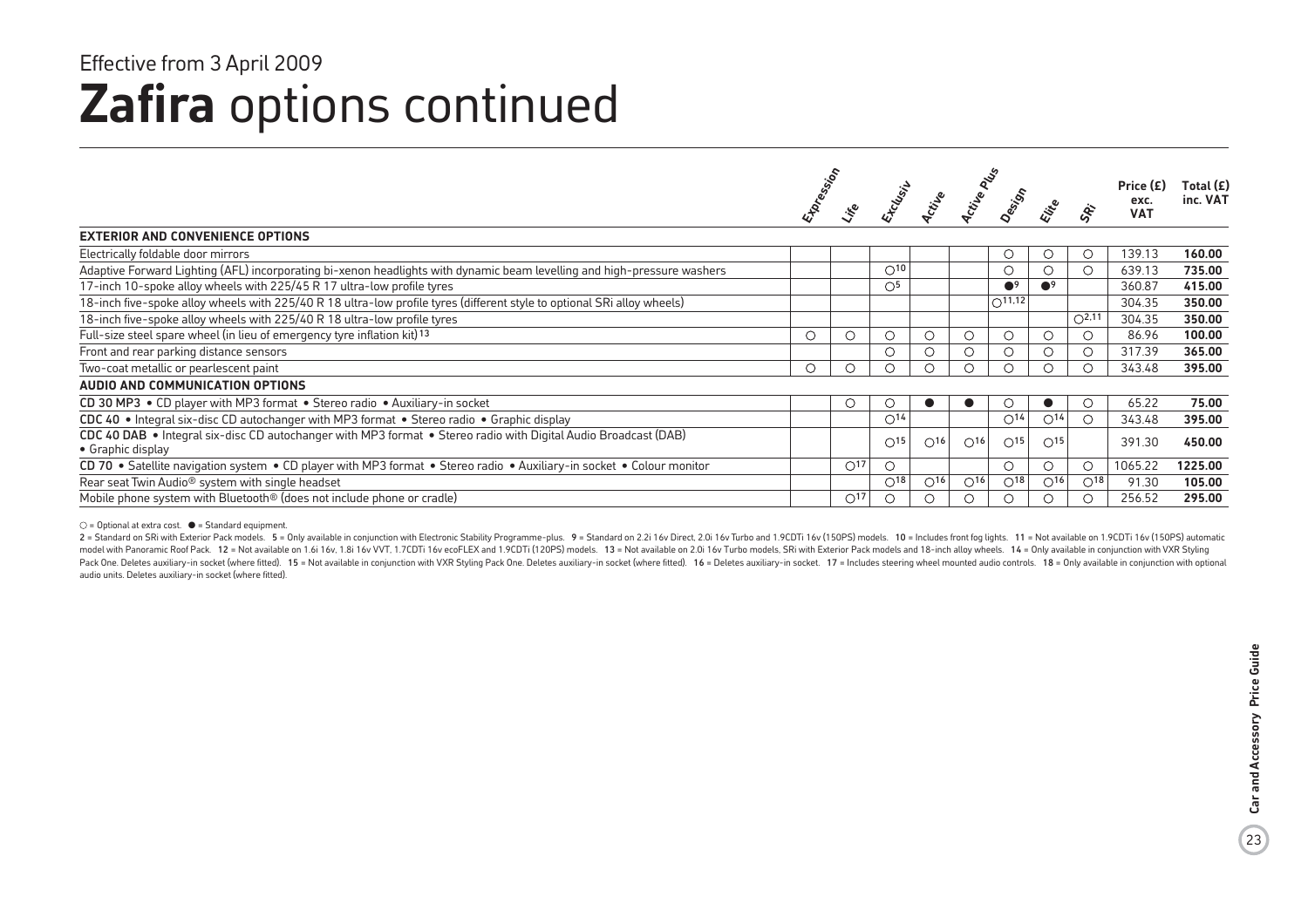Effective from 3 April 2009

# **Zafira** options continued

| | Expression | Life | Exclusiv | Active | Active Plus | Design | Elite | SRi | Price (£) exc. VAT | Total (£) inc. VAT |
|---|---|---|---|---|---|---|---|---|---|---|
| **EXTERIOR AND CONVENIENCE OPTIONS** | | | | | | | | | | |
| Electrically foldable door mirrors | | | | | | ○ | ○ | ○ | 139.13 | **160.00** |
| Adaptive Forward Lighting (AFL) incorporating bi-xenon headlights with dynamic beam levelling and high-pressure washers | | | ○[10] | | | ○ | ○ | ○ | 639.13 | **735.00** |
| 17-inch 10-spoke alloy wheels with 225/45 R 17 ultra-low profile tyres | | | ○[5] | | | ●[9] | ●[9] | | 360.87 | **415.00** |
| 18-inch five-spoke alloy wheels with 225/40 R 18 ultra-low profile tyres (different style to optional SRi alloy wheels) | | | | | | ○[11,12] | | | 304.35 | **350.00** |
| 18-inch five-spoke alloy wheels with 225/40 R 18 ultra-low profile tyres | | | | | | | | ○[2,11] | 304.35 | **350.00** |
| Full-size steel spare wheel (in lieu of emergency tyre inflation kit)[13] | ○ | ○ | ○ | ○ | ○ | ○ | ○ | ○ | 86.96 | **100.00** |
| Front and rear parking distance sensors | | | ○ | ○ | ○ | ○ | ○ | ○ | 317.39 | **365.00** |
| Two-coat metallic or pearlescent paint | ○ | ○ | ○ | ○ | ○ | ○ | ○ | ○ | 343.48 | **395.00** |
| **AUDIO AND COMMUNICATION OPTIONS** | | | | | | | | | | |
| **CD 30 MP3** • CD player with MP3 format • Stereo radio • Auxiliary-in socket | | ○ | ○ | ● | ● | ○ | ● | ○ | 65.22 | **75.00** |
| **CDC 40** • Integral six-disc CD autochanger with MP3 format • Stereo radio • Graphic display | | | ○[14] | | | ○[14] | ○[14] | ○ | 343.48 | **395.00** |
| **CDC 40 DAB** • Integral six-disc CD autochanger with MP3 format • Stereo radio with Digital Audio Broadcast (DAB) • Graphic display | | | ○[15] | ○[16] | ○[16] | ○[15] | ○[15] | | 391.30 | **450.00** |
| **CD 70** • Satellite navigation system • CD player with MP3 format • Stereo radio • Auxiliary-in socket • Colour monitor | | ○[17] | ○ | | | ○ | ○ | ○ | 1065.22 | **1225.00** |
| Rear seat Twin Audio® system with single headset | | | ○[18] | ○[16] | ○[16] | ○[18] | ○[16] | ○[18] | 91.30 | **105.00** |
| Mobile phone system with Bluetooth® (does not include phone or cradle) | | ○[17] | ○ | ○ | ○ | ○ | ○ | ○ | 256.52 | **295.00** |

○ = Optional at extra cost. ● = Standard equipment.

2 = Standard on SRi with Exterior Pack models. 5 = Only available in conjunction with Electronic Stability Programme-plus. 9 = Standard on 2.2i 16v Direct, 2.0i 16v Turbo and 1.9CDTi 16v (150PS) models. 10 = Includes front fog lights. 11 = Not available on 1.9CDTi 16v (150PS) automatic model with Panoramic Roof Pack. 12 = Not available on 1.6i 16v, 1.8i 16v VVT, 1.7CDTi 16v ecoFLEX and 1.9CDTi (120PS) models. 13 = Not available on 2.0i 16v Turbo models, SRi with Exterior Pack models and 18-inch alloy wheels. 14 = Only available in conjunction with VXR Styling Pack One. Deletes auxiliary-in socket (where fitted). 15 = Not available in conjunction with VXR Styling Pack One. Deletes auxiliary-in socket (where fitted). 16 = Deletes auxiliary-in socket. 17 = Includes steering wheel mounted audio controls. 18 = Only available in conjunction with optional audio units. Deletes auxiliary-in socket (where fitted).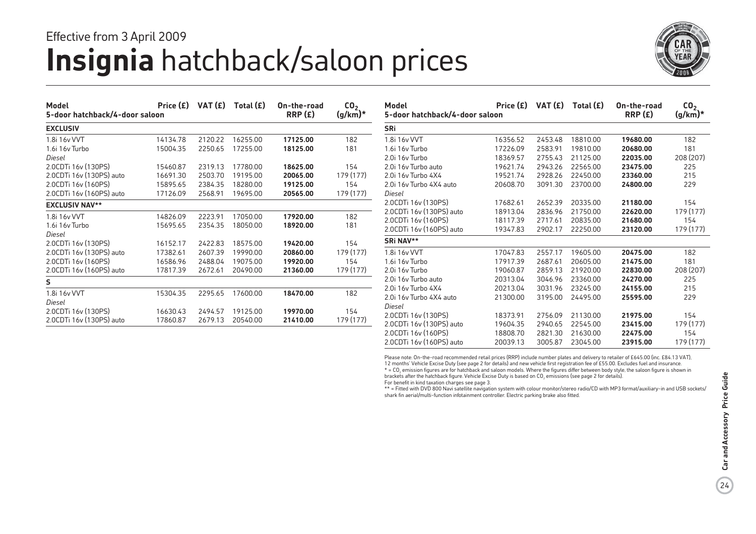Effective from 3 April 2009

# Insignia hatchback/saloon prices

| Model<br>5-door hatchback/4-door saloon | Price (£) | VAT (£) | Total (£) | On-the-road RRP (£) | $CO_2$ (g/km)* |
|---|---|---|---|---|---|
| **EXCLUSIV** | | | | | |
| 1.8i 16v VVT | 14134.78 | 2120.22 | 16255.00 | **17125.00** | 182 |
| 1.6i 16v Turbo | 15004.35 | 2250.65 | 17255.00 | **18125.00** | 181 |
| *Diesel* | | | | | |
| 2.0CDTi 16v (130PS) | 15460.87 | 2319.13 | 17780.00 | **18625.00** | 154 |
| 2.0CDTi 16v (130PS) auto | 16691.30 | 2503.70 | 19195.00 | **20065.00** | 179 (177) |
| 2.0CDTi 16v (160PS) | 15895.65 | 2384.35 | 18280.00 | **19125.00** | 154 |
| 2.0CDTi 16v (160PS) auto | 17126.09 | 2568.91 | 19695.00 | **20565.00** | 179 (177) |
| **EXCLUSIV NAV**** | | | | | |
| 1.8i 16v VVT | 14826.09 | 2223.91 | 17050.00 | **17920.00** | 182 |
| 1.6i 16v Turbo | 15695.65 | 2354.35 | 18050.00 | **18920.00** | 181 |
| *Diesel* | | | | | |
| 2.0CDTi 16v (130PS) | 16152.17 | 2422.83 | 18575.00 | **19420.00** | 154 |
| 2.0CDTi 16v (130PS) auto | 17382.61 | 2607.39 | 19990.00 | **20860.00** | 179 (177) |
| 2.0CDTi 16v (160PS) | 16586.96 | 2488.04 | 19075.00 | **19920.00** | 154 |
| 2.0CDTi 16v (160PS) auto | 17817.39 | 2672.61 | 20490.00 | **21360.00** | 179 (177) |
| **S** | | | | | |
| 1.8i 16v VVT | 15304.35 | 2295.65 | 17600.00 | **18470.00** | 182 |
| *Diesel* | | | | | |
| 2.0CDTi 16v (130PS) | 16630.43 | 2494.57 | 19125.00 | **19970.00** | 154 |
| 2.0CDTi 16v (130PS) auto | 17860.87 | 2679.13 | 20540.00 | **21410.00** | 179 (177) |

| Model<br>5-door hatchback/4-door saloon | Price (£) | VAT (£) | Total (£) | On-the-road RRP (£) | $CO_2$ (g/km)* |
|---|---|---|---|---|---|
| **SRi** | | | | | |
| 1.8i 16v VVT | 16356.52 | 2453.48 | 18810.00 | **19680.00** | 182 |
| 1.6i 16v Turbo | 17226.09 | 2583.91 | 19810.00 | **20680.00** | 181 |
| 2.0i 16v Turbo | 18369.57 | 2755.43 | 21125.00 | **22035.00** | 208 (207) |
| 2.0i 16v Turbo auto | 19621.74 | 2943.26 | 22565.00 | **23475.00** | 225 |
| 2.0i 16v Turbo 4X4 | 19521.74 | 2928.26 | 22450.00 | **23360.00** | 215 |
| 2.0i 16v Turbo 4X4 auto | 20608.70 | 3091.30 | 23700.00 | **24800.00** | 229 |
| *Diesel* | | | | | |
| 2.0CDTi 16v (130PS) | 17682.61 | 2652.39 | 20335.00 | **21180.00** | 154 |
| 2.0CDTi 16v (130PS) auto | 18913.04 | 2836.96 | 21750.00 | **22620.00** | 179 (177) |
| 2.0CDTi 16v (160PS) | 18117.39 | 2717.61 | 20835.00 | **21680.00** | 154 |
| 2.0CDTi 16v (160PS) auto | 19347.83 | 2902.17 | 22250.00 | **23120.00** | 179 (177) |
| **SRi NAV**** | | | | | |
| 1.8i 16v VVT | 17047.83 | 2557.17 | 19605.00 | **20475.00** | 182 |
| 1.6i 16v Turbo | 17917.39 | 2687.61 | 20605.00 | **21475.00** | 181 |
| 2.0i 16v Turbo | 19060.87 | 2859.13 | 21920.00 | **22830.00** | 208 (207) |
| 2.0i 16v Turbo auto | 20313.04 | 3046.96 | 23360.00 | **24270.00** | 225 |
| 2.0i 16v Turbo 4X4 | 20213.04 | 3031.96 | 23245.00 | **24155.00** | 215 |
| 2.0i 16v Turbo 4X4 auto | 21300.00 | 3195.00 | 24495.00 | **25595.00** | 229 |
| *Diesel* | | | | | |
| 2.0CDTi 16v (130PS) | 18373.91 | 2756.09 | 21130.00 | **21975.00** | 154 |
| 2.0CDTi 16v (130PS) auto | 19604.35 | 2940.65 | 22545.00 | **23415.00** | 179 (177) |
| 2.0CDTi 16v (160PS) | 18808.70 | 2821.30 | 21630.00 | **22475.00** | 154 |
| 2.0CDTi 16v (160PS) auto | 20039.13 | 3005.87 | 23045.00 | **23915.00** | 179 (177) |

Please note: On-the-road recommended retail prices (RRP) include number plates and delivery to retailer of £645.00 (inc. £84.13 VAT), 12 months' Vehicle Excise Duty (see page 2 for details) and new vehicle first registration fee of £55.00. Excludes fuel and insurance.
* = $CO_2$ emission figures are for hatchback and saloon models. Where the figures differ between body style, the saloon figure is shown in brackets after the hatchback figure. Vehicle Excise Duty is based on $CO_2$ emissions (see page 2 for details).
For benefit in kind taxation charges see page 3.
** = Fitted with DVD 800 Navi satellite navigation system with colour monitor/stereo radio/CD with MP3 format/auxiliary-in and USB sockets/shark fin aerial/multi-function infotainment controller. Electric parking brake also fitted.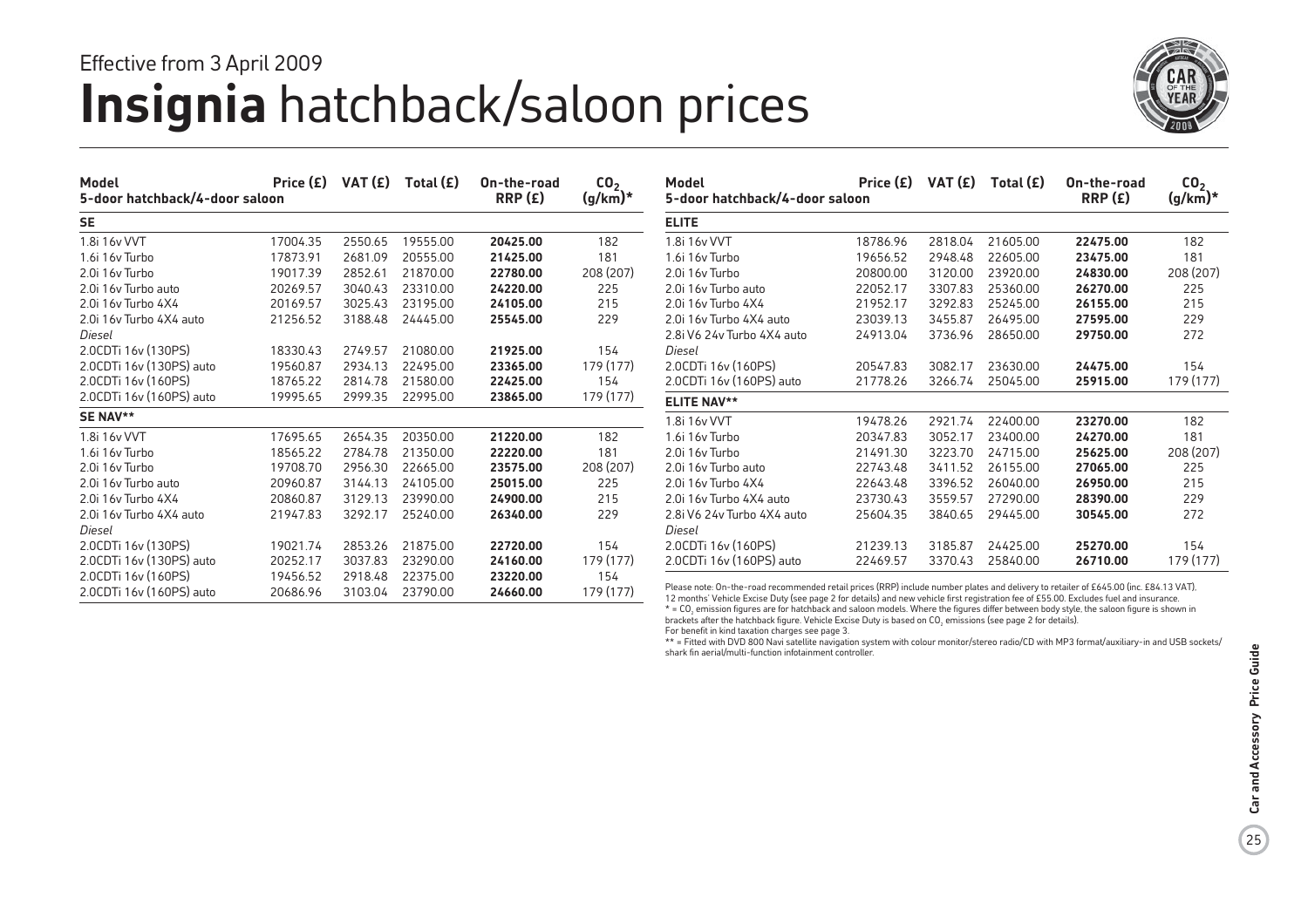Effective from 3 April 2009

# **Insignia** hatchback/saloon prices

| Model<br>5-door hatchback/4-door saloon | Price (£) | VAT (£) | Total (£) | On-the-road RRP (£) | $CO_2$ (g/km)* |
|---|---|---|---|---|---|
| **SE** | | | | | |
| 1.8i 16v VVT | 17004.35 | 2550.65 | 19555.00 | **20425.00** | 182 |
| 1.6i 16v Turbo | 17873.91 | 2681.09 | 20555.00 | **21425.00** | 181 |
| 2.0i 16v Turbo | 19017.39 | 2852.61 | 21870.00 | **22780.00** | 208 (207) |
| 2.0i 16v Turbo auto | 20269.57 | 3040.43 | 23310.00 | **24220.00** | 225 |
| 2.0i 16v Turbo 4X4 | 20169.57 | 3025.43 | 23195.00 | **24105.00** | 215 |
| 2.0i 16v Turbo 4X4 auto | 21256.52 | 3188.48 | 24445.00 | **25545.00** | 229 |
| *Diesel* | | | | | |
| 2.0CDTi 16v (130PS) | 18330.43 | 2749.57 | 21080.00 | **21925.00** | 154 |
| 2.0CDTi 16v (130PS) auto | 19560.87 | 2934.13 | 22495.00 | **23365.00** | 179 (177) |
| 2.0CDTi 16v (160PS) | 18765.22 | 2814.78 | 21580.00 | **22425.00** | 154 |
| 2.0CDTi 16v (160PS) auto | 19995.65 | 2999.35 | 22995.00 | **23865.00** | 179 (177) |
| **SE NAV**** | | | | | |
| 1.8i 16v VVT | 17695.65 | 2654.35 | 20350.00 | **21220.00** | 182 |
| 1.6i 16v Turbo | 18565.22 | 2784.78 | 21350.00 | **22220.00** | 181 |
| 2.0i 16v Turbo | 19708.70 | 2956.30 | 22665.00 | **23575.00** | 208 (207) |
| 2.0i 16v Turbo auto | 20960.87 | 3144.13 | 24105.00 | **25015.00** | 225 |
| 2.0i 16v Turbo 4X4 | 20860.87 | 3129.13 | 23990.00 | **24900.00** | 215 |
| 2.0i 16v Turbo 4X4 auto | 21947.83 | 3292.17 | 25240.00 | **26340.00** | 229 |
| *Diesel* | | | | | |
| 2.0CDTi 16v (130PS) | 19021.74 | 2853.26 | 21875.00 | **22720.00** | 154 |
| 2.0CDTi 16v (130PS) auto | 20252.17 | 3037.83 | 23290.00 | **24160.00** | 179 (177) |
| 2.0CDTi 16v (160PS) | 19456.52 | 2918.48 | 22375.00 | **23220.00** | 154 |
| 2.0CDTi 16v (160PS) auto | 20686.96 | 3103.04 | 23790.00 | **24660.00** | 179 (177) |
| **ELITE** | | | | | |
| 1.8i 16v VVT | 18786.96 | 2818.04 | 21605.00 | **22475.00** | 182 |
| 1.6i 16v Turbo | 19656.52 | 2948.48 | 22605.00 | **23475.00** | 181 |
| 2.0i 16v Turbo | 20800.00 | 3120.00 | 23920.00 | **24830.00** | 208 (207) |
| 2.0i 16v Turbo auto | 22052.17 | 3307.83 | 25360.00 | **26270.00** | 225 |
| 2.0i 16v Turbo 4X4 | 21952.17 | 3292.83 | 25245.00 | **26155.00** | 215 |
| 2.0i 16v Turbo 4X4 auto | 23039.13 | 3455.87 | 26495.00 | **27595.00** | 229 |
| 2.8i V6 24v Turbo 4X4 auto | 24913.04 | 3736.96 | 28650.00 | **29750.00** | 272 |
| *Diesel* | | | | | |
| 2.0CDTi 16v (160PS) | 20547.83 | 3082.17 | 23630.00 | **24475.00** | 154 |
| 2.0CDTi 16v (160PS) auto | 21778.26 | 3266.74 | 25045.00 | **25915.00** | 179 (177) |
| **ELITE NAV**** | | | | | |
| 1.8i 16v VVT | 19478.26 | 2921.74 | 22400.00 | **23270.00** | 182 |
| 1.6i 16v Turbo | 20347.83 | 3052.17 | 23400.00 | **24270.00** | 181 |
| 2.0i 16v Turbo | 21491.30 | 3223.70 | 24715.00 | **25625.00** | 208 (207) |
| 2.0i 16v Turbo auto | 22743.48 | 3411.52 | 26155.00 | **27065.00** | 225 |
| 2.0i 16v Turbo 4X4 | 22643.48 | 3396.52 | 26040.00 | **26950.00** | 215 |
| 2.0i 16v Turbo 4X4 auto | 23730.43 | 3559.57 | 27290.00 | **28390.00** | 229 |
| 2.8i V6 24v Turbo 4X4 auto | 25604.35 | 3840.65 | 29445.00 | **30545.00** | 272 |
| *Diesel* | | | | | |
| 2.0CDTi 16v (160PS) | 21239.13 | 3185.87 | 24425.00 | **25270.00** | 154 |
| 2.0CDTi 16v (160PS) auto | 22469.57 | 3370.43 | 25840.00 | **26710.00** | 179 (177) |

Please note: On-the-road recommended retail prices (RRP) include number plates and delivery to retailer of £645.00 (inc. £84.13 VAT), 12 months' Vehicle Excise Duty (see page 2 for details) and new vehicle first registration fee of £55.00. Excludes fuel and insurance.

* = $CO_2$ emission figures are for hatchback and saloon models. Where the figures differ between body style, the saloon figure is shown in brackets after the hatchback figure. Vehicle Excise Duty is based on $CO_2$ emissions (see page 2 for details).

For benefit in kind taxation charges see page 3.

** = Fitted with DVD 800 Navi satellite navigation system with colour monitor/stereo radio/CD with MP3 format/auxiliary-in and USB sockets/ shark fin aerial/multi-function infotainment controller.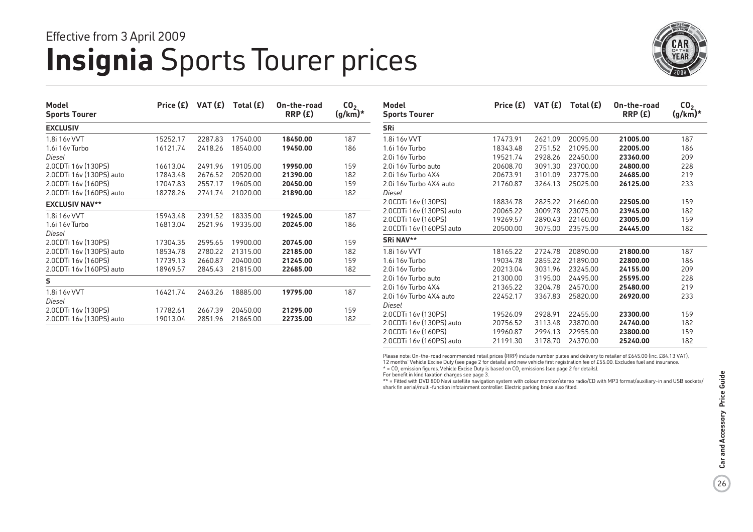Effective from 3 April 2009

# **Insignia** Sports Tourer prices

| Model Sports Tourer | Price (£) | VAT (£) | Total (£) | On-the-road RRP (£) | $CO_2$ (g/km)* |
|---|---|---|---|---|---|
| **EXCLUSIV** | | | | | |
| 1.8i 16v VVT | 15252.17 | 2287.83 | 17540.00 | **18450.00** | 187 |
| 1.6i 16v Turbo | 16121.74 | 2418.26 | 18540.00 | **19450.00** | 186 |
| *Diesel* | | | | | |
| 2.0CDTi 16v (130PS) | 16613.04 | 2491.96 | 19105.00 | **19950.00** | 159 |
| 2.0CDTi 16v (130PS) auto | 17843.48 | 2676.52 | 20520.00 | **21390.00** | 182 |
| 2.0CDTi 16v (160PS) | 17047.83 | 2557.17 | 19605.00 | **20450.00** | 159 |
| 2.0CDTi 16v (160PS) auto | 18278.26 | 2741.74 | 21020.00 | **21890.00** | 182 |
| **EXCLUSIV NAV**** | | | | | |
| 1.8i 16v VVT | 15943.48 | 2391.52 | 18335.00 | **19245.00** | 187 |
| 1.6i 16v Turbo | 16813.04 | 2521.96 | 19335.00 | **20245.00** | 186 |
| *Diesel* | | | | | |
| 2.0CDTi 16v (130PS) | 17304.35 | 2595.65 | 19900.00 | **20745.00** | 159 |
| 2.0CDTi 16v (130PS) auto | 18534.78 | 2780.22 | 21315.00 | **22185.00** | 182 |
| 2.0CDTi 16v (160PS) | 17739.13 | 2660.87 | 20400.00 | **21245.00** | 159 |
| 2.0CDTi 16v (160PS) auto | 18969.57 | 2845.43 | 21815.00 | **22685.00** | 182 |
| **S** | | | | | |
| 1.8i 16v VVT | 16421.74 | 2463.26 | 18885.00 | **19795.00** | 187 |
| *Diesel* | | | | | |
| 2.0CDTi 16v (130PS) | 17782.61 | 2667.39 | 20450.00 | **21295.00** | 159 |
| 2.0CDTi 16v (130PS) auto | 19013.04 | 2851.96 | 21865.00 | **22735.00** | 182 |

| Model Sports Tourer | Price (£) | VAT (£) | Total (£) | On-the-road RRP (£) | $CO_2$ (g/km)* |
|---|---|---|---|---|---|
| **SRi** | | | | | |
| 1.8i 16v VVT | 17473.91 | 2621.09 | 20095.00 | **21005.00** | 187 |
| 1.6i 16v Turbo | 18343.48 | 2751.52 | 21095.00 | **22005.00** | 186 |
| 2.0i 16v Turbo | 19521.74 | 2928.26 | 22450.00 | **23360.00** | 209 |
| 2.0i 16v Turbo auto | 20608.70 | 3091.30 | 23700.00 | **24800.00** | 228 |
| 2.0i 16v Turbo 4X4 | 20673.91 | 3101.09 | 23775.00 | **24685.00** | 219 |
| 2.0i 16v Turbo 4X4 auto | 21760.87 | 3264.13 | 25025.00 | **26125.00** | 233 |
| *Diesel* | | | | | |
| 2.0CDTi 16v (130PS) | 18834.78 | 2825.22 | 21660.00 | **22505.00** | 159 |
| 2.0CDTi 16v (130PS) auto | 20065.22 | 3009.78 | 23075.00 | **23945.00** | 182 |
| 2.0CDTi 16v (160PS) | 19269.57 | 2890.43 | 22160.00 | **23005.00** | 159 |
| 2.0CDTi 16v (160PS) auto | 20500.00 | 3075.00 | 23575.00 | **24445.00** | 182 |
| **SRi NAV**** | | | | | |
| 1.8i 16v VVT | 18165.22 | 2724.78 | 20890.00 | **21800.00** | 187 |
| 1.6i 16v Turbo | 19034.78 | 2855.22 | 21890.00 | **22800.00** | 186 |
| 2.0i 16v Turbo | 20213.04 | 3031.96 | 23245.00 | **24155.00** | 209 |
| 2.0i 16v Turbo auto | 21300.00 | 3195.00 | 24495.00 | **25595.00** | 228 |
| 2.0i 16v Turbo 4X4 | 21365.22 | 3204.78 | 24570.00 | **25480.00** | 219 |
| 2.0i 16v Turbo 4X4 auto | 22452.17 | 3367.83 | 25820.00 | **26920.00** | 233 |
| *Diesel* | | | | | |
| 2.0CDTi 16v (130PS) | 19526.09 | 2928.91 | 22455.00 | **23300.00** | 159 |
| 2.0CDTi 16v (130PS) auto | 20756.52 | 3113.48 | 23870.00 | **24740.00** | 182 |
| 2.0CDTi 16v (160PS) | 19960.87 | 2994.13 | 22955.00 | **23800.00** | 159 |
| 2.0CDTi 16v (160PS) auto | 21191.30 | 3178.70 | 24370.00 | **25240.00** | 182 |

Please note: On-the-road recommended retail prices (RRP) include number plates and delivery to retailer of £645.00 (inc. £84.13 VAT). 12 months' Vehicle Excise Duty (see page 2 for details) and new vehicle first registration fee of £55.00. Excludes fuel and insurance.

* = $CO_2$ emission figures. Vehicle Excise Duty is based on $CO_2$ emissions (see page 2 for details).

For benefit in kind taxation charges see page 3.

** = Fitted with DVD 800 Navi satellite navigation system with colour monitor/stereo radio/CD with MP3 format/auxiliary-in and USB sockets/shark fin aerial/multi-function infotainment controller. Electric parking brake also fitted.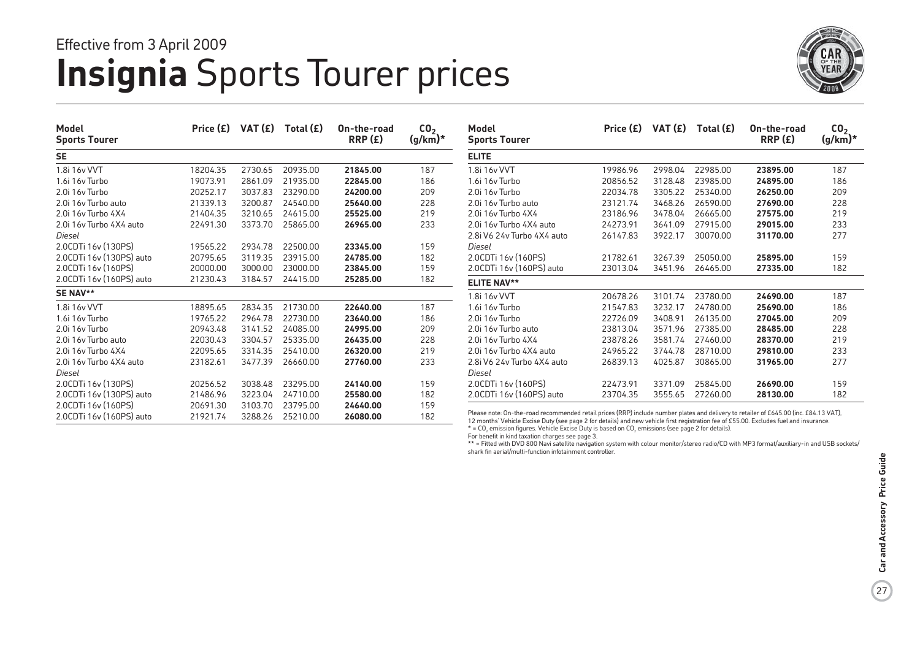Effective from 3 April 2009

# **Insignia** Sports Tourer prices

| Model Sports Tourer | Price (£) | VAT (£) | Total (£) | On-the-road RRP (£) | $CO_2$ (g/km)* |
|---|---|---|---|---|---|
| **SE** | | | | | |
| 1.8i 16v VVT | 18204.35 | 2730.65 | 20935.00 | **21845.00** | 187 |
| 1.6i 16v Turbo | 19073.91 | 2861.09 | 21935.00 | **22845.00** | 186 |
| 2.0i 16v Turbo | 20252.17 | 3037.83 | 23290.00 | **24200.00** | 209 |
| 2.0i 16v Turbo auto | 21339.13 | 3200.87 | 24540.00 | **25640.00** | 228 |
| 2.0i 16v Turbo 4X4 | 21404.35 | 3210.65 | 24615.00 | **25525.00** | 219 |
| 2.0i 16v Turbo 4X4 auto | 22491.30 | 3373.70 | 25865.00 | **26965.00** | 233 |
| *Diesel* | | | | | |
| 2.0CDTi 16v (130PS) | 19565.22 | 2934.78 | 22500.00 | **23345.00** | 159 |
| 2.0CDTi 16v (130PS) auto | 20795.65 | 3119.35 | 23915.00 | **24785.00** | 182 |
| 2.0CDTi 16v (160PS) | 20000.00 | 3000.00 | 23000.00 | **23845.00** | 159 |
| 2.0CDTi 16v (160PS) auto | 21230.43 | 3184.57 | 24415.00 | **25285.00** | 182 |
| **SE NAV**** | | | | | |
| 1.8i 16v VVT | 18895.65 | 2834.35 | 21730.00 | **22640.00** | 187 |
| 1.6i 16v Turbo | 19765.22 | 2964.78 | 22730.00 | **23640.00** | 186 |
| 2.0i 16v Turbo | 20943.48 | 3141.52 | 24085.00 | **24995.00** | 209 |
| 2.0i 16v Turbo auto | 22030.43 | 3304.57 | 25335.00 | **26435.00** | 228 |
| 2.0i 16v Turbo 4X4 | 22095.65 | 3314.35 | 25410.00 | **26320.00** | 219 |
| 2.0i 16v Turbo 4X4 auto | 23182.61 | 3477.39 | 26660.00 | **27760.00** | 233 |
| *Diesel* | | | | | |
| 2.0CDTi 16v (130PS) | 20256.52 | 3038.48 | 23295.00 | **24140.00** | 159 |
| 2.0CDTi 16v (130PS) auto | 21486.96 | 3223.04 | 24710.00 | **25580.00** | 182 |
| 2.0CDTi 16v (160PS) | 20691.30 | 3103.70 | 23795.00 | **24640.00** | 159 |
| 2.0CDTi 16v (160PS) auto | 21921.74 | 3288.26 | 25210.00 | **26080.00** | 182 |

| Model Sports Tourer | Price (£) | VAT (£) | Total (£) | On-the-road RRP (£) | $CO_2$ (g/km)* |
|---|---|---|---|---|---|
| **ELITE** | | | | | |
| 1.8i 16v VVT | 19986.96 | 2998.04 | 22985.00 | **23895.00** | 187 |
| 1.6i 16v Turbo | 20856.52 | 3128.48 | 23985.00 | **24895.00** | 186 |
| 2.0i 16v Turbo | 22034.78 | 3305.22 | 25340.00 | **26250.00** | 209 |
| 2.0i 16v Turbo auto | 23121.74 | 3468.26 | 26590.00 | **27690.00** | 228 |
| 2.0i 16v Turbo 4X4 | 23186.96 | 3478.04 | 26665.00 | **27575.00** | 219 |
| 2.0i 16v Turbo 4X4 auto | 24273.91 | 3641.09 | 27915.00 | **29015.00** | 233 |
| 2.8i V6 24v Turbo 4X4 auto | 26147.83 | 3922.17 | 30070.00 | **31170.00** | 277 |
| *Diesel* | | | | | |
| 2.0CDTi 16v (160PS) | 21782.61 | 3267.39 | 25050.00 | **25895.00** | 159 |
| 2.0CDTi 16v (160PS) auto | 23013.04 | 3451.96 | 26465.00 | **27335.00** | 182 |
| **ELITE NAV**** | | | | | |
| 1.8i 16v VVT | 20678.26 | 3101.74 | 23780.00 | **24690.00** | 187 |
| 1.6i 16v Turbo | 21547.83 | 3232.17 | 24780.00 | **25690.00** | 186 |
| 2.0i 16v Turbo | 22726.09 | 3408.91 | 26135.00 | **27045.00** | 209 |
| 2.0i 16v Turbo auto | 23813.04 | 3571.96 | 27385.00 | **28485.00** | 228 |
| 2.0i 16v Turbo 4X4 | 23878.26 | 3581.74 | 27460.00 | **28370.00** | 219 |
| 2.0i 16v Turbo 4X4 auto | 24965.22 | 3744.78 | 28710.00 | **29810.00** | 233 |
| 2.8i V6 24v Turbo 4X4 auto | 26839.13 | 4025.87 | 30865.00 | **31965.00** | 277 |
| *Diesel* | | | | | |
| 2.0CDTi 16v (160PS) | 22473.91 | 3371.09 | 25845.00 | **26690.00** | 159 |
| 2.0CDTi 16v (160PS) auto | 23704.35 | 3555.65 | 27260.00 | **28130.00** | 182 |

Please note: On-the-road recommended retail prices (RRP) include number plates and delivery to retailer of £645.00 (inc. £84.13 VAT). 12 months' Vehicle Excise Duty (see page 2 for details) and new vehicle first registration fee of £55.00. Excludes fuel and insurance.
* = $CO_2$ emission figures. Vehicle Excise Duty is based on $CO_2$ emissions (see page 2 for details).
For benefit in kind taxation charges see page 3.
** = Fitted with DVD 800 Navi satellite navigation system with colour monitor/stereo radio/CD with MP3 format/auxiliary-in and USB sockets/shark fin aerial/multi-function infotainment controller.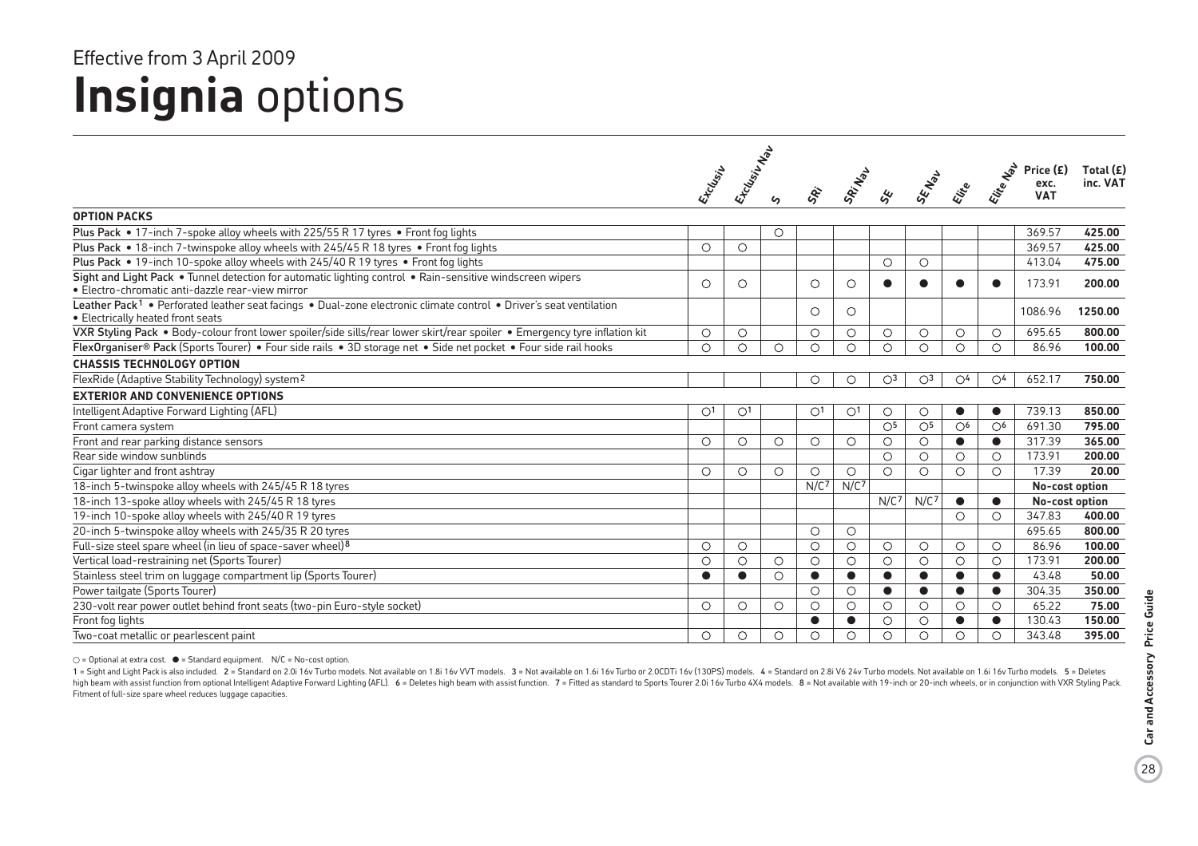Effective from 3 April 2009

# Insignia options

| | Exclusiv | Exclusiv Nav | S | SRi | SRi Nav | SE | SE Nav | Elite | Elite Nav | Price (£) exc. VAT | Total (£) inc. VAT |
|---|---|---|---|---|---|---|---|---|---|---|---|
| **OPTION PACKS** | | | | | | | | | | | |
| **Plus Pack** • 17-inch 7-spoke alloy wheels with 225/55 R 17 tyres • Front fog lights | | | ○ | | | | | | | 369.57 | **425.00** |
| **Plus Pack** • 18-inch 7-twinspoke alloy wheels with 245/45 R 18 tyres • Front fog lights | ○ | ○ | | | | | | | | 369.57 | **425.00** |
| **Plus Pack** • 19-inch 10-spoke alloy wheels with 245/40 R 19 tyres • Front fog lights | | | | | | ○ | ○ | | | 413.04 | **475.00** |
| **Sight and Light Pack** • Tunnel detection for automatic lighting control • Rain-sensitive windscreen wipers • Electro-chromatic anti-dazzle rear-view mirror | ○ | ○ | | ○ | ○ | ● | ● | ● | ● | 173.91 | **200.00** |
| **Leather Pack**[1] • Perforated leather seat facings • Dual-zone electronic climate control • Driver's seat ventilation • Electrically heated front seats | | | | ○ | ○ | | | | | 1086.96 | **1250.00** |
| **VXR Styling Pack** • Body-colour front lower spoiler/side sills/rear lower skirt/rear spoiler • Emergency tyre inflation kit | ○ | ○ | | ○ | ○ | ○ | ○ | ○ | ○ | 695.65 | **800.00** |
| **FlexOrganiser® Pack** (Sports Tourer) • Four side rails • 3D storage net • Side net pocket • Four side rail hooks | ○ | ○ | ○ | ○ | ○ | ○ | ○ | ○ | ○ | 86.96 | **100.00** |
| **CHASSIS TECHNOLOGY OPTION** | | | | | | | | | | | |
| FlexRide (Adaptive Stability Technology) system[2] | | | | ○ | ○ | ○[3] | ○[3] | ○[4] | ○[4] | 652.17 | **750.00** |
| **EXTERIOR AND CONVENIENCE OPTIONS** | | | | | | | | | | | |
| Intelligent Adaptive Forward Lighting (AFL) | ○[1] | ○[1] | | ○[1] | ○[1] | ○ | ○ | ● | ● | 739.13 | **850.00** |
| Front camera system | | | | | | ○[5] | ○[5] | ○[6] | ○[6] | 691.30 | **795.00** |
| Front and rear parking distance sensors | ○ | ○ | ○ | ○ | ○ | ○ | ○ | ● | ● | 317.39 | **365.00** |
| Rear side window sunblinds | | | | | | ○ | ○ | ○ | ○ | 173.91 | **200.00** |
| Cigar lighter and front ashtray | ○ | ○ | ○ | ○ | ○ | ○ | ○ | ○ | ○ | 17.39 | **20.00** |
| 18-inch 5-twinspoke alloy wheels with 245/45 R 18 tyres | | | | N/C[7] | N/C[7] | | | | | **No-cost option** | |
| 18-inch 13-spoke alloy wheels with 245/45 R 18 tyres | | | | | | N/C[7] | N/C[7] | ● | ● | **No-cost option** | |
| 19-inch 10-spoke alloy wheels with 245/40 R 19 tyres | | | | | | | | ○ | ○ | 347.83 | **400.00** |
| 20-inch 5-twinspoke alloy wheels with 245/35 R 20 tyres | | | | ○ | ○ | | | | | 695.65 | **800.00** |
| Full-size steel spare wheel (in lieu of space-saver wheel)[8] | ○ | ○ | | ○ | ○ | ○ | ○ | ○ | ○ | 86.96 | **100.00** |
| Vertical load-restraining net (Sports Tourer) | ○ | ○ | ○ | ○ | ○ | ○ | ○ | ○ | ○ | 173.91 | **200.00** |
| Stainless steel trim on luggage compartment lip (Sports Tourer) | ● | ● | ○ | ● | ● | ● | ● | ● | ● | 43.48 | **50.00** |
| Power tailgate (Sports Tourer) | | | | ○ | ○ | ● | ● | ● | ● | 304.35 | **350.00** |
| 230-volt rear power outlet behind front seats (two-pin Euro-style socket) | ○ | ○ | ○ | ○ | ○ | ○ | ○ | ○ | ○ | 65.22 | **75.00** |
| Front fog lights | | | | ● | ● | ○ | ○ | ● | ● | 130.43 | **150.00** |
| Two-coat metallic or pearlescent paint | ○ | ○ | ○ | ○ | ○ | ○ | ○ | ○ | ○ | 343.48 | **395.00** |

○ = Optional at extra cost. ● = Standard equipment. N/C = No-cost option.

1 = Sight and Light Pack is also included. 2 = Standard on 2.0i 16v Turbo models. Not available on 1.8i 16v VVT models. 3 = Not available on 1.6i 16v Turbo or 2.0CDTi 16v (130PS) models. 4 = Standard on 2.8i V6 24v Turbo models. Not available on 1.6i 16v Turbo models. 5 = Deletes high beam with assist function from optional Intelligent Adaptive Forward Lighting (AFL). 6 = Deletes high beam with assist function. 7 = Fitted as standard to Sports Tourer 2.0i 16v Turbo 4X4 models. 8 = Not available with 19-inch or 20-inch wheels, or in conjunction with VXR Styling Pack. Fitment of full-size spare wheel reduces luggage capacities.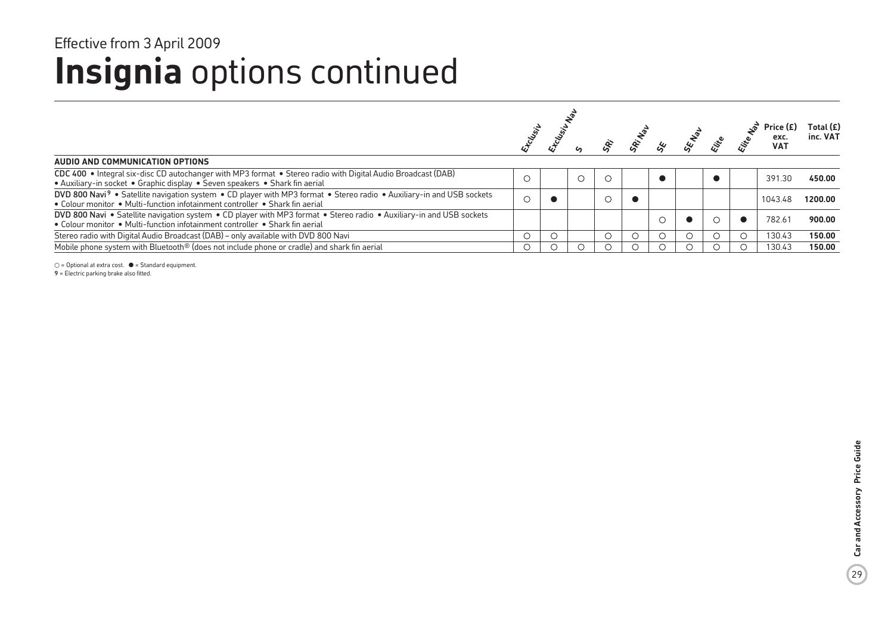Effective from 3 April 2009

# **Insignia** options continued

| | Exclusiv | Exclusiv Nav | S | SRi | SRi Nav | SE | SE Nav | Elite | Elite Nav | Price (£) exc. VAT | Total (£) inc. VAT |
|---|---|---|---|---|---|---|---|---|---|---|---|
| **AUDIO AND COMMUNICATION OPTIONS** | | | | | | | | | | | |
| **CDC 400** • Integral six-disc CD autochanger with MP3 format • Stereo radio with Digital Audio Broadcast (DAB) • Auxiliary-in socket • Graphic display • Seven speakers • Shark fin aerial | ○ | | ○ | ○ | | ● | | ● | | 391.30 | **450.00** |
| **DVD 800 Navi**[9] • Satellite navigation system • CD player with MP3 format • Stereo radio • Auxiliary-in and USB sockets • Colour monitor • Multi-function infotainment controller • Shark fin aerial | ○ | ● | | ○ | ● | | | | | 1043.48 | **1200.00** |
| **DVD 800 Navi** • Satellite navigation system • CD player with MP3 format • Stereo radio • Auxiliary-in and USB sockets • Colour monitor • Multi-function infotainment controller • Shark fin aerial | | | | | | ○ | ● | ○ | ● | 782.61 | **900.00** |
| Stereo radio with Digital Audio Broadcast (DAB) – only available with DVD 800 Navi | ○ | ○ | | ○ | ○ | ○ | ○ | ○ | ○ | 130.43 | **150.00** |
| Mobile phone system with Bluetooth® (does not include phone or cradle) and shark fin aerial | ○ | ○ | ○ | ○ | ○ | ○ | ○ | ○ | ○ | 130.43 | **150.00** |

○ = Optional at extra cost. ● = Standard equipment.

**9** = Electric parking brake also fitted.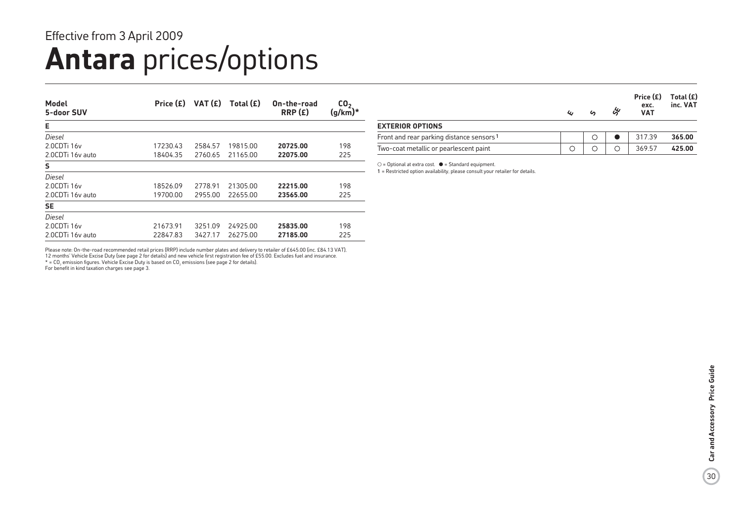Effective from 3 April 2009

# **Antara** prices/options

| Model 5-door SUV | Price (£) | VAT (£) | Total (£) | On-the-road RRP (£) | $CO_2$ (g/km)* |
|---|---|---|---|---|---|
| **E** | | | | | |
| *Diesel* | | | | | |
| 2.0CDTi 16v | 17230.43 | 2584.57 | 19815.00 | **20725.00** | 198 |
| 2.0CDTi 16v auto | 18404.35 | 2760.65 | 21165.00 | **22075.00** | 225 |
| **S** | | | | | |
| *Diesel* | | | | | |
| 2.0CDTi 16v | 18526.09 | 2778.91 | 21305.00 | **22215.00** | 198 |
| 2.0CDTi 16v auto | 19700.00 | 2955.00 | 22655.00 | **23565.00** | 225 |
| **SE** | | | | | |
| *Diesel* | | | | | |
| 2.0CDTi 16v | 21673.91 | 3251.09 | 24925.00 | **25835.00** | 198 |
| 2.0CDTi 16v auto | 22847.83 | 3427.17 | 26275.00 | **27185.00** | 225 |

Please note: On-the-road recommended retail prices (RRP) include number plates and delivery to retailer of £645.00 (inc. £84.13 VAT), 12 months' Vehicle Excise Duty (see page 2 for details) and new vehicle first registration fee of £55.00. Excludes fuel and insurance.
\* = $CO_2$ emission figures. Vehicle Excise Duty is based on $CO_2$ emissions (see page 2 for details).
For benefit in kind taxation charges see page 3.

| | E | S | SE | Price (£) exc. VAT | Total (£) inc. VAT |
|---|---|---|---|---|---|
| **EXTERIOR OPTIONS** | | | | | |
| Front and rear parking distance sensors[1] | | ○ | ● | 317.39 | **365.00** |
| Two-coat metallic or pearlescent paint | ○ | ○ | ○ | 369.57 | **425.00** |

○ = Optional at extra cost. ● = Standard equipment.
**1** = Restricted option availability, please consult your retailer for details.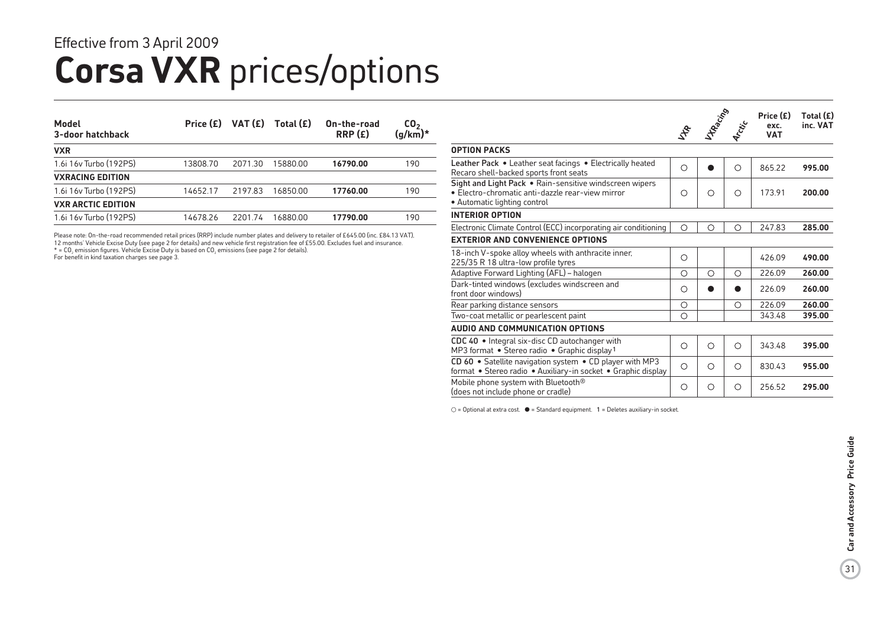Effective from 3 April 2009

# Corsa VXR prices/options

| Model 3-door hatchback | Price (£) | VAT (£) | Total (£) | On-the-road RRP (£) | $CO_2$ (g/km)* |
|---|---|---|---|---|---|
| **VXR** | | | | | |
| 1.6i 16v Turbo (192PS) | 13808.70 | 2071.30 | 15880.00 | **16790.00** | 190 |
| **VXRACING EDITION** | | | | | |
| 1.6i 16v Turbo (192PS) | 14652.17 | 2197.83 | 16850.00 | **17760.00** | 190 |
| **VXR ARCTIC EDITION** | | | | | |
| 1.6i 16v Turbo (192PS) | 14678.26 | 2201.74 | 16880.00 | **17790.00** | 190 |

Please note: On-the-road recommended retail prices (RRP) include number plates and delivery to retailer of £645.00 (inc. £84.13 VAT), 12 months' Vehicle Excise Duty (see page 2 for details) and new vehicle first registration fee of £55.00. Excludes fuel and insurance.
* = $CO_2$ emission figures. Vehicle Excise Duty is based on $CO_2$ emissions (see page 2 for details).
For benefit in kind taxation charges see page 3.

| | VXR | VXRacing | Arctic | Price (£) exc. VAT | Total (£) inc. VAT |
|---|---|---|---|---|---|
| **OPTION PACKS** | | | | | |
| Leather Pack • Leather seat facings • Electrically heated Recaro shell-backed sports front seats | ○ | ● | ○ | 865.22 | **995.00** |
| Sight and Light Pack • Rain-sensitive windscreen wipers • Electro-chromatic anti-dazzle rear-view mirror • Automatic lighting control | ○ | ○ | ○ | 173.91 | **200.00** |
| **INTERIOR OPTION** | | | | | |
| Electronic Climate Control (ECC) incorporating air conditioning | ○ | ○ | ○ | 247.83 | **285.00** |
| **EXTERIOR AND CONVENIENCE OPTIONS** | | | | | |
| 18-inch V-spoke alloy wheels with anthracite inner, 225/35 R 18 ultra-low profile tyres | ○ | | | 426.09 | **490.00** |
| Adaptive Forward Lighting (AFL) – halogen | ○ | ○ | ○ | 226.09 | **260.00** |
| Dark-tinted windows (excludes windscreen and front door windows) | ○ | ● | ● | 226.09 | **260.00** |
| Rear parking distance sensors | ○ | | ○ | 226.09 | **260.00** |
| Two-coat metallic or pearlescent paint | ○ | | | 343.48 | **395.00** |
| **AUDIO AND COMMUNICATION OPTIONS** | | | | | |
| CDC 40 • Integral six-disc CD autochanger with MP3 format • Stereo radio • Graphic display[1] | ○ | ○ | ○ | 343.48 | **395.00** |
| CD 60 • Satellite navigation system • CD player with MP3 format • Stereo radio • Auxiliary-in socket • Graphic display | ○ | ○ | ○ | 830.43 | **955.00** |
| Mobile phone system with Bluetooth® (does not include phone or cradle) | ○ | ○ | ○ | 256.52 | **295.00** |

○ = Optional at extra cost. ● = Standard equipment. 1 = Deletes auxiliary-in socket.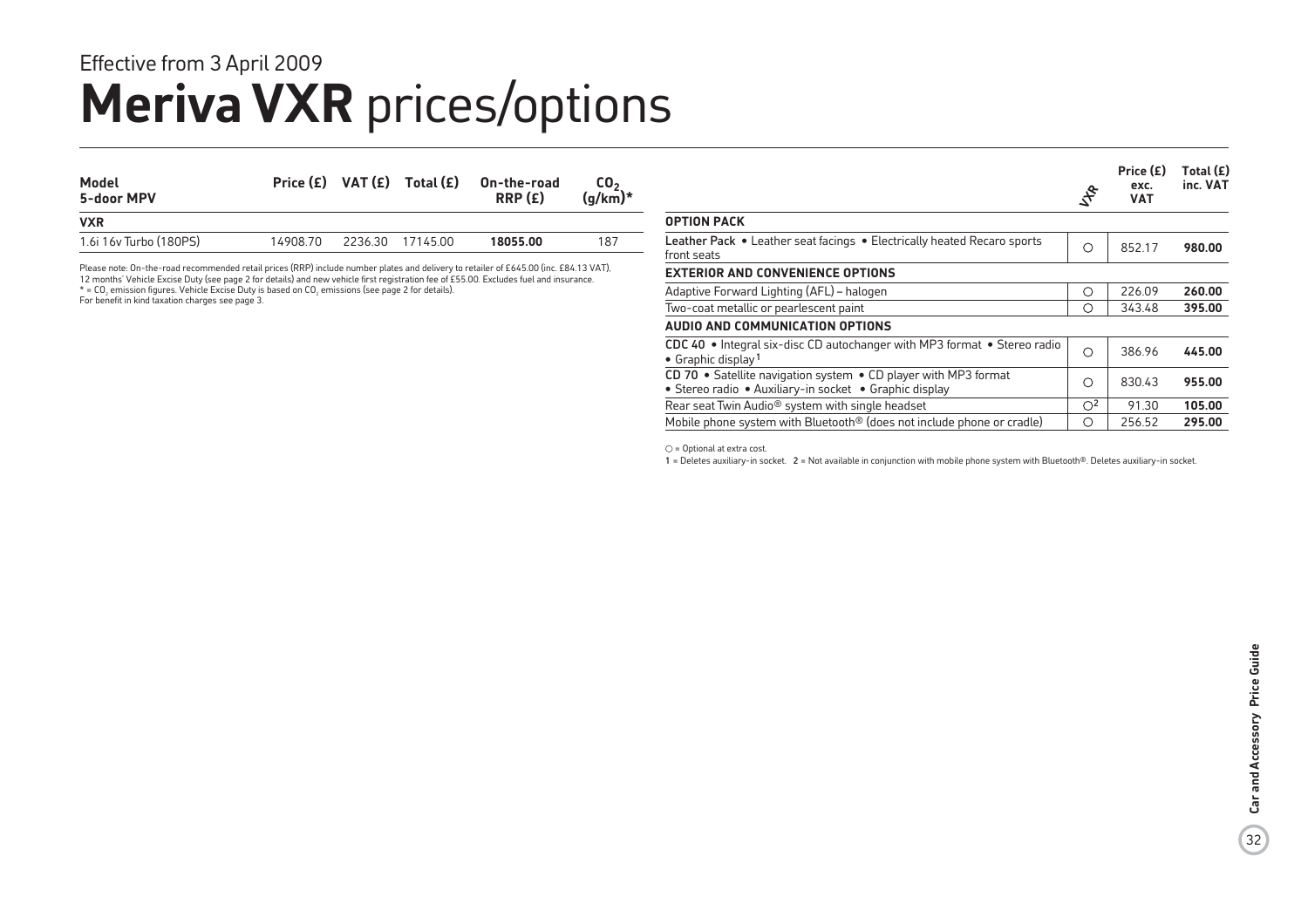Effective from 3 April 2009

# Meriva VXR prices/options

| Model 5-door MPV | Price (£) | VAT (£) | Total (£) | On-the-road RRP (£) | $CO_2$ (g/km)* |
|---|---|---|---|---|---|
| **VXR** | | | | | |
| 1.6i 16v Turbo (180PS) | 14908.70 | 2236.30 | 17145.00 | **18055.00** | 187 |

Please note: On-the-road recommended retail prices (RRP) include number plates and delivery to retailer of £645.00 (inc. £84.13 VAT), 12 months' Vehicle Excise Duty (see page 2 for details) and new vehicle first registration fee of £55.00. Excludes fuel and insurance.
\* = $CO_2$ emission figures. Vehicle Excise Duty is based on $CO_2$ emissions (see page 2 for details).
For benefit in kind taxation charges see page 3.

| | VXR | Price (£) exc. VAT | Total (£) inc. VAT |
|---|---|---|---|
| **OPTION PACK** | | | |
| **Leather Pack** • Leather seat facings • Electrically heated Recaro sports front seats | ○ | 852.17 | **980.00** |
| **EXTERIOR AND CONVENIENCE OPTIONS** | | | |
| Adaptive Forward Lighting (AFL) – halogen | ○ | 226.09 | **260.00** |
| Two-coat metallic or pearlescent paint | ○ | 343.48 | **395.00** |
| **AUDIO AND COMMUNICATION OPTIONS** | | | |
| **CDC 40** • Integral six-disc CD autochanger with MP3 format • Stereo radio • Graphic display[1] | ○ | 386.96 | **445.00** |
| **CD 70** • Satellite navigation system • CD player with MP3 format • Stereo radio • Auxiliary-in socket • Graphic display | ○ | 830.43 | **955.00** |
| Rear seat Twin Audio® system with single headset | ○[2] | 91.30 | **105.00** |
| Mobile phone system with Bluetooth® (does not include phone or cradle) | ○ | 256.52 | **295.00** |

○ = Optional at extra cost.

1 = Deletes auxiliary-in socket. 2 = Not available in conjunction with mobile phone system with Bluetooth®. Deletes auxiliary-in socket.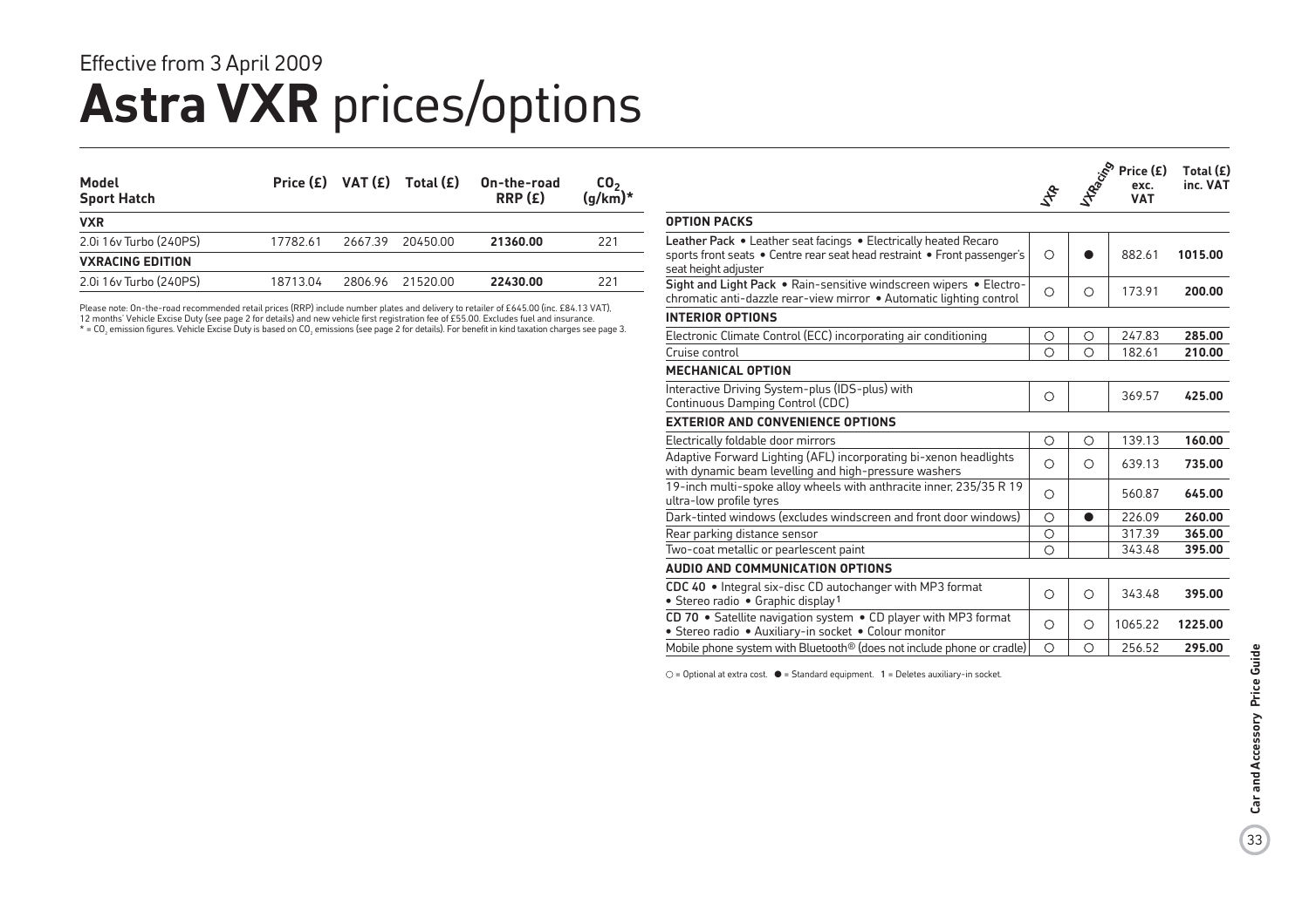Effective from 3 April 2009

# Astra VXR prices/options

| Model Sport Hatch | Price (£) | VAT (£) | Total (£) | On-the-road RRP (£) | $CO_2$ (g/km)* |
|---|---|---|---|---|---|
| **VXR** | | | | | |
| 2.0i 16v Turbo (240PS) | 17782.61 | 2667.39 | 20450.00 | **21360.00** | 221 |
| **VXRACING EDITION** | | | | | |
| 2.0i 16v Turbo (240PS) | 18713.04 | 2806.96 | 21520.00 | **22430.00** | 221 |

Please note: On-the-road recommended retail prices (RRP) include number plates and delivery to retailer of £645.00 (inc. £84.13 VAT), 12 months' Vehicle Excise Duty (see page 2 for details) and new vehicle first registration fee of £55.00. Excludes fuel and insurance.
* = $CO_2$ emission figures. Vehicle Excise Duty is based on $CO_2$ emissions (see page 2 for details). For benefit in kind taxation charges see page 3.

| | VXR | VXRacing | Price (£) exc. VAT | Total (£) inc. VAT |
|---|---|---|---|---|
| **OPTION PACKS** | | | | |
| **Leather Pack** • Leather seat facings • Electrically heated Recaro sports front seats • Centre rear seat head restraint • Front passenger's seat height adjuster | ○ | ● | 882.61 | **1015.00** |
| **Sight and Light Pack** • Rain-sensitive windscreen wipers • Electro-chromatic anti-dazzle rear-view mirror • Automatic lighting control | ○ | ○ | 173.91 | **200.00** |
| **INTERIOR OPTIONS** | | | | |
| Electronic Climate Control (ECC) incorporating air conditioning | ○ | ○ | 247.83 | **285.00** |
| Cruise control | ○ | ○ | 182.61 | **210.00** |
| **MECHANICAL OPTION** | | | | |
| Interactive Driving System-plus (IDS-plus) with Continuous Damping Control (CDC) | ○ | | 369.57 | **425.00** |
| **EXTERIOR AND CONVENIENCE OPTIONS** | | | | |
| Electrically foldable door mirrors | ○ | ○ | 139.13 | **160.00** |
| Adaptive Forward Lighting (AFL) incorporating bi-xenon headlights with dynamic beam levelling and high-pressure washers | ○ | ○ | 639.13 | **735.00** |
| 19-inch multi-spoke alloy wheels with anthracite inner, 235/35 R 19 ultra-low profile tyres | ○ | | 560.87 | **645.00** |
| Dark-tinted windows (excludes windscreen and front door windows) | ○ | ● | 226.09 | **260.00** |
| Rear parking distance sensor | ○ | | 317.39 | **365.00** |
| Two-coat metallic or pearlescent paint | ○ | | 343.48 | **395.00** |
| **AUDIO AND COMMUNICATION OPTIONS** | | | | |
| **CDC 40** • Integral six-disc CD autochanger with MP3 format • Stereo radio • Graphic display[1] | ○ | ○ | 343.48 | **395.00** |
| **CD 70** • Satellite navigation system • CD player with MP3 format • Stereo radio • Auxiliary-in socket • Colour monitor | ○ | ○ | 1065.22 | **1225.00** |
| Mobile phone system with Bluetooth® (does not include phone or cradle) | ○ | ○ | 256.52 | **295.00** |

○ = Optional at extra cost. ● = Standard equipment. 1 = Deletes auxiliary-in socket.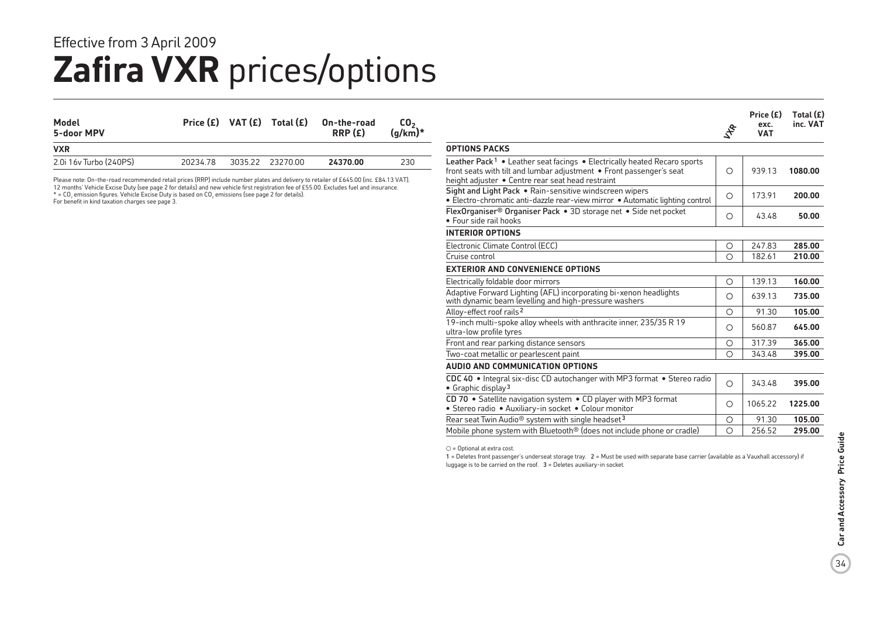Effective from 3 April 2009

# Zafira VXR prices/options

| Model 5-door MPV | Price (£) | VAT (£) | Total (£) | On-the-road RRP (£) | $CO_2$ (g/km)* |
|---|---|---|---|---|---|
| **VXR** | | | | | |
| 2.0i 16v Turbo (240PS) | 20234.78 | 3035.22 | 23270.00 | **24370.00** | 230 |

Please note: On-the-road recommended retail prices (RRP) include number plates and delivery to retailer of £645.00 (inc. £84.13 VAT), 12 months' Vehicle Excise Duty (see page 2 for details) and new vehicle first registration fee of £55.00. Excludes fuel and insurance.
* = $CO_2$ emission figures. Vehicle Excise Duty is based on $CO_2$ emissions (see page 2 for details).
For benefit in kind taxation charges see page 3.

| | VXR | Price (£) exc. VAT | Total (£) inc. VAT |
|---|---|---|---|
| **OPTIONS PACKS** | | | |
| Leather Pack[1] • Leather seat facings • Electrically heated Recaro sports front seats with tilt and lumbar adjustment • Front passenger's seat height adjuster • Centre rear seat head restraint | ○ | 939.13 | **1080.00** |
| Sight and Light Pack • Rain-sensitive windscreen wipers • Electro-chromatic anti-dazzle rear-view mirror • Automatic lighting control | ○ | 173.91 | **200.00** |
| FlexOrganiser® Organiser Pack • 3D storage net • Side net pocket • Four side rail hooks | ○ | 43.48 | **50.00** |
| **INTERIOR OPTIONS** | | | |
| Electronic Climate Control (ECC) | ○ | 247.83 | **285.00** |
| Cruise control | ○ | 182.61 | **210.00** |
| **EXTERIOR AND CONVENIENCE OPTIONS** | | | |
| Electrically foldable door mirrors | ○ | 139.13 | **160.00** |
| Adaptive Forward Lighting (AFL) incorporating bi-xenon headlights with dynamic beam levelling and high-pressure washers | ○ | 639.13 | **735.00** |
| Alloy-effect roof rails[2] | ○ | 91.30 | **105.00** |
| 19-inch multi-spoke alloy wheels with anthracite inner, 235/35 R 19 ultra-low profile tyres | ○ | 560.87 | **645.00** |
| Front and rear parking distance sensors | ○ | 317.39 | **365.00** |
| Two-coat metallic or pearlescent paint | ○ | 343.48 | **395.00** |
| **AUDIO AND COMMUNICATION OPTIONS** | | | |
| CDC 40 • Integral six-disc CD autochanger with MP3 format • Stereo radio • Graphic display[3] | ○ | 343.48 | **395.00** |
| CD 70 • Satellite navigation system • CD player with MP3 format • Stereo radio • Auxiliary-in socket • Colour monitor | ○ | 1065.22 | **1225.00** |
| Rear seat Twin Audio® system with single headset[3] | ○ | 91.30 | **105.00** |
| Mobile phone system with Bluetooth® (does not include phone or cradle) | ○ | 256.52 | **295.00** |

○ = Optional at extra cost.

1 = Deletes front passenger's underseat storage tray. 2 = Must be used with separate base carrier (available as a Vauxhall accessory) if luggage is to be carried on the roof. 3 = Deletes auxiliary-in socket.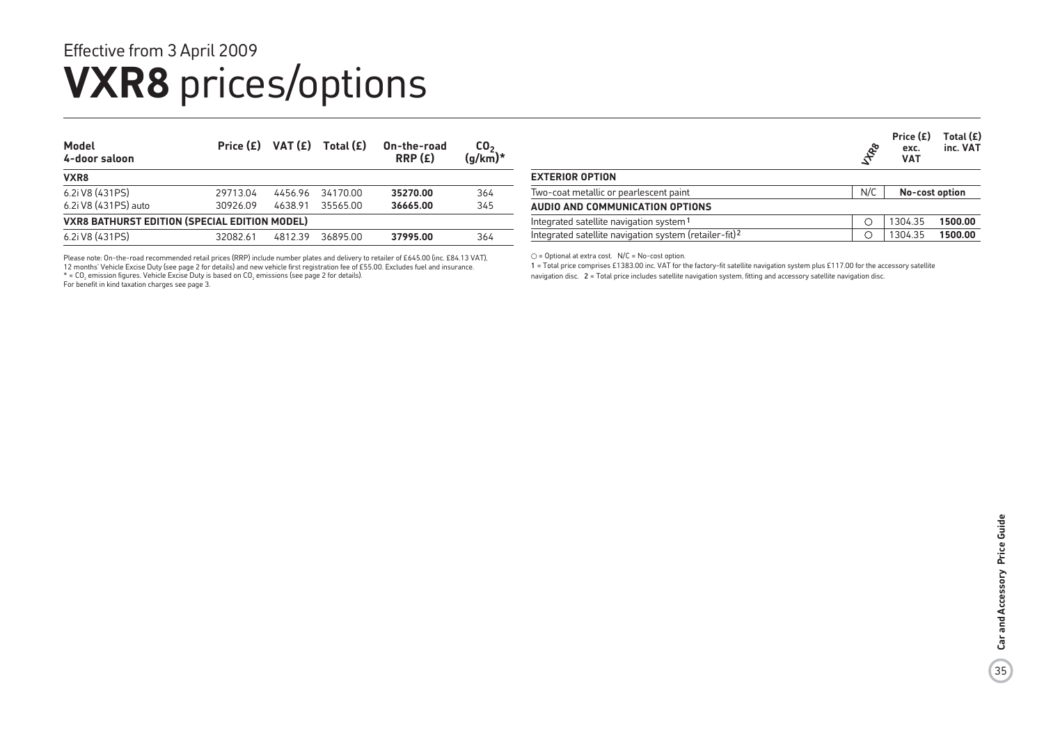Effective from 3 April 2009

# VXR8 prices/options

| Model 4-door saloon | Price (£) | VAT (£) | Total (£) | On-the-road RRP (£) | $CO_2$ (g/km)* |
|---|---|---|---|---|---|
| **VXR8** | | | | | |
| 6.2i V8 (431PS) | 29713.04 | 4456.96 | 34170.00 | **35270.00** | 364 |
| 6.2i V8 (431PS) auto | 30926.09 | 4638.91 | 35565.00 | **36665.00** | 345 |
| **VXR8 BATHURST EDITION (SPECIAL EDITION MODEL)** | | | | | |
| 6.2i V8 (431PS) | 32082.61 | 4812.39 | 36895.00 | **37995.00** | 364 |

Please note: On-the-road recommended retail prices (RRP) include number plates and delivery to retailer of £645.00 (inc. £84.13 VAT), 12 months' Vehicle Excise Duty (see page 2 for details) and new vehicle first registration fee of £55.00. Excludes fuel and insurance.
* = $CO_2$ emission figures. Vehicle Excise Duty is based on $CO_2$ emissions (see page 2 for details).
For benefit in kind taxation charges see page 3.

| | VXR8 | Price (£) exc. VAT | Total (£) inc. VAT |
|---|---|---|---|
| **EXTERIOR OPTION** | | | |
| Two-coat metallic or pearlescent paint | N/C | **No-cost option** | |
| **AUDIO AND COMMUNICATION OPTIONS** | | | |
| Integrated satellite navigation system[1] | ○ | 1304.35 | **1500.00** |
| Integrated satellite navigation system (retailer-fit)[2] | ○ | 1304.35 | **1500.00** |

○ = Optional at extra cost. N/C = No-cost option.
1 = Total price comprises £1383.00 inc. VAT for the factory-fit satellite navigation system plus £117.00 for the accessory satellite navigation disc. 2 = Total price includes satellite navigation system, fitting and accessory satellite navigation disc.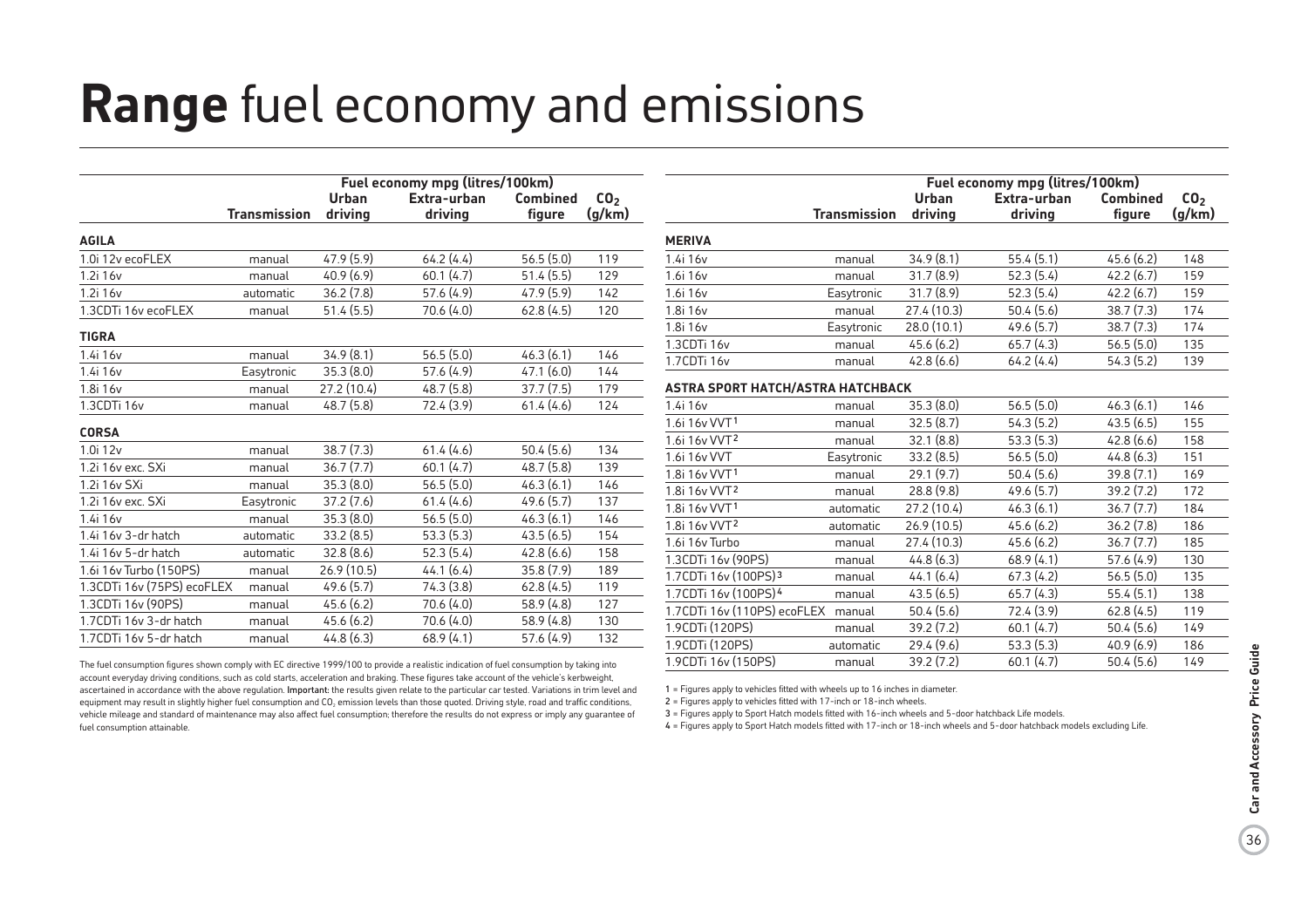# **Range** fuel economy and emissions

| | Transmission | Fuel economy mpg (litres/100km) Urban driving | Extra-urban driving | Combined figure | $CO_2$ (g/km) |
|---|---|---|---|---|---|
| **AGILA** | | | | | |
| 1.0i 12v ecoFLEX | manual | 47.9 (5.9) | 64.2 (4.4) | 56.5 (5.0) | 119 |
| 1.2i 16v | manual | 40.9 (6.9) | 60.1 (4.7) | 51.4 (5.5) | 129 |
| 1.2i 16v | automatic | 36.2 (7.8) | 57.6 (4.9) | 47.9 (5.9) | 142 |
| 1.3CDTi 16v ecoFLEX | manual | 51.4 (5.5) | 70.6 (4.0) | 62.8 (4.5) | 120 |
| **TIGRA** | | | | | |
| 1.4i 16v | manual | 34.9 (8.1) | 56.5 (5.0) | 46.3 (6.1) | 146 |
| 1.4i 16v | Easytronic | 35.3 (8.0) | 57.6 (4.9) | 47.1 (6.0) | 144 |
| 1.8i 16v | manual | 27.2 (10.4) | 48.7 (5.8) | 37.7 (7.5) | 179 |
| 1.3CDTi 16v | manual | 48.7 (5.8) | 72.4 (3.9) | 61.4 (4.6) | 124 |
| **CORSA** | | | | | |
| 1.0i 12v | manual | 38.7 (7.3) | 61.4 (4.6) | 50.4 (5.6) | 134 |
| 1.2i 16v exc. SXi | manual | 36.7 (7.7) | 60.1 (4.7) | 48.7 (5.8) | 139 |
| 1.2i 16v SXi | manual | 35.3 (8.0) | 56.5 (5.0) | 46.3 (6.1) | 146 |
| 1.2i 16v exc. SXi | Easytronic | 37.2 (7.6) | 61.4 (4.6) | 49.6 (5.7) | 137 |
| 1.4i 16v | manual | 35.3 (8.0) | 56.5 (5.0) | 46.3 (6.1) | 146 |
| 1.4i 16v 3-dr hatch | automatic | 33.2 (8.5) | 53.3 (5.3) | 43.5 (6.5) | 154 |
| 1.4i 16v 5-dr hatch | automatic | 32.8 (8.6) | 52.3 (5.4) | 42.8 (6.6) | 158 |
| 1.6i 16v Turbo (150PS) | manual | 26.9 (10.5) | 44.1 (6.4) | 35.8 (7.9) | 189 |
| 1.3CDTi 16v (75PS) ecoFLEX | manual | 49.6 (5.7) | 74.3 (3.8) | 62.8 (4.5) | 119 |
| 1.3CDTi 16v (90PS) | manual | 45.6 (6.2) | 70.6 (4.0) | 58.9 (4.8) | 127 |
| 1.7CDTi 16v 3-dr hatch | manual | 45.6 (6.2) | 70.6 (4.0) | 58.9 (4.8) | 130 |
| 1.7CDTi 16v 5-dr hatch | manual | 44.8 (6.3) | 68.9 (4.1) | 57.6 (4.9) | 132 |

The fuel consumption figures shown comply with EC directive 1999/100 to provide a realistic indication of fuel consumption by taking into account everyday driving conditions, such as cold starts, acceleration and braking. These figures take account of the vehicle's kerbweight, ascertained in accordance with the above regulation. **Important:** the results given relate to the particular car tested. Variations in trim level and equipment may result in slightly higher fuel consumption and $CO_2$ emission levels than those quoted. Driving style, road and traffic conditions, vehicle mileage and standard of maintenance may also affect fuel consumption; therefore the results do not express or imply any guarantee of fuel consumption attainable.

| | Transmission | Fuel economy mpg (litres/100km) Urban driving | Extra-urban driving | Combined figure | $CO_2$ (g/km) |
|---|---|---|---|---|---|
| **MERIVA** | | | | | |
| 1.4i 16v | manual | 34.9 (8.1) | 55.4 (5.1) | 45.6 (6.2) | 148 |
| 1.6i 16v | manual | 31.7 (8.9) | 52.3 (5.4) | 42.2 (6.7) | 159 |
| 1.6i 16v | Easytronic | 31.7 (8.9) | 52.3 (5.4) | 42.2 (6.7) | 159 |
| 1.8i 16v | manual | 27.4 (10.3) | 50.4 (5.6) | 38.7 (7.3) | 174 |
| 1.8i 16v | Easytronic | 28.0 (10.1) | 49.6 (5.7) | 38.7 (7.3) | 174 |
| 1.3CDTi 16v | manual | 45.6 (6.2) | 65.7 (4.3) | 56.5 (5.0) | 135 |
| 1.7CDTi 16v | manual | 42.8 (6.6) | 64.2 (4.4) | 54.3 (5.2) | 139 |
| **ASTRA SPORT HATCH/ASTRA HATCHBACK** | | | | | |
| 1.4i 16v | manual | 35.3 (8.0) | 56.5 (5.0) | 46.3 (6.1) | 146 |
| 1.6i 16v VVT[1] | manual | 32.5 (8.7) | 54.3 (5.2) | 43.5 (6.5) | 155 |
| 1.6i 16v VVT[2] | manual | 32.1 (8.8) | 53.3 (5.3) | 42.8 (6.6) | 158 |
| 1.6i 16v VVT | Easytronic | 33.2 (8.5) | 56.5 (5.0) | 44.8 (6.3) | 151 |
| 1.8i 16v VVT[1] | manual | 29.1 (9.7) | 50.4 (5.6) | 39.8 (7.1) | 169 |
| 1.8i 16v VVT[2] | manual | 28.8 (9.8) | 49.6 (5.7) | 39.2 (7.2) | 172 |
| 1.8i 16v VVT[1] | automatic | 27.2 (10.4) | 46.3 (6.1) | 36.7 (7.7) | 184 |
| 1.8i 16v VVT[2] | automatic | 26.9 (10.5) | 45.6 (6.2) | 36.2 (7.8) | 186 |
| 1.6i 16v Turbo | manual | 27.4 (10.3) | 45.6 (6.2) | 36.7 (7.7) | 185 |
| 1.3CDTi 16v (90PS) | manual | 44.8 (6.3) | 68.9 (4.1) | 57.6 (4.9) | 130 |
| 1.7CDTi 16v (100PS)[3] | manual | 44.1 (6.4) | 67.3 (4.2) | 56.5 (5.0) | 135 |
| 1.7CDTi 16v (100PS)[4] | manual | 43.5 (6.5) | 65.7 (4.3) | 55.4 (5.1) | 138 |
| 1.7CDTi 16v (110PS) ecoFLEX | manual | 50.4 (5.6) | 72.4 (3.9) | 62.8 (4.5) | 119 |
| 1.9CDTi (120PS) | manual | 39.2 (7.2) | 60.1 (4.7) | 50.4 (5.6) | 149 |
| 1.9CDTi (120PS) | automatic | 29.4 (9.6) | 53.3 (5.3) | 40.9 (6.9) | 186 |
| 1.9CDTi 16v (150PS) | manual | 39.2 (7.2) | 60.1 (4.7) | 50.4 (5.6) | 149 |

1 = Figures apply to vehicles fitted with wheels up to 16 inches in diameter.
2 = Figures apply to vehicles fitted with 17-inch or 18-inch wheels.
3 = Figures apply to Sport Hatch models fitted with 16-inch wheels and 5-door hatchback Life models.
4 = Figures apply to Sport Hatch models fitted with 17-inch or 18-inch wheels and 5-door hatchback models excluding Life.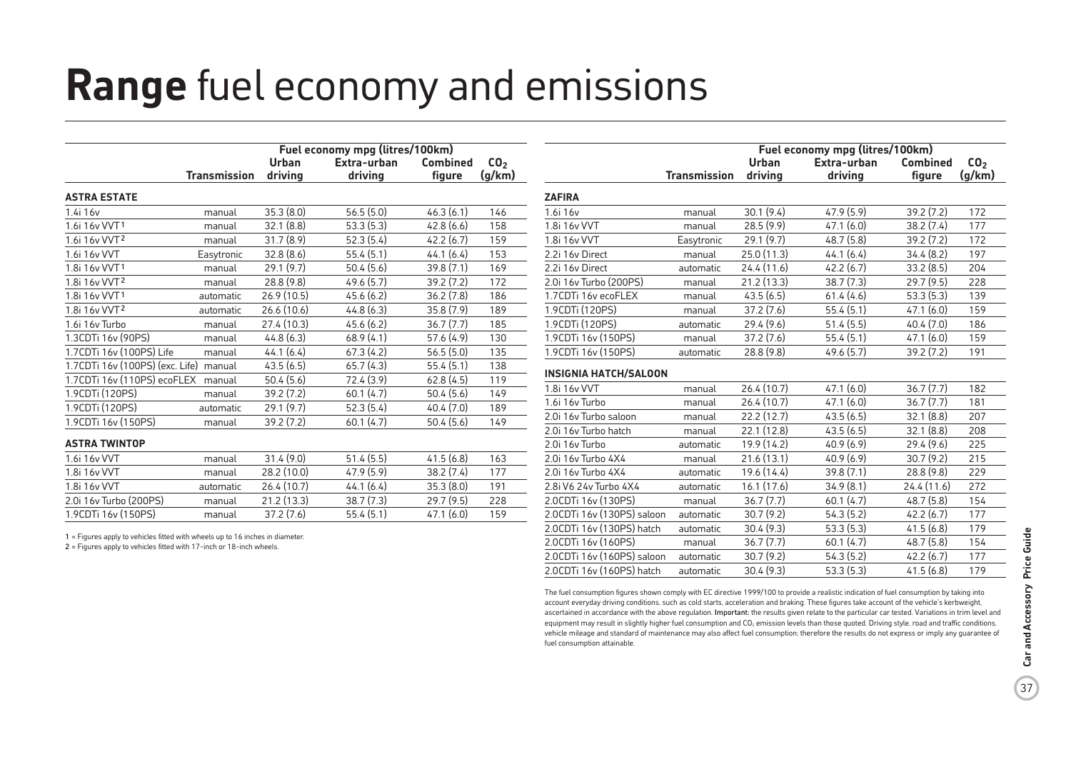# **Range** fuel economy and emissions

| | Transmission | Fuel economy mpg (litres/100km) Urban driving | Extra-urban driving | Combined figure | $CO_2$ (g/km) |
|---|---|---|---|---|---|
| **ASTRA ESTATE** | | | | | |
| 1.4i 16v | manual | 35.3 (8.0) | 56.5 (5.0) | 46.3 (6.1) | 146 |
| 1.6i 16v VVT[1] | manual | 32.1 (8.8) | 53.3 (5.3) | 42.8 (6.6) | 158 |
| 1.6i 16v VVT[2] | manual | 31.7 (8.9) | 52.3 (5.4) | 42.2 (6.7) | 159 |
| 1.6i 16v VVT | Easytronic | 32.8 (8.6) | 55.4 (5.1) | 44.1 (6.4) | 153 |
| 1.8i 16v VVT[1] | manual | 29.1 (9.7) | 50.4 (5.6) | 39.8 (7.1) | 169 |
| 1.8i 16v VVT[2] | manual | 28.8 (9.8) | 49.6 (5.7) | 39.2 (7.2) | 172 |
| 1.8i 16v VVT[1] | automatic | 26.9 (10.5) | 45.6 (6.2) | 36.2 (7.8) | 186 |
| 1.8i 16v VVT[2] | automatic | 26.6 (10.6) | 44.8 (6.3) | 35.8 (7.9) | 189 |
| 1.6i 16v Turbo | manual | 27.4 (10.3) | 45.6 (6.2) | 36.7 (7.7) | 185 |
| 1.3CDTi 16v (90PS) | manual | 44.8 (6.3) | 68.9 (4.1) | 57.6 (4.9) | 130 |
| 1.7CDTi 16v (100PS) Life | manual | 44.1 (6.4) | 67.3 (4.2) | 56.5 (5.0) | 135 |
| 1.7CDTi 16v (100PS) (exc. Life) | manual | 43.5 (6.5) | 65.7 (4.3) | 55.4 (5.1) | 138 |
| 1.7CDTi 16v (110PS) ecoFLEX | manual | 50.4 (5.6) | 72.4 (3.9) | 62.8 (4.5) | 119 |
| 1.9CDTi (120PS) | manual | 39.2 (7.2) | 60.1 (4.7) | 50.4 (5.6) | 149 |
| 1.9CDTi (120PS) | automatic | 29.1 (9.7) | 52.3 (5.4) | 40.4 (7.0) | 189 |
| 1.9CDTi 16v (150PS) | manual | 39.2 (7.2) | 60.1 (4.7) | 50.4 (5.6) | 149 |
| **ASTRA TWINTOP** | | | | | |
| 1.6i 16v VVT | manual | 31.4 (9.0) | 51.4 (5.5) | 41.5 (6.8) | 163 |
| 1.8i 16v VVT | manual | 28.2 (10.0) | 47.9 (5.9) | 38.2 (7.4) | 177 |
| 1.8i 16v VVT | automatic | 26.4 (10.7) | 44.1 (6.4) | 35.3 (8.0) | 191 |
| 2.0i 16v Turbo (200PS) | manual | 21.2 (13.3) | 38.7 (7.3) | 29.7 (9.5) | 228 |
| 1.9CDTi 16v (150PS) | manual | 37.2 (7.6) | 55.4 (5.1) | 47.1 (6.0) | 159 |

1 = Figures apply to vehicles fitted with wheels up to 16 inches in diameter.
2 = Figures apply to vehicles fitted with 17-inch or 18-inch wheels.

| | Transmission | Fuel economy mpg (litres/100km) Urban driving | Extra-urban driving | Combined figure | $CO_2$ (g/km) |
|---|---|---|---|---|---|
| **ZAFIRA** | | | | | |
| 1.6i 16v | manual | 30.1 (9.4) | 47.9 (5.9) | 39.2 (7.2) | 172 |
| 1.8i 16v VVT | manual | 28.5 (9.9) | 47.1 (6.0) | 38.2 (7.4) | 177 |
| 1.8i 16v VVT | Easytronic | 29.1 (9.7) | 48.7 (5.8) | 39.2 (7.2) | 172 |
| 2.2i 16v Direct | manual | 25.0 (11.3) | 44.1 (6.4) | 34.4 (8.2) | 197 |
| 2.2i 16v Direct | automatic | 24.4 (11.6) | 42.2 (6.7) | 33.2 (8.5) | 204 |
| 2.0i 16v Turbo (200PS) | manual | 21.2 (13.3) | 38.7 (7.3) | 29.7 (9.5) | 228 |
| 1.7CDTi 16v ecoFLEX | manual | 43.5 (6.5) | 61.4 (4.6) | 53.3 (5.3) | 139 |
| 1.9CDTi (120PS) | manual | 37.2 (7.6) | 55.4 (5.1) | 47.1 (6.0) | 159 |
| 1.9CDTi (120PS) | automatic | 29.4 (9.6) | 51.4 (5.5) | 40.4 (7.0) | 186 |
| 1.9CDTi 16v (150PS) | manual | 37.2 (7.6) | 55.4 (5.1) | 47.1 (6.0) | 159 |
| 1.9CDTi 16v (150PS) | automatic | 28.8 (9.8) | 49.6 (5.7) | 39.2 (7.2) | 191 |
| **INSIGNIA HATCH/SALOON** | | | | | |
| 1.8i 16v VVT | manual | 26.4 (10.7) | 47.1 (6.0) | 36.7 (7.7) | 182 |
| 1.6i 16v Turbo | manual | 26.4 (10.7) | 47.1 (6.0) | 36.7 (7.7) | 181 |
| 2.0i 16v Turbo saloon | manual | 22.2 (12.7) | 43.5 (6.5) | 32.1 (8.8) | 207 |
| 2.0i 16v Turbo hatch | manual | 22.1 (12.8) | 43.5 (6.5) | 32.1 (8.8) | 208 |
| 2.0i 16v Turbo | automatic | 19.9 (14.2) | 40.9 (6.9) | 29.4 (9.6) | 225 |
| 2.0i 16v Turbo 4X4 | manual | 21.6 (13.1) | 40.9 (6.9) | 30.7 (9.2) | 215 |
| 2.0i 16v Turbo 4X4 | automatic | 19.6 (14.4) | 39.8 (7.1) | 28.8 (9.8) | 229 |
| 2.8i V6 24v Turbo 4X4 | automatic | 16.1 (17.6) | 34.9 (8.1) | 24.4 (11.6) | 272 |
| 2.0CDTi 16v (130PS) | manual | 36.7 (7.7) | 60.1 (4.7) | 48.7 (5.8) | 154 |
| 2.0CDTi 16v (130PS) saloon | automatic | 30.7 (9.2) | 54.3 (5.2) | 42.2 (6.7) | 177 |
| 2.0CDTi 16v (130PS) hatch | automatic | 30.4 (9.3) | 53.3 (5.3) | 41.5 (6.8) | 179 |
| 2.0CDTi 16v (160PS) | manual | 36.7 (7.7) | 60.1 (4.7) | 48.7 (5.8) | 154 |
| 2.0CDTi 16v (160PS) saloon | automatic | 30.7 (9.2) | 54.3 (5.2) | 42.2 (6.7) | 177 |
| 2.0CDTi 16v (160PS) hatch | automatic | 30.4 (9.3) | 53.3 (5.3) | 41.5 (6.8) | 179 |

The fuel consumption figures shown comply with EC directive 1999/100 to provide a realistic indication of fuel consumption by taking into account everyday driving conditions, such as cold starts, acceleration and braking. These figures take account of the vehicle's kerbweight, ascertained in accordance with the above regulation. **Important:** the results given relate to the particular car tested. Variations in trim level and equipment may result in slightly higher fuel consumption and $CO_2$ emission levels than those quoted. Driving style, road and traffic conditions, vehicle mileage and standard of maintenance may also affect fuel consumption; therefore the results do not express or imply any guarantee of fuel consumption attainable.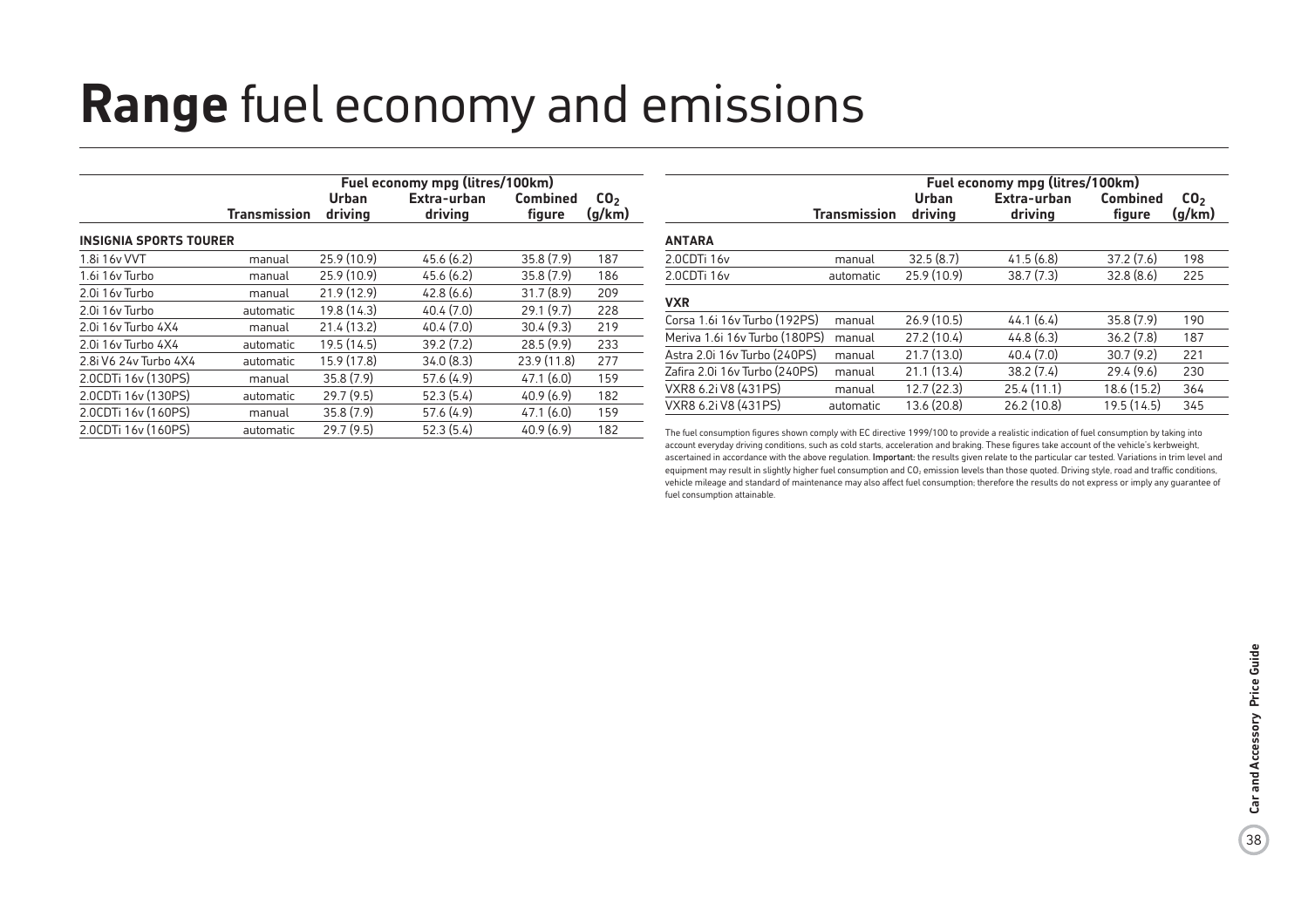# **Range** fuel economy and emissions

| | | Fuel economy mpg (litres/100km) | | | |
|---|---|---|---|---|---|
| | Transmission | Urban driving | Extra-urban driving | Combined figure | $CO_2$ (g/km) |
| **INSIGNIA SPORTS TOURER** | | | | | |
| 1.8i 16v VVT | manual | 25.9 (10.9) | 45.6 (6.2) | 35.8 (7.9) | 187 |
| 1.6i 16v Turbo | manual | 25.9 (10.9) | 45.6 (6.2) | 35.8 (7.9) | 186 |
| 2.0i 16v Turbo | manual | 21.9 (12.9) | 42.8 (6.6) | 31.7 (8.9) | 209 |
| 2.0i 16v Turbo | automatic | 19.8 (14.3) | 40.4 (7.0) | 29.1 (9.7) | 228 |
| 2.0i 16v Turbo 4X4 | manual | 21.4 (13.2) | 40.4 (7.0) | 30.4 (9.3) | 219 |
| 2.0i 16v Turbo 4X4 | automatic | 19.5 (14.5) | 39.2 (7.2) | 28.5 (9.9) | 233 |
| 2.8i V6 24v Turbo 4X4 | automatic | 15.9 (17.8) | 34.0 (8.3) | 23.9 (11.8) | 277 |
| 2.0CDTi 16v (130PS) | manual | 35.8 (7.9) | 57.6 (4.9) | 47.1 (6.0) | 159 |
| 2.0CDTi 16v (130PS) | automatic | 29.7 (9.5) | 52.3 (5.4) | 40.9 (6.9) | 182 |
| 2.0CDTi 16v (160PS) | manual | 35.8 (7.9) | 57.6 (4.9) | 47.1 (6.0) | 159 |
| 2.0CDTi 16v (160PS) | automatic | 29.7 (9.5) | 52.3 (5.4) | 40.9 (6.9) | 182 |

| | | Fuel economy mpg (litres/100km) | | | |
|---|---|---|---|---|---|
| | Transmission | Urban driving | Extra-urban driving | Combined figure | $CO_2$ (g/km) |
| **ANTARA** | | | | | |
| 2.0CDTi 16v | manual | 32.5 (8.7) | 41.5 (6.8) | 37.2 (7.6) | 198 |
| 2.0CDTi 16v | automatic | 25.9 (10.9) | 38.7 (7.3) | 32.8 (8.6) | 225 |
| **VXR** | | | | | |
| Corsa 1.6i 16v Turbo (192PS) | manual | 26.9 (10.5) | 44.1 (6.4) | 35.8 (7.9) | 190 |
| Meriva 1.6i 16v Turbo (180PS) | manual | 27.2 (10.4) | 44.8 (6.3) | 36.2 (7.8) | 187 |
| Astra 2.0i 16v Turbo (240PS) | manual | 21.7 (13.0) | 40.4 (7.0) | 30.7 (9.2) | 221 |
| Zafira 2.0i 16v Turbo (240PS) | manual | 21.1 (13.4) | 38.2 (7.4) | 29.4 (9.6) | 230 |
| VXR8 6.2i V8 (431PS) | manual | 12.7 (22.3) | 25.4 (11.1) | 18.6 (15.2) | 364 |
| VXR8 6.2i V8 (431PS) | automatic | 13.6 (20.8) | 26.2 (10.8) | 19.5 (14.5) | 345 |

The fuel consumption figures shown comply with EC directive 1999/100 to provide a realistic indication of fuel consumption by taking into account everyday driving conditions, such as cold starts, acceleration and braking. These figures take account of the vehicle's kerbweight, ascertained in accordance with the above regulation. **Important:** the results given relate to the particular car tested. Variations in trim level and equipment may result in slightly higher fuel consumption and $CO_2$ emission levels than those quoted. Driving style, road and traffic conditions, vehicle mileage and standard of maintenance may also affect fuel consumption; therefore the results do not express or imply any guarantee of fuel consumption attainable.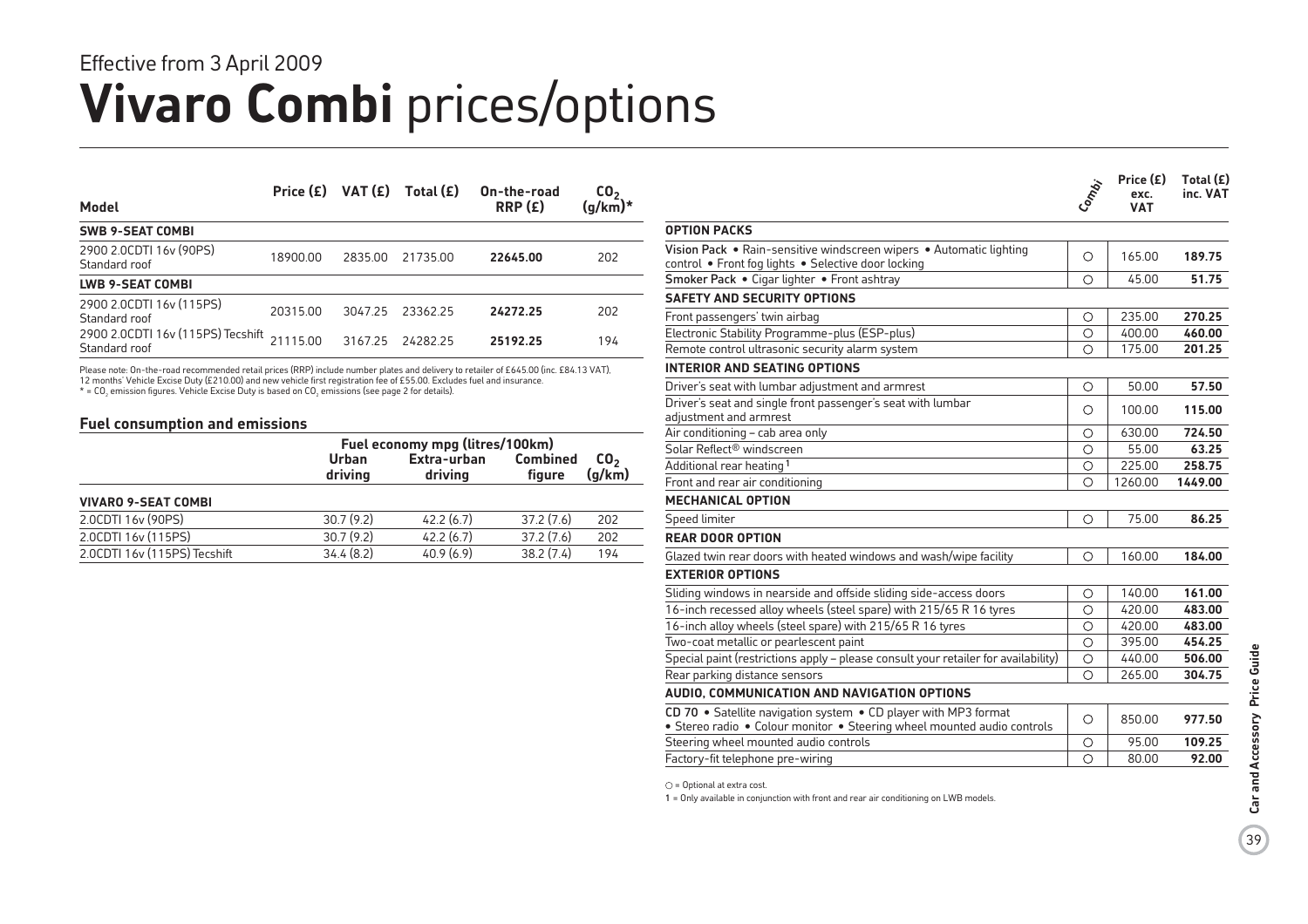Effective from 3 April 2009

# **Vivaro Combi** prices/options

| Model | Price (£) | VAT (£) | Total (£) | On-the-road RRP (£) | $CO_2$ (g/km)* |
|---|---|---|---|---|---|
| **SWB 9-SEAT COMBI** | | | | | |
| 2900 2.0CDTI 16v (90PS) Standard roof | 18900.00 | 2835.00 | 21735.00 | **22645.00** | 202 |
| **LWB 9-SEAT COMBI** | | | | | |
| 2900 2.0CDTI 16v (115PS) Standard roof | 20315.00 | 3047.25 | 23362.25 | **24272.25** | 202 |
| 2900 2.0CDTI 16v (115PS) Tecshift Standard roof | 21115.00 | 3167.25 | 24282.25 | **25192.25** | 194 |

Please note: On-the-road recommended retail prices (RRP) include number plates and delivery to retailer of £645.00 (inc. £84.13 VAT), 12 months' Vehicle Excise Duty (£210.00) and new vehicle first registration fee of £55.00. Excludes fuel and insurance.
* = $CO_2$ emission figures. Vehicle Excise Duty is based on $CO_2$ emissions (see page 2 for details).

### Fuel consumption and emissions

| | Fuel economy mpg (litres/100km) | | | |
|---|---|---|---|---|
| | Urban driving | Extra-urban driving | Combined figure | $CO_2$ (g/km) |
| **VIVARO 9-SEAT COMBI** | | | | |
| 2.0CDTI 16v (90PS) | 30.7 (9.2) | 42.2 (6.7) | 37.2 (7.6) | 202 |
| 2.0CDTI 16v (115PS) | 30.7 (9.2) | 42.2 (6.7) | 37.2 (7.6) | 202 |
| 2.0CDTI 16v (115PS) Tecshift | 34.4 (8.2) | 40.9 (6.9) | 38.2 (7.4) | 194 |

| | Combi | Price (£) exc. VAT | Total (£) inc. VAT |
|---|---|---|---|
| **OPTION PACKS** | | | |
| Vision Pack • Rain-sensitive windscreen wipers • Automatic lighting control • Front fog lights • Selective door locking | ○ | 165.00 | **189.75** |
| Smoker Pack • Cigar lighter • Front ashtray | ○ | 45.00 | **51.75** |
| **SAFETY AND SECURITY OPTIONS** | | | |
| Front passengers' twin airbag | ○ | 235.00 | **270.25** |
| Electronic Stability Programme-plus (ESP-plus) | ○ | 400.00 | **460.00** |
| Remote control ultrasonic security alarm system | ○ | 175.00 | **201.25** |
| **INTERIOR AND SEATING OPTIONS** | | | |
| Driver's seat with lumbar adjustment and armrest | ○ | 50.00 | **57.50** |
| Driver's seat and single front passenger's seat with lumbar adjustment and armrest | ○ | 100.00 | **115.00** |
| Air conditioning – cab area only | ○ | 630.00 | **724.50** |
| Solar Reflect® windscreen | ○ | 55.00 | **63.25** |
| Additional rear heating[1] | ○ | 225.00 | **258.75** |
| Front and rear air conditioning | ○ | 1260.00 | **1449.00** |
| **MECHANICAL OPTION** | | | |
| Speed limiter | ○ | 75.00 | **86.25** |
| **REAR DOOR OPTION** | | | |
| Glazed twin rear doors with heated windows and wash/wipe facility | ○ | 160.00 | **184.00** |
| **EXTERIOR OPTIONS** | | | |
| Sliding windows in nearside and offside sliding side-access doors | ○ | 140.00 | **161.00** |
| 16-inch recessed alloy wheels (steel spare) with 215/65 R 16 tyres | ○ | 420.00 | **483.00** |
| 16-inch alloy wheels (steel spare) with 215/65 R 16 tyres | ○ | 420.00 | **483.00** |
| Two-coat metallic or pearlescent paint | ○ | 395.00 | **454.25** |
| Special paint (restrictions apply – please consult your retailer for availability) | ○ | 440.00 | **506.00** |
| Rear parking distance sensors | ○ | 265.00 | **304.75** |
| **AUDIO, COMMUNICATION AND NAVIGATION OPTIONS** | | | |
| CD 70 • Satellite navigation system • CD player with MP3 format • Stereo radio • Colour monitor • Steering wheel mounted audio controls | ○ | 850.00 | **977.50** |
| Steering wheel mounted audio controls | ○ | 95.00 | **109.25** |
| Factory-fit telephone pre-wiring | ○ | 80.00 | **92.00** |

○ = Optional at extra cost.

1 = Only available in conjunction with front and rear air conditioning on LWB models.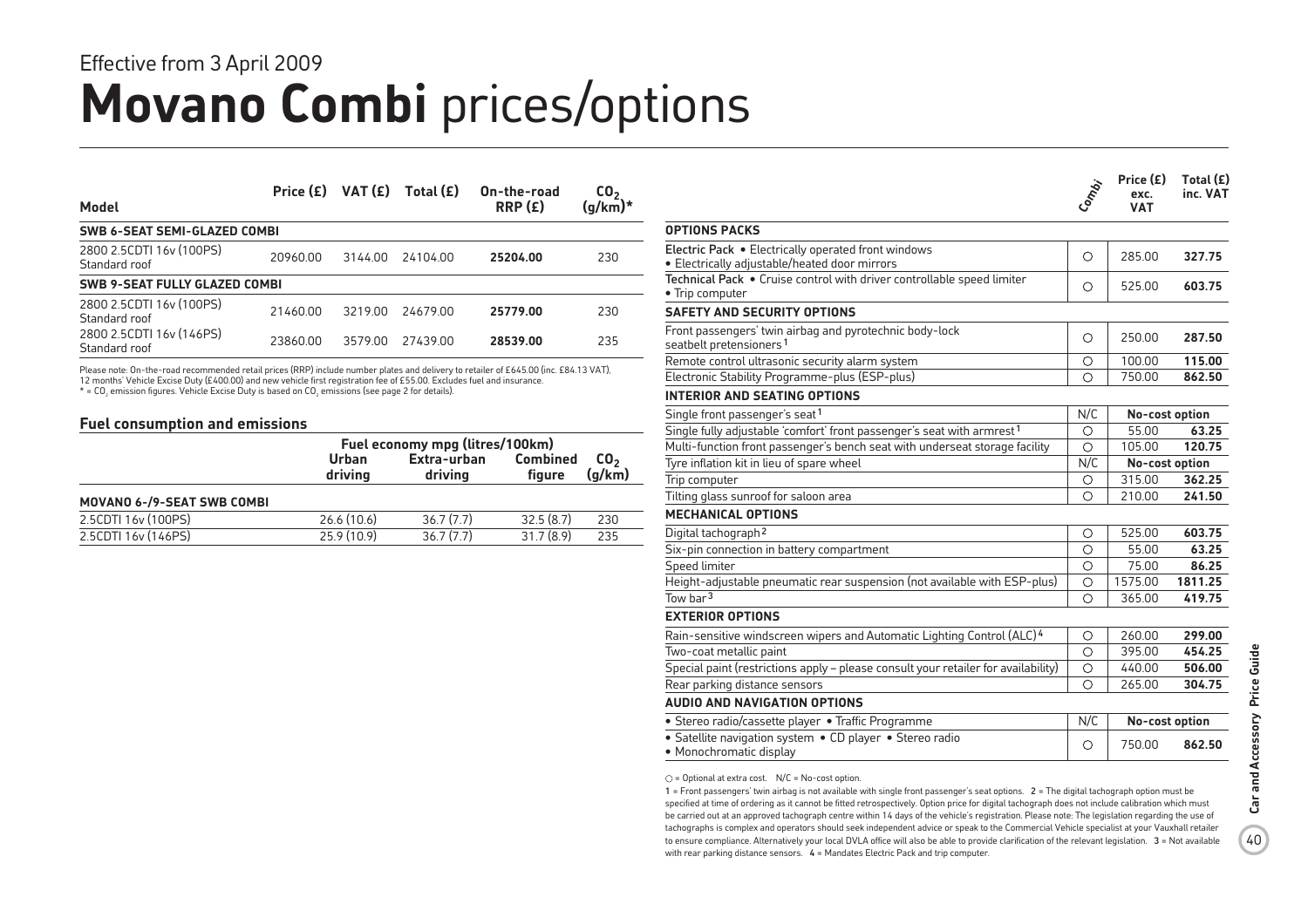Effective from 3 April 2009

# **Movano Combi** prices/options

| Model | Price (£) | VAT (£) | Total (£) | On-the-road RRP (£) | $CO_2$ (g/km)* |
|---|---|---|---|---|---|
| **SWB 6-SEAT SEMI-GLAZED COMBI** | | | | | |
| 2800 2.5CDTI 16v (100PS) Standard roof | 20960.00 | 3144.00 | 24104.00 | **25204.00** | 230 |
| **SWB 9-SEAT FULLY GLAZED COMBI** | | | | | |
| 2800 2.5CDTI 16v (100PS) Standard roof | 21460.00 | 3219.00 | 24679.00 | **25779.00** | 230 |
| 2800 2.5CDTI 16v (146PS) Standard roof | 23860.00 | 3579.00 | 27439.00 | **28539.00** | 235 |

Please note: On-the-road recommended retail prices (RRP) include number plates and delivery to retailer of £645.00 (inc. £84.13 VAT), 12 months' Vehicle Excise Duty (£400.00) and new vehicle first registration fee of £55.00. Excludes fuel and insurance.
* = $CO_2$ emission figures. Vehicle Excise Duty is based on $CO_2$ emissions (see page 2 for details).

### Fuel consumption and emissions

| | Fuel economy mpg (litres/100km) | | | |
|---|---|---|---|---|
| | Urban driving | Extra-urban driving | Combined figure | $CO_2$ (g/km) |
| **MOVANO 6-/9-SEAT SWB COMBI** | | | | |
| 2.5CDTI 16v (100PS) | 26.6 (10.6) | 36.7 (7.7) | 32.5 (8.7) | 230 |
| 2.5CDTI 16v (146PS) | 25.9 (10.9) | 36.7 (7.7) | 31.7 (8.9) | 235 |

| | Combi | Price (£) exc. VAT | Total (£) inc. VAT |
|---|---|---|---|
| **OPTIONS PACKS** | | | |
| **Electric Pack** • Electrically operated front windows • Electrically adjustable/heated door mirrors | ○ | 285.00 | **327.75** |
| **Technical Pack** • Cruise control with driver controllable speed limiter • Trip computer | ○ | 525.00 | **603.75** |
| **SAFETY AND SECURITY OPTIONS** | | | |
| Front passengers' twin airbag and pyrotechnic body-lock seatbelt pretensioners[1] | ○ | 250.00 | **287.50** |
| Remote control ultrasonic security alarm system | ○ | 100.00 | **115.00** |
| Electronic Stability Programme-plus (ESP-plus) | ○ | 750.00 | **862.50** |
| **INTERIOR AND SEATING OPTIONS** | | | |
| Single front passenger's seat[1] | N/C | No-cost option | |
| Single fully adjustable 'comfort' front passenger's seat with armrest[1] | ○ | 55.00 | **63.25** |
| Multi-function front passenger's bench seat with underseat storage facility | ○ | 105.00 | **120.75** |
| Tyre inflation kit in lieu of spare wheel | N/C | No-cost option | |
| Trip computer | ○ | 315.00 | **362.25** |
| Tilting glass sunroof for saloon area | ○ | 210.00 | **241.50** |
| **MECHANICAL OPTIONS** | | | |
| Digital tachograph[2] | ○ | 525.00 | **603.75** |
| Six-pin connection in battery compartment | ○ | 55.00 | **63.25** |
| Speed limiter | ○ | 75.00 | **86.25** |
| Height-adjustable pneumatic rear suspension (not available with ESP-plus) | ○ | 1575.00 | **1811.25** |
| Tow bar[3] | ○ | 365.00 | **419.75** |
| **EXTERIOR OPTIONS** | | | |
| Rain-sensitive windscreen wipers and Automatic Lighting Control (ALC)[4] | ○ | 260.00 | **299.00** |
| Two-coat metallic paint | ○ | 395.00 | **454.25** |
| Special paint (restrictions apply – please consult your retailer for availability) | ○ | 440.00 | **506.00** |
| Rear parking distance sensors | ○ | 265.00 | **304.75** |
| **AUDIO AND NAVIGATION OPTIONS** | | | |
| • Stereo radio/cassette player • Traffic Programme | N/C | No-cost option | |
| • Satellite navigation system • CD player • Stereo radio • Monochromatic display | ○ | 750.00 | **862.50** |

○ = Optional at extra cost. N/C = No-cost option.

1 = Front passengers' twin airbag is not available with single front passenger's seat options. 2 = The digital tachograph option must be specified at time of ordering as it cannot be fitted retrospectively. Option price for digital tachograph does not include calibration which must be carried out at an approved tachograph centre within 14 days of the vehicle's registration. Please note: The legislation regarding the use of tachographs is complex and operators should seek independent advice or speak to the Commercial Vehicle specialist at your Vauxhall retailer to ensure compliance. Alternatively your local DVLA office will also be able to provide clarification of the relevant legislation. 3 = Not available with rear parking distance sensors. 4 = Mandates Electric Pack and trip computer.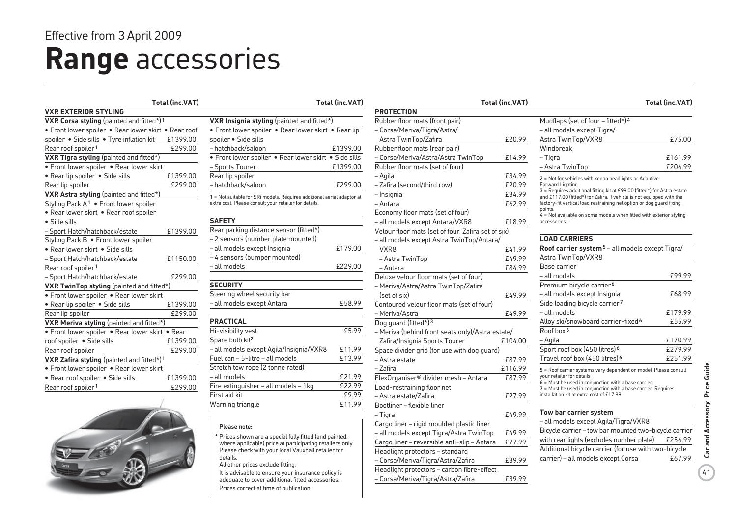Effective from 3 April 2009

# Range accessories

## VXR EXTERIOR STYLING

| Item | Total (inc.VAT) |
|---|---|
| **VXR Corsa styling** (painted and fitted*)[1] | |
| • Front lower spoiler • Rear lower skirt • Rear roof spoiler • Side sills • Tyre inflation kit | £1399.00 |
| Rear roof spoiler[1] | £299.00 |
| **VXR Tigra styling** (painted and fitted*) | |
| • Front lower spoiler • Rear lower skirt • Rear lip spoiler • Side sills | £1399.00 |
| Rear lip spoiler | £299.00 |
| **VXR Astra styling** (painted and fitted*) | |
| Styling Pack A[1] • Front lower spoiler • Rear lower skirt • Rear roof spoiler • Side sills – Sport Hatch/hatchback/estate | £1399.00 |
| Styling Pack B • Front lower spoiler • Rear lower skirt • Side sills – Sport Hatch/hatchback/estate | £1150.00 |
| Rear roof spoiler[1] – Sport Hatch/hatchback/estate | £299.00 |
| **VXR TwinTop styling** (painted and fitted*) | |
| • Front lower spoiler • Rear lower skirt • Rear lip spoiler • Side sills | £1399.00 |
| Rear lip spoiler | £299.00 |
| **VXR Meriva styling** (painted and fitted*) | |
| • Front lower spoiler • Rear lower skirt • Rear roof spoiler • Side sills | £1399.00 |
| Rear roof spoiler | £299.00 |
| **VXR Zafira styling** (painted and fitted*)[1] | |
| • Front lower spoiler • Rear lower skirt • Rear roof spoiler • Side sills | £1399.00 |
| Rear roof spoiler[1] | £299.00 |
| **VXR Insignia styling** (painted and fitted*) | |
| • Front lower spoiler • Rear lower skirt • Rear lip spoiler • Side sills – hatchback/saloon | £1399.00 |
| • Front lower spoiler • Rear lower skirt • Side sills – Sports Tourer | £1399.00 |
| Rear lip spoiler – hatchback/saloon | £299.00 |

1 = Not suitable for SRi models. Requires additional aerial adaptor at extra cost. Please consult your retailer for details.

## SAFETY

| Item | Total (inc.VAT) |
|---|---|
| Rear parking distance sensor (fitted*) | |
| – 2 sensors (number plate mounted) – all models except Insignia | £179.00 |
| – 4 sensors (bumper mounted) – all models | £229.00 |

## SECURITY

| Item | Total (inc.VAT) |
|---|---|
| Steering wheel security bar – all models except Antara | £58.99 |

## PRACTICAL

| Item | Total (inc.VAT) |
|---|---|
| Hi-visibility vest | £5.99 |
| Spare bulb kit[2] – all models except Agila/Insignia/VXR8 | £11.99 |
| Fuel can – 5-litre – all models | £13.99 |
| Stretch tow rope (2 tonne rated) – all models | £21.99 |
| Fire extinguisher – all models – 1kg | £22.99 |
| First aid kit | £9.99 |
| Warning triangle | £11.99 |

**Please note:**

\* Prices shown are a special fully fitted (and painted, where applicable) price at participating retailers only. Please check with your local Vauxhall retailer for details.

All other prices exclude fitting.

It is advisable to ensure your insurance policy is adequate to cover additional fitted accessories.

Prices correct at time of publication.

## PROTECTION

| Item | Total (inc.VAT) |
|---|---|
| Rubber floor mats (front pair) – Corsa/Meriva/Tigra/Astra/Astra TwinTop/Zafira | £20.99 |
| Rubber floor mats (rear pair) – Corsa/Meriva/Astra/Astra TwinTop | £14.99 |
| Rubber floor mats (set of four) | |
| – Agila | £34.99 |
| – Zafira (second/third row) | £20.99 |
| – Insignia | £34.99 |
| – Antara | £62.99 |
| Economy floor mats (set of four) – all models except Antara/VXR8 | £18.99 |
| Velour floor mats (set of four, Zafira set of six) | |
| – all models except Astra TwinTop/Antara/VXR8 | £41.99 |
| – Astra TwinTop | £49.99 |
| – Antara | £84.99 |
| Deluxe velour floor mats (set of four) – Meriva/Astra/Astra TwinTop/Zafira (set of six) | £49.99 |
| Contoured velour floor mats (set of four) – Meriva/Astra | £49.99 |
| Dog guard (fitted*)[3] – Meriva (behind front seats only)/Astra estate/Zafira/Insignia Sports Tourer | £104.00 |
| Space divider grid (for use with dog guard) | |
| – Astra estate | £87.99 |
| – Zafira | £116.99 |
| FlexOrganiser® divider mesh – Antara | £87.99 |
| Load-restraining floor net – Astra estate/Zafira | £27.99 |
| Bootliner – flexible liner – Tigra | £49.99 |
| Cargo liner – rigid moulded plastic liner – all models except Tigra/Astra TwinTop | £49.99 |
| Cargo liner – reversible anti-slip – Antara | £77.99 |
| Headlight protectors – standard – Corsa/Meriva/Tigra/Astra/Zafira | £39.99 |
| Headlight protectors – carbon fibre-effect – Corsa/Meriva/Tigra/Astra/Zafira | £39.99 |
| Mudflaps (set of four – fitted*)[4] – all models except Tigra/Astra TwinTop/VXR8 | £75.00 |
| Windbreak | |
| – Tigra | £161.99 |
| – Astra TwinTop | £204.99 |

2 = Not for vehicles with xenon headlights or Adaptive Forward Lighting.
3 = Requires additional fitting kit at £99.00 (fitted*) for Astra estate and £117.00 (fitted*) for Zafira, if vehicle is not equipped with the factory-fit vertical load restraining net option or dog guard fixing points.
4 = Not available on some models when fitted with exterior styling accessories.

## LOAD CARRIERS

| Item | Total (inc.VAT) |
|---|---|
| **Roof carrier system**[5] – all models except Tigra/Astra TwinTop/VXR8 | |
| Base carrier – all models | £99.99 |
| Premium bicycle carrier[6] – all models except Insignia | £68.99 |
| Side loading bicycle carrier[7] – all models | £179.99 |
| Alloy ski/snowboard carrier-fixed[6] | £55.99 |
| Roof box[6] – Agila | £170.99 |
| Sport roof box (450 litres)[6] | £279.99 |
| Travel roof box (450 litres)[6] | £251.99 |

5 = Roof carrier systems vary dependent on model. Please consult your retailer for details.
6 = Must be used in conjunction with a base carrier.
7 = Must be used in conjunction with a base carrier. Requires installation kit at extra cost of £17.99.

### Tow bar carrier system

| Item | Total (inc.VAT) |
|---|---|
| – all models except Agila/Tigra/VXR8 | |
| Bicycle carrier – tow bar mounted two-bicycle carrier with rear lights (excludes number plate) | £254.99 |
| Additional bicycle carrier (for use with two-bicycle carrier) – all models except Corsa | £67.99 |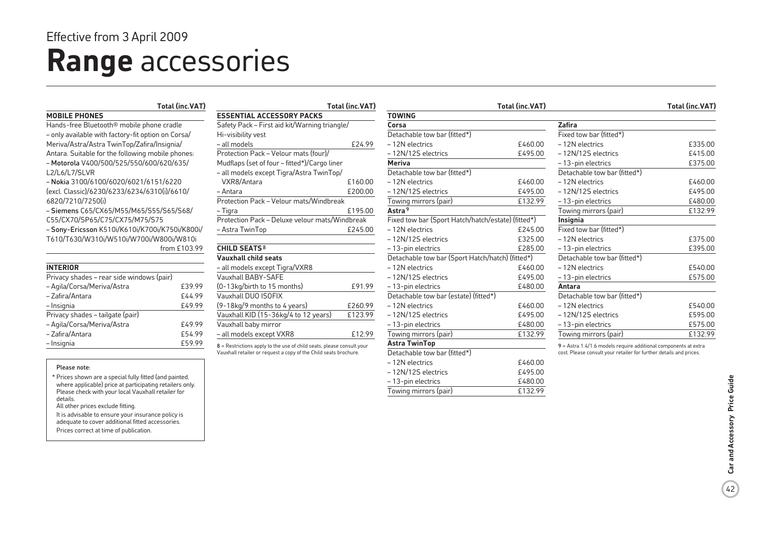Effective from 3 April 2009

# **Range** accessories

| MOBILE PHONES | Total (inc.VAT) |
|---|---|
| Hands-free Bluetooth® mobile phone cradle – only available with factory-fit option on Corsa/Meriva/Astra/Astra TwinTop/Zafira/Insignia/Antara. Suitable for the following mobile phones: | |
| – **Motorola** V400/500/525/550/600/620/635/L2/L6/L7/SLVR | |
| – **Nokia** 3100/6100/6020/6021/6151/6220 (excl. Classic)/6230/6233/6234/6310(i)/6610/6820/7210/7250(i) | |
| – **Siemens** C65/CX65/M55/M65/S55/S65/S68/C55/CX70/SP65/C75/CX75/M75/S75 | |
| – **Sony-Ericsson** K510i/K610i/K700i/K750i/K800i/T610/T630/W310i/W510i/W700i/W800i/W810i | from £103.99 |

| INTERIOR | Total (inc.VAT) |
|---|---|
| Privacy shades – rear side windows (pair) | |
| – Agila/Corsa/Meriva/Astra | £39.99 |
| – Zafira/Antara | £44.99 |
| – Insignia | £49.99 |
| Privacy shades – tailgate (pair) | |
| – Agila/Corsa/Meriva/Astra | £49.99 |
| – Zafira/Antara | £54.99 |
| – Insignia | £59.99 |

**Please note:**

\* Prices shown are a special fully fitted (and painted, where applicable) price at participating retailers only. Please check with your local Vauxhall retailer for details.

All other prices exclude fitting.

It is advisable to ensure your insurance policy is adequate to cover additional fitted accessories.

Prices correct at time of publication.

| ESSENTIAL ACCESSORY PACKS | Total (inc.VAT) |
|---|---|
| Safety Pack – First aid kit/Warning triangle/Hi-visibility vest | |
| – all models | £24.99 |
| Protection Pack – Velour mats (four)/Mudflaps (set of four – fitted*)/Cargo liner | |
| – all models except Tigra/Astra TwinTop/VXR8/Antara | £160.00 |
| – Antara | £200.00 |
| Protection Pack – Velour mats/Windbreak | |
| – Tigra | £195.00 |
| Protection Pack – Deluxe velour mats/Windbreak | |
| – Astra TwinTop | £245.00 |

| CHILD SEATS[8] | Total (inc.VAT) |
|---|---|
| **Vauxhall child seats** | |
| – all models except Tigra/VXR8 | |
| Vauxhall BABY-SAFE (0-13kg/birth to 15 months) | £91.99 |
| Vauxhall DUO ISOFIX (9-18kg/9 months to 4 years) | £260.99 |
| Vauxhall KID (15-36kg/4 to 12 years) | £123.99 |
| Vauxhall baby mirror | |
| – all models except VXR8 | £12.99 |

8 = Restrictions apply to the use of child seats, please consult your Vauxhall retailer or request a copy of the Child seats brochure.

| TOWING | Total (inc.VAT) |
|---|---|
| **Corsa** | |
| Detachable tow bar (fitted*) | |
| – 12N electrics | £460.00 |
| – 12N/12S electrics | £495.00 |
| **Meriva** | |
| Detachable tow bar (fitted*) | |
| – 12N electrics | £460.00 |
| – 12N/12S electrics | £495.00 |
| Towing mirrors (pair) | £132.99 |
| **Astra**[9] | |
| Fixed tow bar (Sport Hatch/hatch/estate) (fitted*) | |
| – 12N electrics | £245.00 |
| – 12N/12S electrics | £325.00 |
| – 13-pin electrics | £285.00 |
| Detachable tow bar (Sport Hatch/hatch) (fitted*) | |
| – 12N electrics | £460.00 |
| – 12N/12S electrics | £495.00 |
| – 13-pin electrics | £480.00 |
| Detachable tow bar (estate) (fitted*) | |
| – 12N electrics | £460.00 |
| – 12N/12S electrics | £495.00 |
| – 13-pin electrics | £480.00 |
| Towing mirrors (pair) | £132.99 |
| **Astra TwinTop** | |
| Detachable tow bar (fitted*) | |
| – 12N electrics | £460.00 |
| – 12N/12S electrics | £495.00 |
| – 13-pin electrics | £480.00 |
| Towing mirrors (pair) | £132.99 |
| **Zafira** | |
| Fixed tow bar (fitted*) | |
| – 12N electrics | £335.00 |
| – 12N/12S electrics | £415.00 |
| – 13-pin electrics | £375.00 |
| Detachable tow bar (fitted*) | |
| – 12N electrics | £460.00 |
| – 12N/12S electrics | £495.00 |
| – 13-pin electrics | £480.00 |
| Towing mirrors (pair) | £132.99 |
| **Insignia** | |
| Fixed tow bar (fitted*) | |
| – 12N electrics | £375.00 |
| – 13-pin electrics | £395.00 |
| Detachable tow bar (fitted*) | |
| – 12N electrics | £540.00 |
| – 13-pin electrics | £575.00 |
| **Antara** | |
| Detachable tow bar (fitted*) | |
| – 12N electrics | £540.00 |
| – 12N/12S electrics | £595.00 |
| – 13-pin electrics | £575.00 |
| Towing mirrors (pair) | £132.99 |

9 = Astra 1.4/1.6 models require additional components at extra cost. Please consult your retailer for further details and prices.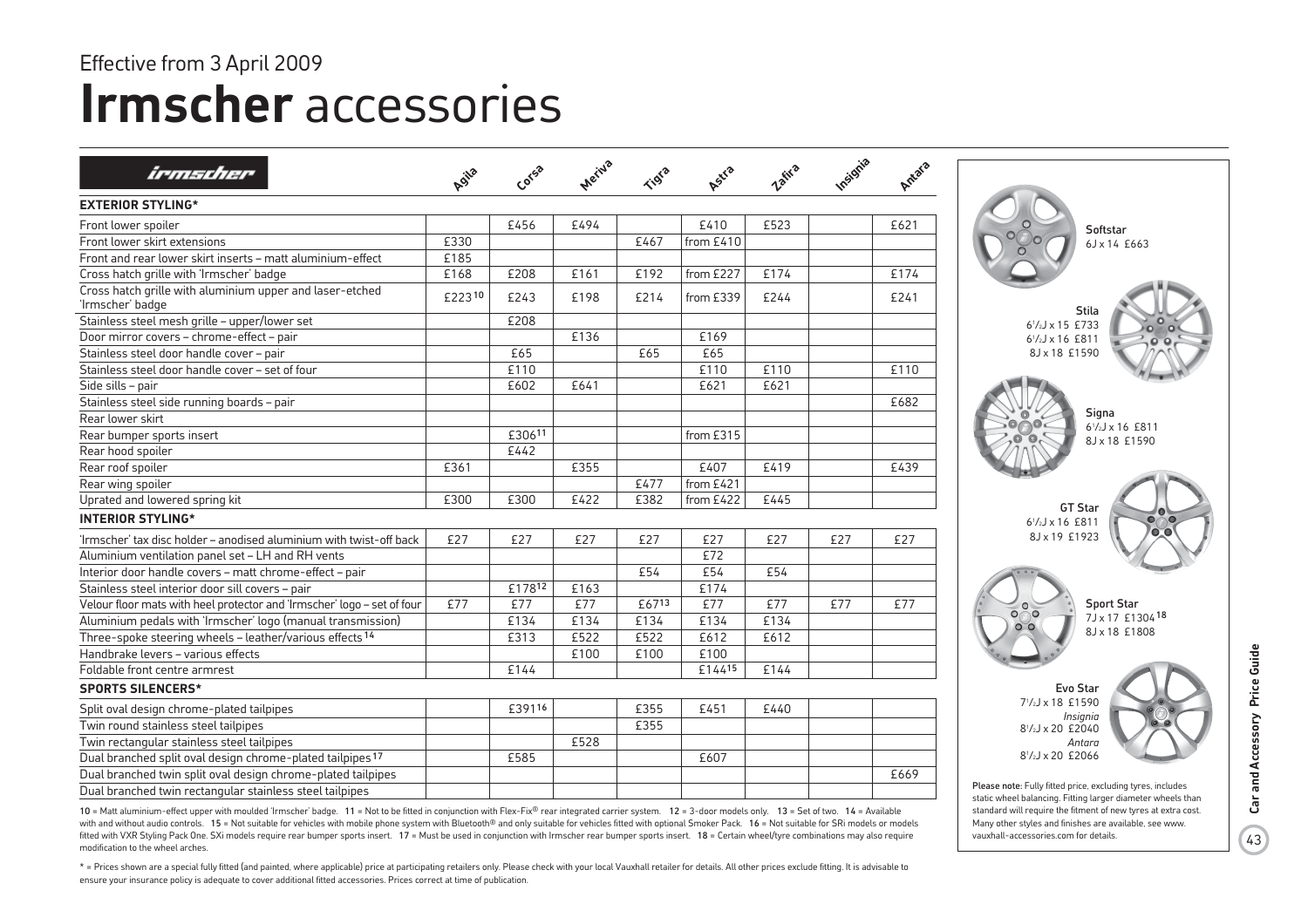Effective from 3 April 2009

# Irmscher accessories

| irmscher | Agila | Corsa | Meriva | Tigra | Astra | Zafira | Insignia | Antara |
|---|---|---|---|---|---|---|---|---|
| **EXTERIOR STYLING*** | | | | | | | | |
| Front lower spoiler | | £456 | £494 | | £410 | £523 | | £621 |
| Front lower skirt extensions | £330 | | | £467 | from £410 | | | |
| Front and rear lower skirt inserts – matt aluminium-effect | £185 | | | | | | | |
| Cross hatch grille with 'Irmscher' badge | £168 | £208 | £161 | £192 | from £227 | £174 | | £174 |
| Cross hatch grille with aluminium upper and laser-etched 'Irmscher' badge | £223[10] | £243 | £198 | £214 | from £339 | £244 | | £241 |
| Stainless steel mesh grille – upper/lower set | | £208 | | | | | | |
| Door mirror covers – chrome-effect – pair | | | £136 | | £169 | | | |
| Stainless steel door handle cover – pair | | £65 | | £65 | £65 | | | |
| Stainless steel door handle cover – set of four | | £110 | | | £110 | £110 | | £110 |
| Side sills – pair | | £602 | £641 | | £621 | £621 | | |
| Stainless steel side running boards – pair | | | | | | | | £682 |
| Rear lower skirt | | | | | | | | |
| Rear bumper sports insert | | £306[11] | | | from £315 | | | |
| Rear hood spoiler | | £442 | | | | | | |
| Rear roof spoiler | £361 | | £355 | | £407 | £419 | | £439 |
| Rear wing spoiler | | | | £477 | from £421 | | | |
| Uprated and lowered spring kit | £300 | £300 | £422 | £382 | from £422 | £445 | | |
| **INTERIOR STYLING*** | | | | | | | | |
| 'Irmscher' tax disc holder – anodised aluminium with twist-off back | £27 | £27 | £27 | £27 | £27 | £27 | £27 | £27 |
| Aluminium ventilation panel set – LH and RH vents | | | | | £72 | | | |
| Interior door handle covers – matt chrome-effect – pair | | | | £54 | £54 | £54 | | |
| Stainless steel interior door sill covers – pair | | £178[12] | £163 | | £174 | | | |
| Velour floor mats with heel protector and 'Irmscher' logo – set of four | £77 | £77 | £77 | £67[13] | £77 | £77 | £77 | £77 |
| Aluminium pedals with 'Irmscher' logo (manual transmission) | | £134 | £134 | £134 | £134 | £134 | | |
| Three-spoke steering wheels – leather/various effects[14] | | £313 | £522 | £522 | £612 | £612 | | |
| Handbrake levers – various effects | | | £100 | £100 | £100 | | | |
| Foldable front centre armrest | | £144 | | | £144[15] | £144 | | |
| **SPORTS SILENCERS*** | | | | | | | | |
| Split oval design chrome-plated tailpipes | | £391[16] | | £355 | £451 | £440 | | |
| Twin round stainless steel tailpipes | | | | £355 | | | | |
| Twin rectangular stainless steel tailpipes | | | £528 | | | | | |
| Dual branched split oval design chrome-plated tailpipes[17] | | £585 | | | £607 | | | |
| Dual branched twin split oval design chrome-plated tailpipes | | | | | | | | £669 |
| Dual branched twin rectangular stainless steel tailpipes | | | | | | | | |

10 = Matt aluminium-effect upper with moulded 'Irmscher' badge. 11 = Not to be fitted in conjunction with Flex-Fix® rear integrated carrier system. 12 = 3-door models only. 13 = Set of two. 14 = Available with and without audio controls. 15 = Not suitable for vehicles with mobile phone system with Bluetooth® and only suitable for vehicles fitted with optional Smoker Pack. 16 = Not suitable for SRi models or models fitted with VXR Styling Pack One. SXi models require rear bumper sports insert. 17 = Must be used in conjunction with Irmscher rear bumper sports insert. 18 = Certain wheel/tyre combinations may also require modification to the wheel arches.

\* = Prices shown are a special fully fitted (and painted, where applicable) price at participating retailers only. Please check with your local Vauxhall retailer for details. All other prices exclude fitting. It is advisable to ensure your insurance policy is adequate to cover additional fitted accessories. Prices correct at time of publication.

**Softstar**
6J x 14 £663

**Stila**
6½J x 15 £733
6½J x 16 £811
8J x 18 £1590

**Signa**
6½J x 16 £811
8J x 18 £1590

**GT Star**
6½J x 16 £811
8J x 19 £1923

**Sport Star**
7J x 17 £1304[18]
8J x 18 £1808

**Evo Star**
7½J x 18 £1590
*Insignia*
8½J x 20 £2040
*Antara*
8½J x 20 £2066

Please note: Fully fitted price, excluding tyres, includes static wheel balancing. Fitting larger diameter wheels than standard will require the fitment of new tyres at extra cost. Many other styles and finishes are available, see www.vauxhall-accessories.com for details.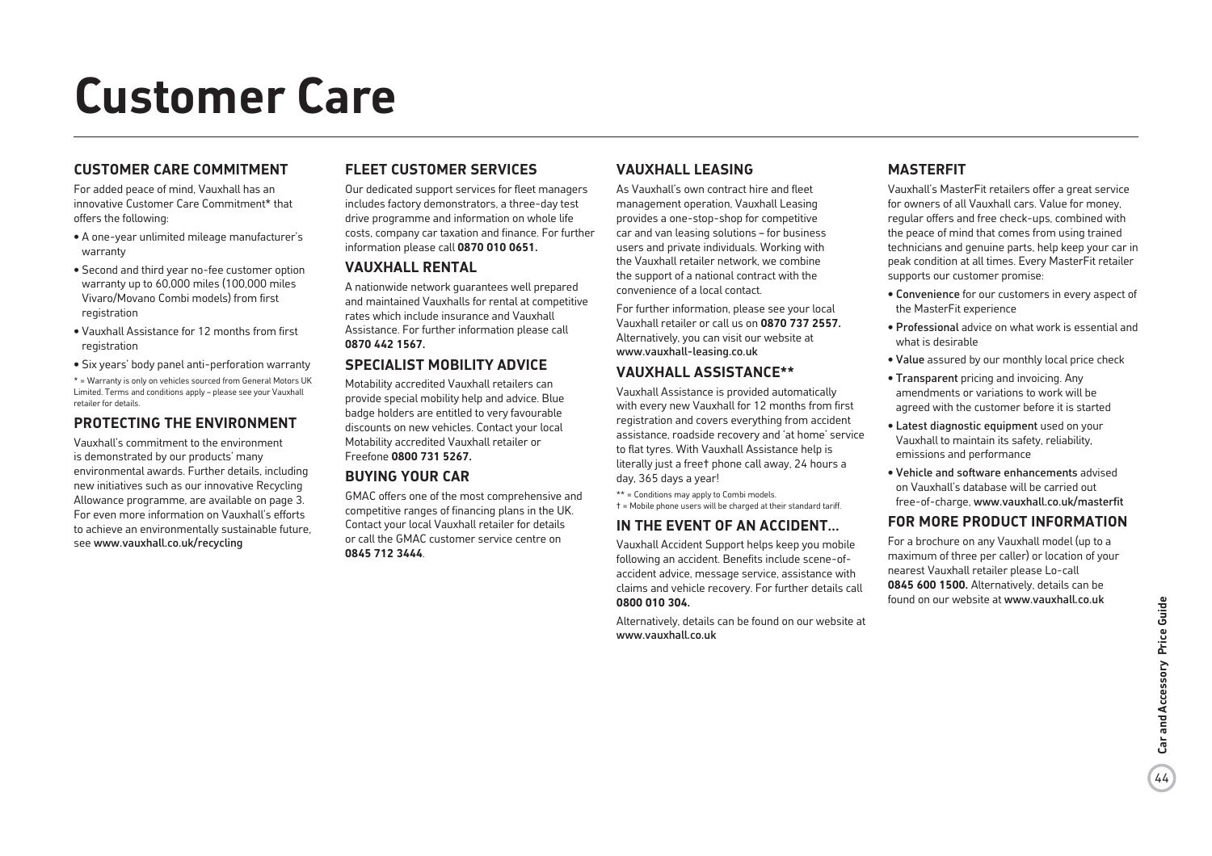# Customer Care

## CUSTOMER CARE COMMITMENT

For added peace of mind, Vauxhall has an innovative Customer Care Commitment* that offers the following:

- A one-year unlimited mileage manufacturer's warranty
- Second and third year no-fee customer option warranty up to 60,000 miles (100,000 miles Vivaro/Movano Combi models) from first registration
- Vauxhall Assistance for 12 months from first registration
- Six years' body panel anti-perforation warranty

* = Warranty is only on vehicles sourced from General Motors UK Limited. Terms and conditions apply – please see your Vauxhall retailer for details.

## PROTECTING THE ENVIRONMENT

Vauxhall's commitment to the environment is demonstrated by our products' many environmental awards. Further details, including new initiatives such as our innovative Recycling Allowance programme, are available on page 3. For even more information on Vauxhall's efforts to achieve an environmentally sustainable future, see www.vauxhall.co.uk/recycling

## FLEET CUSTOMER SERVICES

Our dedicated support services for fleet managers includes factory demonstrators, a three-day test drive programme and information on whole life costs, company car taxation and finance. For further information please call **0870 010 0651.**

## VAUXHALL RENTAL

A nationwide network guarantees well prepared and maintained Vauxhalls for rental at competitive rates which include insurance and Vauxhall Assistance. For further information please call **0870 442 1567.**

## SPECIALIST MOBILITY ADVICE

Motability accredited Vauxhall retailers can provide special mobility help and advice. Blue badge holders are entitled to very favourable discounts on new vehicles. Contact your local Motability accredited Vauxhall retailer or Freefone **0800 731 5267.**

## BUYING YOUR CAR

GMAC offers one of the most comprehensive and competitive ranges of financing plans in the UK. Contact your local Vauxhall retailer for details or call the GMAC customer service centre on **0845 712 3444**.

## VAUXHALL LEASING

As Vauxhall's own contract hire and fleet management operation, Vauxhall Leasing provides a one-stop-shop for competitive car and van leasing solutions – for business users and private individuals. Working with the Vauxhall retailer network, we combine the support of a national contract with the convenience of a local contact.

For further information, please see your local Vauxhall retailer or call us on **0870 737 2557.** Alternatively, you can visit our website at www.vauxhall-leasing.co.uk

## VAUXHALL ASSISTANCE**

Vauxhall Assistance is provided automatically with every new Vauxhall for 12 months from first registration and covers everything from accident assistance, roadside recovery and 'at home' service to flat tyres. With Vauxhall Assistance help is literally just a free† phone call away, 24 hours a day, 365 days a year!

** = Conditions may apply to Combi models.
† = Mobile phone users will be charged at their standard tariff.

## IN THE EVENT OF AN ACCIDENT...

Vauxhall Accident Support helps keep you mobile following an accident. Benefits include scene-of-accident advice, message service, assistance with claims and vehicle recovery. For further details call **0800 010 304.**

Alternatively, details can be found on our website at www.vauxhall.co.uk

## MASTERFIT

Vauxhall's MasterFit retailers offer a great service for owners of all Vauxhall cars. Value for money, regular offers and free check-ups, combined with the peace of mind that comes from using trained technicians and genuine parts, help keep your car in peak condition at all times. Every MasterFit retailer supports our customer promise:

- Convenience for our customers in every aspect of the MasterFit experience
- Professional advice on what work is essential and what is desirable
- Value assured by our monthly local price check
- Transparent pricing and invoicing. Any amendments or variations to work will be agreed with the customer before it is started
- Latest diagnostic equipment used on your Vauxhall to maintain its safety, reliability, emissions and performance
- Vehicle and software enhancements advised on Vauxhall's database will be carried out free-of-charge. www.vauxhall.co.uk/masterfit

## FOR MORE PRODUCT INFORMATION

For a brochure on any Vauxhall model (up to a maximum of three per caller) or location of your nearest Vauxhall retailer please Lo-call **0845 600 1500.** Alternatively, details can be found on our website at www.vauxhall.co.uk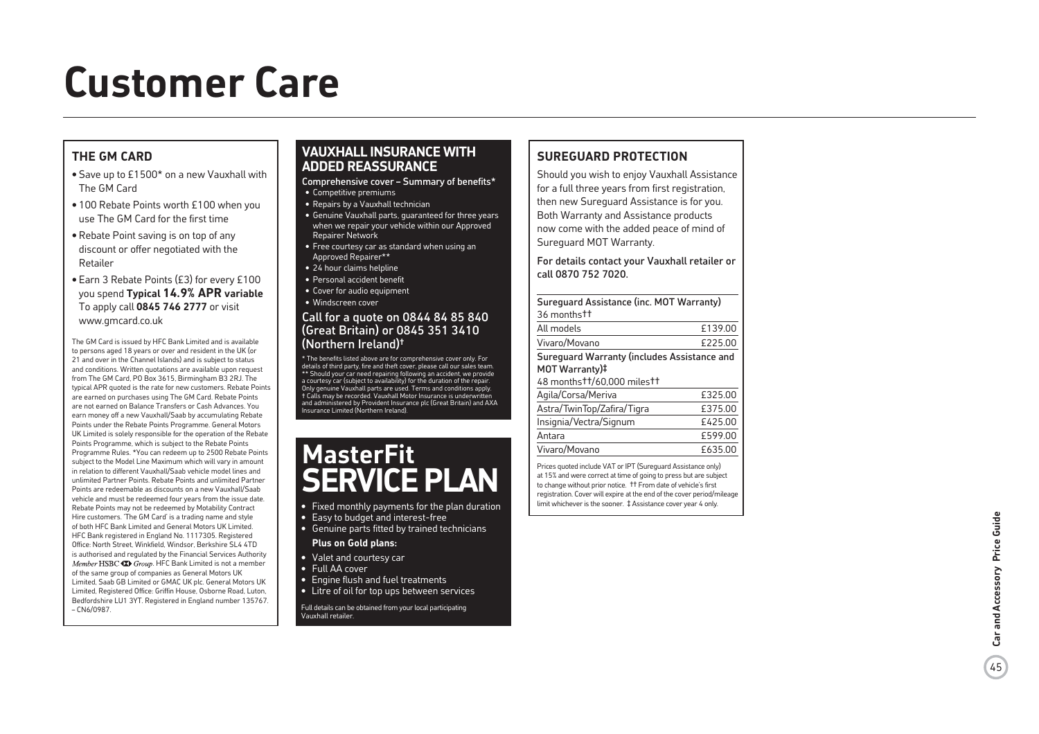# Customer Care

## THE GM CARD

- Save up to £1500* on a new Vauxhall with The GM Card
- 100 Rebate Points worth £100 when you use The GM Card for the first time
- Rebate Point saving is on top of any discount or offer negotiated with the Retailer
- Earn 3 Rebate Points (£3) for every £100 you spend **Typical 14.9% APR variable** To apply call **0845 746 2777** or visit www.gmcard.co.uk

The GM Card is issued by HFC Bank Limited and is available to persons aged 18 years or over and resident in the UK (or 21 and over in the Channel Islands) and is subject to status and conditions. Written quotations are available upon request from The GM Card, PO Box 3615, Birmingham B3 2RJ. The typical APR quoted is the rate for new customers. Rebate Points are earned on purchases using The GM Card. Rebate Points are not earned on Balance Transfers or Cash Advances. You earn money off a new Vauxhall/Saab by accumulating Rebate Points under the Rebate Points Programme. General Motors UK Limited is solely responsible for the operation of the Rebate Points Programme, which is subject to the Rebate Points Programme Rules. *You can redeem up to 2500 Rebate Points subject to the Model Line Maximum which will vary in amount in relation to different Vauxhall/Saab vehicle model lines and unlimited Partner Points. Rebate Points and unlimited Partner Points are redeemable as discounts on a new Vauxhall/Saab vehicle and must be redeemed four years from the issue date. Rebate Points may not be redeemed by Motability Contract Hire customers. 'The GM Card' is a trading name and style of both HFC Bank Limited and General Motors UK Limited. HFC Bank registered in England No. 1117305. Registered Office: North Street, Winkfield, Windsor, Berkshire SL4 4TD is authorised and regulated by the Financial Services Authority *Member HSBC Group*. HFC Bank Limited is not a member of the same group of companies as General Motors UK Limited, Saab GB Limited or GMAC UK plc. General Motors UK Limited, Registered Office: Griffin House, Osborne Road, Luton, Bedfordshire LU1 3YT. Registered in England number 135767. – CN6/0987.

## VAUXHALL INSURANCE WITH ADDED REASSURANCE

Comprehensive cover – Summary of benefits*

- Competitive premiums
- Repairs by a Vauxhall technician
- Genuine Vauxhall parts, guaranteed for three years when we repair your vehicle within our Approved Repairer Network
- Free courtesy car as standard when using an Approved Repairer**
- 24 hour claims helpline
- Personal accident benefit
- Cover for audio equipment
- Windscreen cover

Call for a quote on 0844 84 85 840 (Great Britain) or 0845 351 3410 (Northern Ireland)†

* The benefits listed above are for comprehensive cover only. For details of third party, fire and theft cover, please call our sales team. ** Should your car need repairing following an accident, we provide a courtesy car (subject to availability) for the duration of the repair. Only genuine Vauxhall parts are used. Terms and conditions apply. † Calls may be recorded. Vauxhall Motor Insurance is underwritten and administered by Provident Insurance plc (Great Britain) and AXA Insurance Limited (Northern Ireland).

## MasterFit SERVICE PLAN

- Fixed monthly payments for the plan duration
- Easy to budget and interest-free
- Genuine parts fitted by trained technicians

**Plus on Gold plans:**

- Valet and courtesy car
- Full AA cover
- Engine flush and fuel treatments
- Litre of oil for top ups between services

Full details can be obtained from your local participating Vauxhall retailer.

## SUREGUARD PROTECTION

Should you wish to enjoy Vauxhall Assistance for a full three years from first registration, then new Sureguard Assistance is for you. Both Warranty and Assistance products now come with the added peace of mind of Sureguard MOT Warranty.

For details contact your Vauxhall retailer or call 0870 752 7020.

| Sureguard Assistance (inc. MOT Warranty) 36 months†† | |
|---|---|
| All models | £139.00 |
| Vivaro/Movano | £225.00 |
| **Sureguard Warranty (includes Assistance and MOT Warranty)‡** 48 months††/60,000 miles†† | |
| Agila/Corsa/Meriva | £325.00 |
| Astra/TwinTop/Zafira/Tigra | £375.00 |
| Insignia/Vectra/Signum | £425.00 |
| Antara | £599.00 |
| Vivaro/Movano | £635.00 |

Prices quoted include VAT or IPT (Sureguard Assistance only) at 15% and were correct at time of going to press but are subject to change without prior notice. †† From date of vehicle's first registration. Cover will expire at the end of the cover period/mileage limit whichever is the sooner. ‡ Assistance cover year 4 only.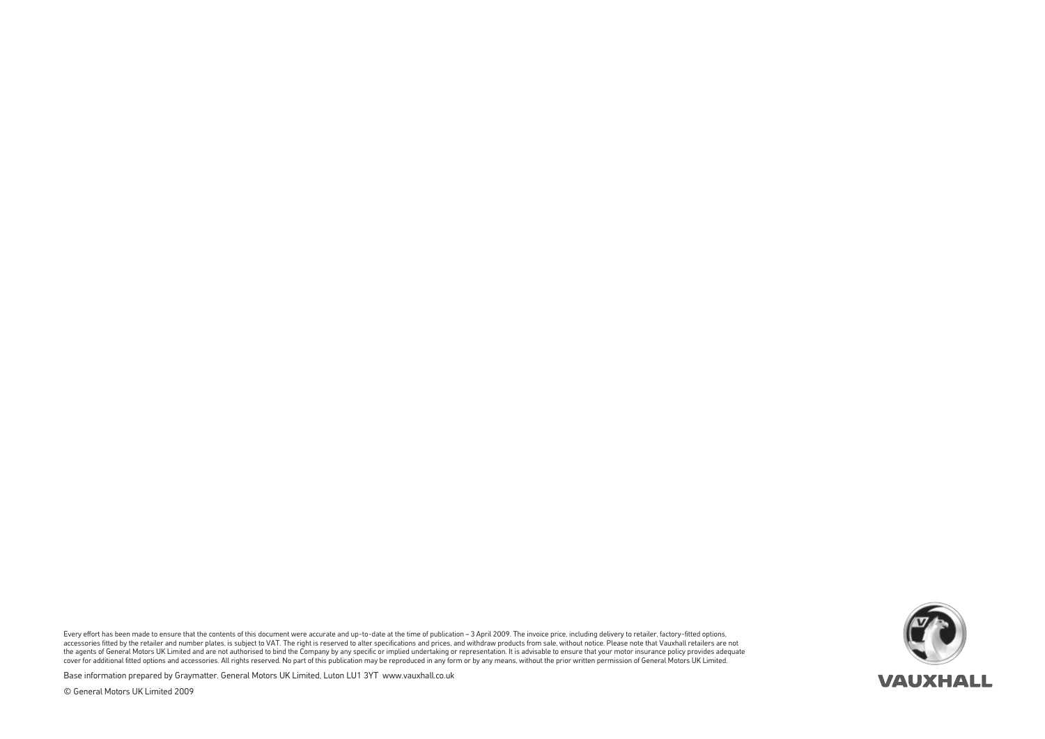Every effort has been made to ensure that the contents of this document were accurate and up-to-date at the time of publication – 3 April 2009. The invoice price, including delivery to retailer, factory-fitted options, accessories fitted by the retailer and number plates, is subject to VAT. The right is reserved to alter specifications and prices, and withdraw products from sale, without notice. Please note that Vauxhall retailers are not the agents of General Motors UK Limited and are not authorised to bind the Company by any specific or implied undertaking or representation. It is advisable to ensure that your motor insurance policy provides adequate cover for additional fitted options and accessories. All rights reserved. No part of this publication may be reproduced in any form or by any means, without the prior written permission of General Motors UK Limited.

Base information prepared by Graymatter. General Motors UK Limited, Luton LU1 3YT www.vauxhall.co.uk

© General Motors UK Limited 2009

VAUXHALL